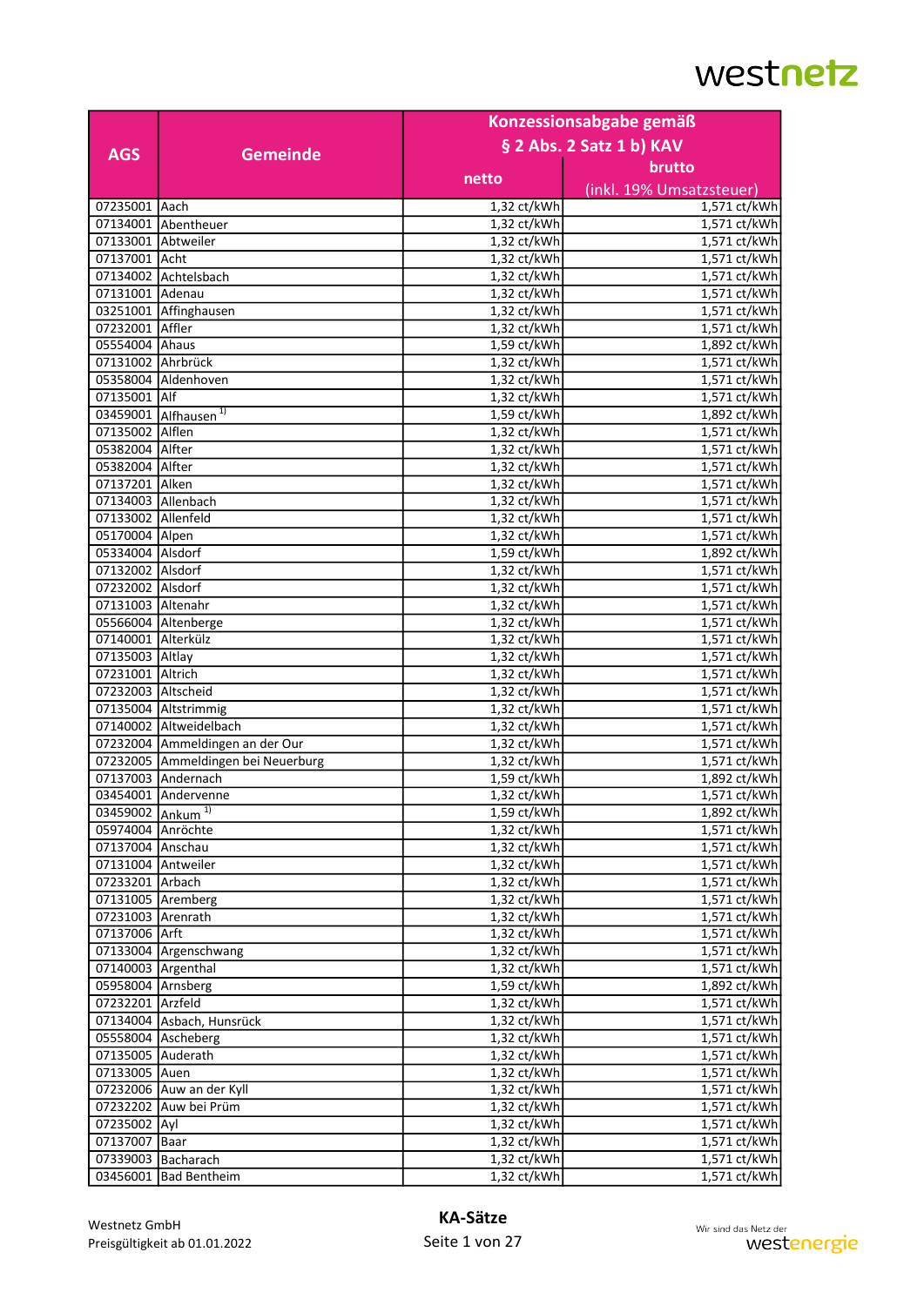| AGS | Gemeinde | Konzessionsabgabe gemäß § 2 Abs. 2 Satz 1 b) KAV | |
|---|---|---|---|
| | | netto | brutto (inkl. 19% Umsatzsteuer) |
| 07235001 | Aach | 1,32 ct/kWh | 1,571 ct/kWh |
| 07134001 | Abentheuer | 1,32 ct/kWh | 1,571 ct/kWh |
| 07133001 | Abtweiler | 1,32 ct/kWh | 1,571 ct/kWh |
| 07137001 | Acht | 1,32 ct/kWh | 1,571 ct/kWh |
| 07134002 | Achtelsbach | 1,32 ct/kWh | 1,571 ct/kWh |
| 07131001 | Adenau | 1,32 ct/kWh | 1,571 ct/kWh |
| 03251001 | Affinghausen | 1,32 ct/kWh | 1,571 ct/kWh |
| 07232001 | Affler | 1,32 ct/kWh | 1,571 ct/kWh |
| 05554004 | Ahaus | 1,59 ct/kWh | 1,892 ct/kWh |
| 07131002 | Ahrbrück | 1,32 ct/kWh | 1,571 ct/kWh |
| 05358004 | Aldenhoven | 1,32 ct/kWh | 1,571 ct/kWh |
| 07135001 | Alf | 1,32 ct/kWh | 1,571 ct/kWh |
| 03459001 | Alfhausen [1)] | 1,59 ct/kWh | 1,892 ct/kWh |
| 07135002 | Alflen | 1,32 ct/kWh | 1,571 ct/kWh |
| 05382004 | Alfter | 1,32 ct/kWh | 1,571 ct/kWh |
| 05382004 | Alfter | 1,32 ct/kWh | 1,571 ct/kWh |
| 07137201 | Alken | 1,32 ct/kWh | 1,571 ct/kWh |
| 07134003 | Allenbach | 1,32 ct/kWh | 1,571 ct/kWh |
| 07133002 | Allenfeld | 1,32 ct/kWh | 1,571 ct/kWh |
| 05170004 | Alpen | 1,32 ct/kWh | 1,571 ct/kWh |
| 05334004 | Alsdorf | 1,59 ct/kWh | 1,892 ct/kWh |
| 07132002 | Alsdorf | 1,32 ct/kWh | 1,571 ct/kWh |
| 07232002 | Alsdorf | 1,32 ct/kWh | 1,571 ct/kWh |
| 07131003 | Altenahr | 1,32 ct/kWh | 1,571 ct/kWh |
| 05566004 | Altenberge | 1,32 ct/kWh | 1,571 ct/kWh |
| 07140001 | Alterkülz | 1,32 ct/kWh | 1,571 ct/kWh |
| 07135003 | Altlay | 1,32 ct/kWh | 1,571 ct/kWh |
| 07231001 | Altrich | 1,32 ct/kWh | 1,571 ct/kWh |
| 07232003 | Altscheid | 1,32 ct/kWh | 1,571 ct/kWh |
| 07135004 | Altstrimmig | 1,32 ct/kWh | 1,571 ct/kWh |
| 07140002 | Altweidelbach | 1,32 ct/kWh | 1,571 ct/kWh |
| 07232004 | Ammeldingen an der Our | 1,32 ct/kWh | 1,571 ct/kWh |
| 07232005 | Ammeldingen bei Neuerburg | 1,32 ct/kWh | 1,571 ct/kWh |
| 07137003 | Andernach | 1,59 ct/kWh | 1,892 ct/kWh |
| 03454001 | Andervenne | 1,32 ct/kWh | 1,571 ct/kWh |
| 03459002 | Ankum [1)] | 1,59 ct/kWh | 1,892 ct/kWh |
| 05974004 | Anröchte | 1,32 ct/kWh | 1,571 ct/kWh |
| 07137004 | Anschau | 1,32 ct/kWh | 1,571 ct/kWh |
| 07131004 | Antweiler | 1,32 ct/kWh | 1,571 ct/kWh |
| 07233201 | Arbach | 1,32 ct/kWh | 1,571 ct/kWh |
| 07131005 | Aremberg | 1,32 ct/kWh | 1,571 ct/kWh |
| 07231003 | Arenrath | 1,32 ct/kWh | 1,571 ct/kWh |
| 07137006 | Arft | 1,32 ct/kWh | 1,571 ct/kWh |
| 07133004 | Argenschwang | 1,32 ct/kWh | 1,571 ct/kWh |
| 07140003 | Argenthal | 1,32 ct/kWh | 1,571 ct/kWh |
| 05958004 | Arnsberg | 1,59 ct/kWh | 1,892 ct/kWh |
| 07232201 | Arzfeld | 1,32 ct/kWh | 1,571 ct/kWh |
| 07134004 | Asbach, Hunsrück | 1,32 ct/kWh | 1,571 ct/kWh |
| 05558004 | Ascheberg | 1,32 ct/kWh | 1,571 ct/kWh |
| 07135005 | Auderath | 1,32 ct/kWh | 1,571 ct/kWh |
| 07133005 | Auen | 1,32 ct/kWh | 1,571 ct/kWh |
| 07232006 | Auw an der Kyll | 1,32 ct/kWh | 1,571 ct/kWh |
| 07232202 | Auw bei Prüm | 1,32 ct/kWh | 1,571 ct/kWh |
| 07235002 | Ayl | 1,32 ct/kWh | 1,571 ct/kWh |
| 07137007 | Baar | 1,32 ct/kWh | 1,571 ct/kWh |
| 07339003 | Bacharach | 1,32 ct/kWh | 1,571 ct/kWh |
| 03456001 | Bad Bentheim | 1,32 ct/kWh | 1,571 ct/kWh |

Westnetz GmbH
Preisgültigkeit ab 01.01.2022

**KA-Sätze**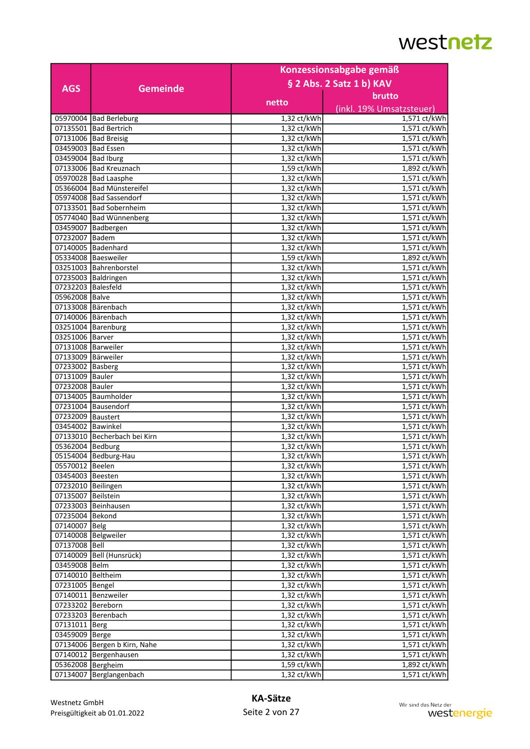| AGS | Gemeinde | Konzessionsabgabe gemäß § 2 Abs. 2 Satz 1 b) KAV | |
|---|---|---|---|
| | | netto | brutto (inkl. 19% Umsatzsteuer) |
| 05970004 | Bad Berleburg | 1,32 ct/kWh | 1,571 ct/kWh |
| 07135501 | Bad Bertrich | 1,32 ct/kWh | 1,571 ct/kWh |
| 07131006 | Bad Breisig | 1,32 ct/kWh | 1,571 ct/kWh |
| 03459003 | Bad Essen | 1,32 ct/kWh | 1,571 ct/kWh |
| 03459004 | Bad Iburg | 1,32 ct/kWh | 1,571 ct/kWh |
| 07133006 | Bad Kreuznach | 1,59 ct/kWh | 1,892 ct/kWh |
| 05970028 | Bad Laasphe | 1,32 ct/kWh | 1,571 ct/kWh |
| 05366004 | Bad Münstereifel | 1,32 ct/kWh | 1,571 ct/kWh |
| 05974008 | Bad Sassendorf | 1,32 ct/kWh | 1,571 ct/kWh |
| 07133501 | Bad Sobernheim | 1,32 ct/kWh | 1,571 ct/kWh |
| 05774040 | Bad Wünnenberg | 1,32 ct/kWh | 1,571 ct/kWh |
| 03459007 | Badbergen | 1,32 ct/kWh | 1,571 ct/kWh |
| 07232007 | Badem | 1,32 ct/kWh | 1,571 ct/kWh |
| 07140005 | Badenhard | 1,32 ct/kWh | 1,571 ct/kWh |
| 05334008 | Baesweiler | 1,59 ct/kWh | 1,892 ct/kWh |
| 03251003 | Bahrenborstel | 1,32 ct/kWh | 1,571 ct/kWh |
| 07235003 | Baldringen | 1,32 ct/kWh | 1,571 ct/kWh |
| 07232203 | Balesfeld | 1,32 ct/kWh | 1,571 ct/kWh |
| 05962008 | Balve | 1,32 ct/kWh | 1,571 ct/kWh |
| 07133008 | Bärenbach | 1,32 ct/kWh | 1,571 ct/kWh |
| 07140006 | Bärenbach | 1,32 ct/kWh | 1,571 ct/kWh |
| 03251004 | Barenburg | 1,32 ct/kWh | 1,571 ct/kWh |
| 03251006 | Barver | 1,32 ct/kWh | 1,571 ct/kWh |
| 07131008 | Barweiler | 1,32 ct/kWh | 1,571 ct/kWh |
| 07133009 | Bärweiler | 1,32 ct/kWh | 1,571 ct/kWh |
| 07233002 | Basberg | 1,32 ct/kWh | 1,571 ct/kWh |
| 07131009 | Bauler | 1,32 ct/kWh | 1,571 ct/kWh |
| 07232008 | Bauler | 1,32 ct/kWh | 1,571 ct/kWh |
| 07134005 | Baumholder | 1,32 ct/kWh | 1,571 ct/kWh |
| 07231004 | Bausendorf | 1,32 ct/kWh | 1,571 ct/kWh |
| 07232009 | Baustert | 1,32 ct/kWh | 1,571 ct/kWh |
| 03454002 | Bawinkel | 1,32 ct/kWh | 1,571 ct/kWh |
| 07133010 | Becherbach bei Kirn | 1,32 ct/kWh | 1,571 ct/kWh |
| 05362004 | Bedburg | 1,32 ct/kWh | 1,571 ct/kWh |
| 05154004 | Bedburg-Hau | 1,32 ct/kWh | 1,571 ct/kWh |
| 05570012 | Beelen | 1,32 ct/kWh | 1,571 ct/kWh |
| 03454003 | Beesten | 1,32 ct/kWh | 1,571 ct/kWh |
| 07232010 | Beilingen | 1,32 ct/kWh | 1,571 ct/kWh |
| 07135007 | Beilstein | 1,32 ct/kWh | 1,571 ct/kWh |
| 07233003 | Beinhausen | 1,32 ct/kWh | 1,571 ct/kWh |
| 07235004 | Bekond | 1,32 ct/kWh | 1,571 ct/kWh |
| 07140007 | Belg | 1,32 ct/kWh | 1,571 ct/kWh |
| 07140008 | Belgweiler | 1,32 ct/kWh | 1,571 ct/kWh |
| 07137008 | Bell | 1,32 ct/kWh | 1,571 ct/kWh |
| 07140009 | Bell (Hunsrück) | 1,32 ct/kWh | 1,571 ct/kWh |
| 03459008 | Belm | 1,32 ct/kWh | 1,571 ct/kWh |
| 07140010 | Beltheim | 1,32 ct/kWh | 1,571 ct/kWh |
| 07231005 | Bengel | 1,32 ct/kWh | 1,571 ct/kWh |
| 07140011 | Benzweiler | 1,32 ct/kWh | 1,571 ct/kWh |
| 07233202 | Bereborn | 1,32 ct/kWh | 1,571 ct/kWh |
| 07233203 | Berenbach | 1,32 ct/kWh | 1,571 ct/kWh |
| 07131011 | Berg | 1,32 ct/kWh | 1,571 ct/kWh |
| 03459009 | Berge | 1,32 ct/kWh | 1,571 ct/kWh |
| 07134006 | Bergen b Kirn, Nahe | 1,32 ct/kWh | 1,571 ct/kWh |
| 07140012 | Bergenhausen | 1,32 ct/kWh | 1,571 ct/kWh |
| 05362008 | Bergheim | 1,59 ct/kWh | 1,892 ct/kWh |
| 07134007 | Berglangenbach | 1,32 ct/kWh | 1,571 ct/kWh |

Westnetz GmbH
Preisgültigkeit ab 01.01.2022

**KA-Sätze**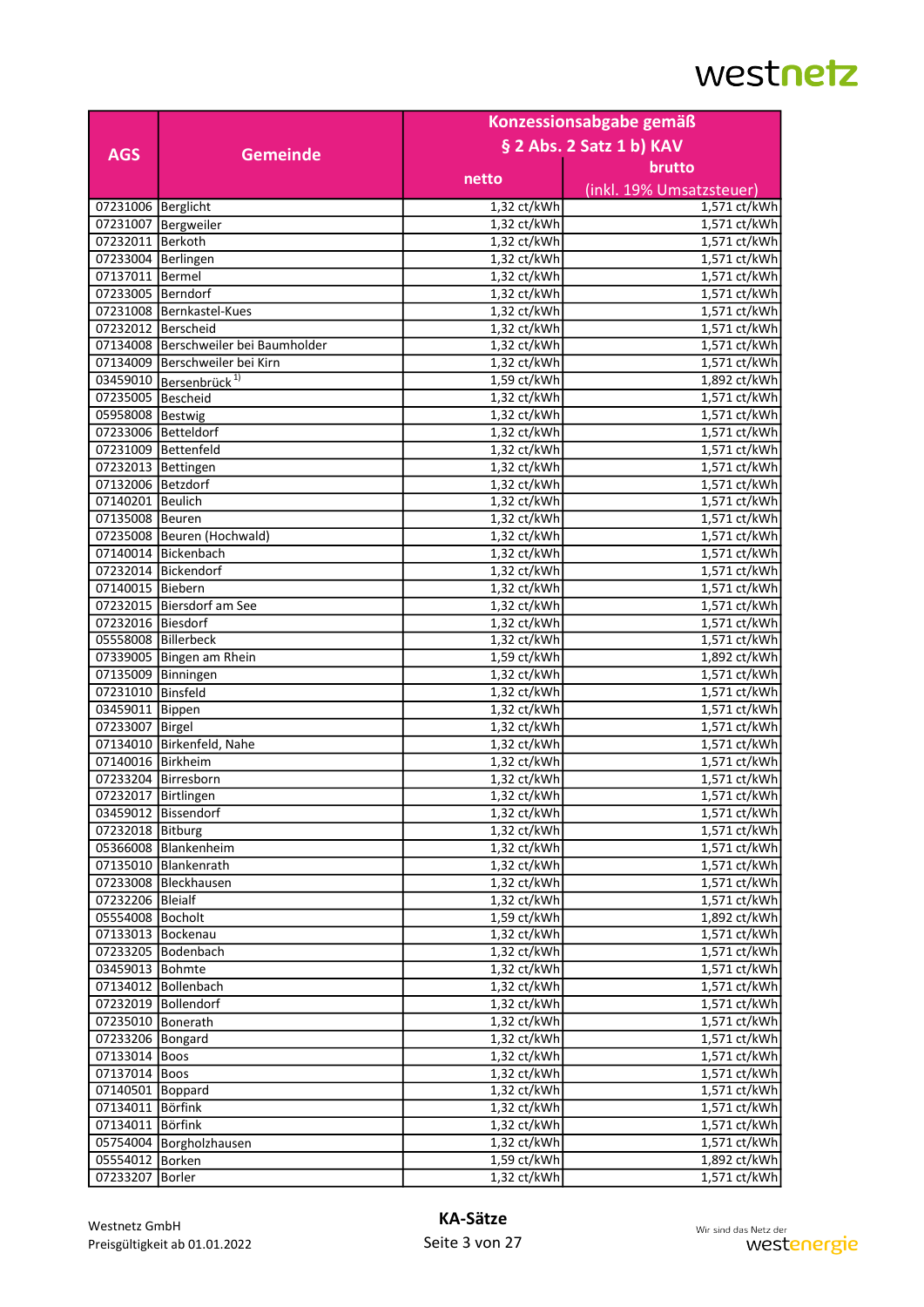| AGS | Gemeinde | Konzessionsabgabe gemäß § 2 Abs. 2 Satz 1 b) KAV | |
|---|---|---|---|
| | | netto | brutto (inkl. 19% Umsatzsteuer) |
| 07231006 | Berglicht | 1,32 ct/kWh | 1,571 ct/kWh |
| 07231007 | Bergweiler | 1,32 ct/kWh | 1,571 ct/kWh |
| 07232011 | Berkoth | 1,32 ct/kWh | 1,571 ct/kWh |
| 07233004 | Berlingen | 1,32 ct/kWh | 1,571 ct/kWh |
| 07137011 | Bermel | 1,32 ct/kWh | 1,571 ct/kWh |
| 07233005 | Berndorf | 1,32 ct/kWh | 1,571 ct/kWh |
| 07231008 | Bernkastel-Kues | 1,32 ct/kWh | 1,571 ct/kWh |
| 07232012 | Berscheid | 1,32 ct/kWh | 1,571 ct/kWh |
| 07134008 | Berschweiler bei Baumholder | 1,32 ct/kWh | 1,571 ct/kWh |
| 07134009 | Berschweiler bei Kirn | 1,32 ct/kWh | 1,571 ct/kWh |
| 03459010 | Bersenbrück [1)] | 1,59 ct/kWh | 1,892 ct/kWh |
| 07235005 | Bescheid | 1,32 ct/kWh | 1,571 ct/kWh |
| 05958008 | Bestwig | 1,32 ct/kWh | 1,571 ct/kWh |
| 07233006 | Betteldorf | 1,32 ct/kWh | 1,571 ct/kWh |
| 07231009 | Bettenfeld | 1,32 ct/kWh | 1,571 ct/kWh |
| 07232013 | Bettingen | 1,32 ct/kWh | 1,571 ct/kWh |
| 07132006 | Betzdorf | 1,32 ct/kWh | 1,571 ct/kWh |
| 07140201 | Beulich | 1,32 ct/kWh | 1,571 ct/kWh |
| 07135008 | Beuren | 1,32 ct/kWh | 1,571 ct/kWh |
| 07235008 | Beuren (Hochwald) | 1,32 ct/kWh | 1,571 ct/kWh |
| 07140014 | Bickenbach | 1,32 ct/kWh | 1,571 ct/kWh |
| 07232014 | Bickendorf | 1,32 ct/kWh | 1,571 ct/kWh |
| 07140015 | Biebern | 1,32 ct/kWh | 1,571 ct/kWh |
| 07232015 | Biersdorf am See | 1,32 ct/kWh | 1,571 ct/kWh |
| 07232016 | Biesdorf | 1,32 ct/kWh | 1,571 ct/kWh |
| 05558008 | Billerbeck | 1,32 ct/kWh | 1,571 ct/kWh |
| 07339005 | Bingen am Rhein | 1,59 ct/kWh | 1,892 ct/kWh |
| 07135009 | Binningen | 1,32 ct/kWh | 1,571 ct/kWh |
| 07231010 | Binsfeld | 1,32 ct/kWh | 1,571 ct/kWh |
| 03459011 | Bippen | 1,32 ct/kWh | 1,571 ct/kWh |
| 07233007 | Birgel | 1,32 ct/kWh | 1,571 ct/kWh |
| 07134010 | Birkenfeld, Nahe | 1,32 ct/kWh | 1,571 ct/kWh |
| 07140016 | Birkheim | 1,32 ct/kWh | 1,571 ct/kWh |
| 07233204 | Birresborn | 1,32 ct/kWh | 1,571 ct/kWh |
| 07232017 | Birtlingen | 1,32 ct/kWh | 1,571 ct/kWh |
| 03459012 | Bissendorf | 1,32 ct/kWh | 1,571 ct/kWh |
| 07232018 | Bitburg | 1,32 ct/kWh | 1,571 ct/kWh |
| 05366008 | Blankenheim | 1,32 ct/kWh | 1,571 ct/kWh |
| 07135010 | Blankenrath | 1,32 ct/kWh | 1,571 ct/kWh |
| 07233008 | Bleckhausen | 1,32 ct/kWh | 1,571 ct/kWh |
| 07232206 | Bleialf | 1,32 ct/kWh | 1,571 ct/kWh |
| 05554008 | Bocholt | 1,59 ct/kWh | 1,892 ct/kWh |
| 07133013 | Bockenau | 1,32 ct/kWh | 1,571 ct/kWh |
| 07233205 | Bodenbach | 1,32 ct/kWh | 1,571 ct/kWh |
| 03459013 | Bohmte | 1,32 ct/kWh | 1,571 ct/kWh |
| 07134012 | Bollenbach | 1,32 ct/kWh | 1,571 ct/kWh |
| 07232019 | Bollendorf | 1,32 ct/kWh | 1,571 ct/kWh |
| 07235010 | Bonerath | 1,32 ct/kWh | 1,571 ct/kWh |
| 07233206 | Bongard | 1,32 ct/kWh | 1,571 ct/kWh |
| 07133014 | Boos | 1,32 ct/kWh | 1,571 ct/kWh |
| 07137014 | Boos | 1,32 ct/kWh | 1,571 ct/kWh |
| 07140501 | Boppard | 1,32 ct/kWh | 1,571 ct/kWh |
| 07134011 | Börfink | 1,32 ct/kWh | 1,571 ct/kWh |
| 07134011 | Börfink | 1,32 ct/kWh | 1,571 ct/kWh |
| 05754004 | Borgholzhausen | 1,32 ct/kWh | 1,571 ct/kWh |
| 05554012 | Borken | 1,59 ct/kWh | 1,892 ct/kWh |
| 07233207 | Borler | 1,32 ct/kWh | 1,571 ct/kWh |

Westnetz GmbH
Preisgültigkeit ab 01.01.2022

**KA-Sätze**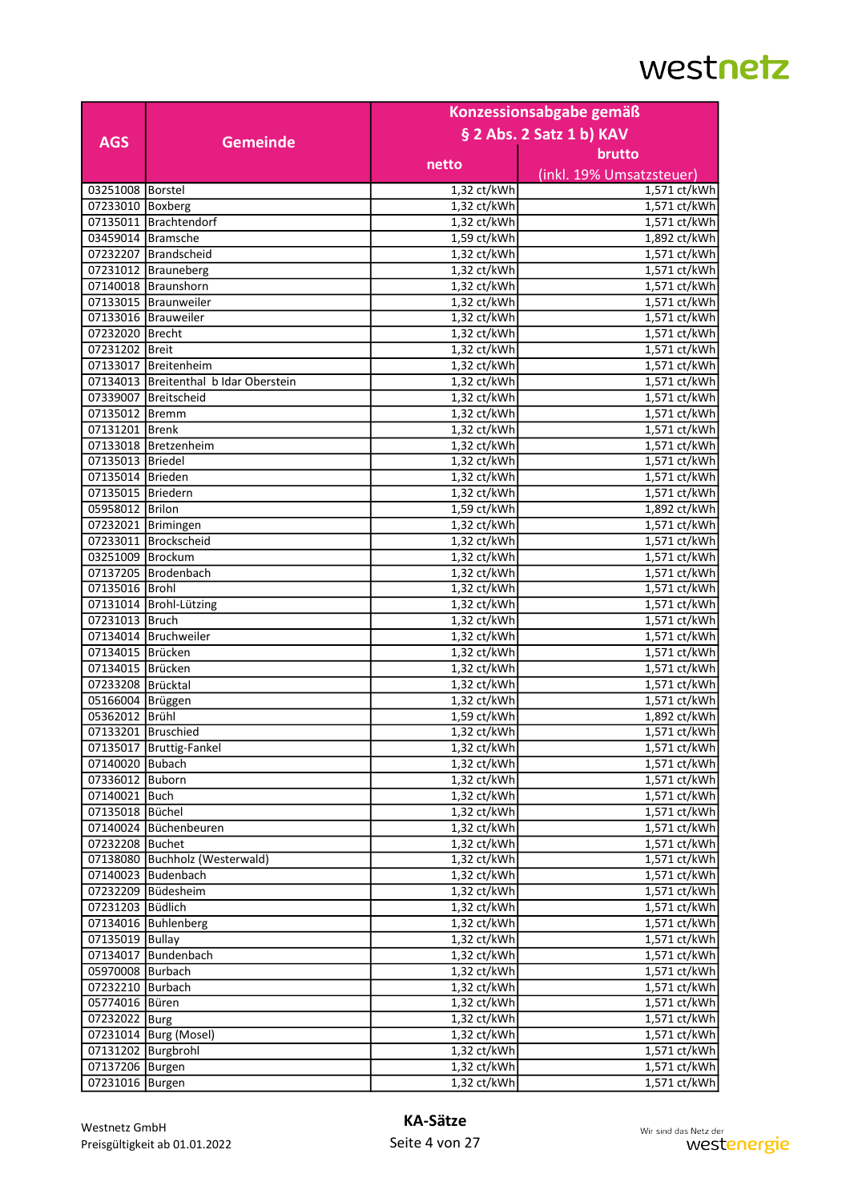| AGS | Gemeinde | Konzessionsabgabe gemäß § 2 Abs. 2 Satz 1 b) KAV | |
|---|---|---|---|
| | | netto | brutto (inkl. 19% Umsatzsteuer) |
| 03251008 | Borstel | 1,32 ct/kWh | 1,571 ct/kWh |
| 07233010 | Boxberg | 1,32 ct/kWh | 1,571 ct/kWh |
| 07135011 | Brachtendorf | 1,32 ct/kWh | 1,571 ct/kWh |
| 03459014 | Bramsche | 1,59 ct/kWh | 1,892 ct/kWh |
| 07232207 | Brandscheid | 1,32 ct/kWh | 1,571 ct/kWh |
| 07231012 | Brauneberg | 1,32 ct/kWh | 1,571 ct/kWh |
| 07140018 | Braunshorn | 1,32 ct/kWh | 1,571 ct/kWh |
| 07133015 | Braunweiler | 1,32 ct/kWh | 1,571 ct/kWh |
| 07133016 | Brauweiler | 1,32 ct/kWh | 1,571 ct/kWh |
| 07232020 | Brecht | 1,32 ct/kWh | 1,571 ct/kWh |
| 07231202 | Breit | 1,32 ct/kWh | 1,571 ct/kWh |
| 07133017 | Breitenheim | 1,32 ct/kWh | 1,571 ct/kWh |
| 07134013 | Breitenthal b Idar Oberstein | 1,32 ct/kWh | 1,571 ct/kWh |
| 07339007 | Breitscheid | 1,32 ct/kWh | 1,571 ct/kWh |
| 07135012 | Bremm | 1,32 ct/kWh | 1,571 ct/kWh |
| 07131201 | Brenk | 1,32 ct/kWh | 1,571 ct/kWh |
| 07133018 | Bretzenheim | 1,32 ct/kWh | 1,571 ct/kWh |
| 07135013 | Briedel | 1,32 ct/kWh | 1,571 ct/kWh |
| 07135014 | Brieden | 1,32 ct/kWh | 1,571 ct/kWh |
| 07135015 | Briedern | 1,32 ct/kWh | 1,571 ct/kWh |
| 05958012 | Brilon | 1,59 ct/kWh | 1,892 ct/kWh |
| 07232021 | Brimingen | 1,32 ct/kWh | 1,571 ct/kWh |
| 07233011 | Brockscheid | 1,32 ct/kWh | 1,571 ct/kWh |
| 03251009 | Brockum | 1,32 ct/kWh | 1,571 ct/kWh |
| 07137205 | Brodenbach | 1,32 ct/kWh | 1,571 ct/kWh |
| 07135016 | Brohl | 1,32 ct/kWh | 1,571 ct/kWh |
| 07131014 | Brohl-Lützing | 1,32 ct/kWh | 1,571 ct/kWh |
| 07231013 | Bruch | 1,32 ct/kWh | 1,571 ct/kWh |
| 07134014 | Bruchweiler | 1,32 ct/kWh | 1,571 ct/kWh |
| 07134015 | Brücken | 1,32 ct/kWh | 1,571 ct/kWh |
| 07134015 | Brücken | 1,32 ct/kWh | 1,571 ct/kWh |
| 07233208 | Brücktal | 1,32 ct/kWh | 1,571 ct/kWh |
| 05166004 | Brüggen | 1,32 ct/kWh | 1,571 ct/kWh |
| 05362012 | Brühl | 1,59 ct/kWh | 1,892 ct/kWh |
| 07133201 | Bruschied | 1,32 ct/kWh | 1,571 ct/kWh |
| 07135017 | Bruttig-Fankel | 1,32 ct/kWh | 1,571 ct/kWh |
| 07140020 | Bubach | 1,32 ct/kWh | 1,571 ct/kWh |
| 07336012 | Buborn | 1,32 ct/kWh | 1,571 ct/kWh |
| 07140021 | Buch | 1,32 ct/kWh | 1,571 ct/kWh |
| 07135018 | Büchel | 1,32 ct/kWh | 1,571 ct/kWh |
| 07140024 | Büchenbeuren | 1,32 ct/kWh | 1,571 ct/kWh |
| 07232208 | Buchet | 1,32 ct/kWh | 1,571 ct/kWh |
| 07138080 | Buchholz (Westerwald) | 1,32 ct/kWh | 1,571 ct/kWh |
| 07140023 | Budenbach | 1,32 ct/kWh | 1,571 ct/kWh |
| 07232209 | Büdesheim | 1,32 ct/kWh | 1,571 ct/kWh |
| 07231203 | Büdlich | 1,32 ct/kWh | 1,571 ct/kWh |
| 07134016 | Buhlenberg | 1,32 ct/kWh | 1,571 ct/kWh |
| 07135019 | Bullay | 1,32 ct/kWh | 1,571 ct/kWh |
| 07134017 | Bundenbach | 1,32 ct/kWh | 1,571 ct/kWh |
| 05970008 | Burbach | 1,32 ct/kWh | 1,571 ct/kWh |
| 07232210 | Burbach | 1,32 ct/kWh | 1,571 ct/kWh |
| 05774016 | Büren | 1,32 ct/kWh | 1,571 ct/kWh |
| 07232022 | Burg | 1,32 ct/kWh | 1,571 ct/kWh |
| 07231014 | Burg (Mosel) | 1,32 ct/kWh | 1,571 ct/kWh |
| 07131202 | Burgbrohl | 1,32 ct/kWh | 1,571 ct/kWh |
| 07137206 | Burgen | 1,32 ct/kWh | 1,571 ct/kWh |
| 07231016 | Burgen | 1,32 ct/kWh | 1,571 ct/kWh |

Westnetz GmbH
Preisgültigkeit ab 01.01.2022

**KA-Sätze**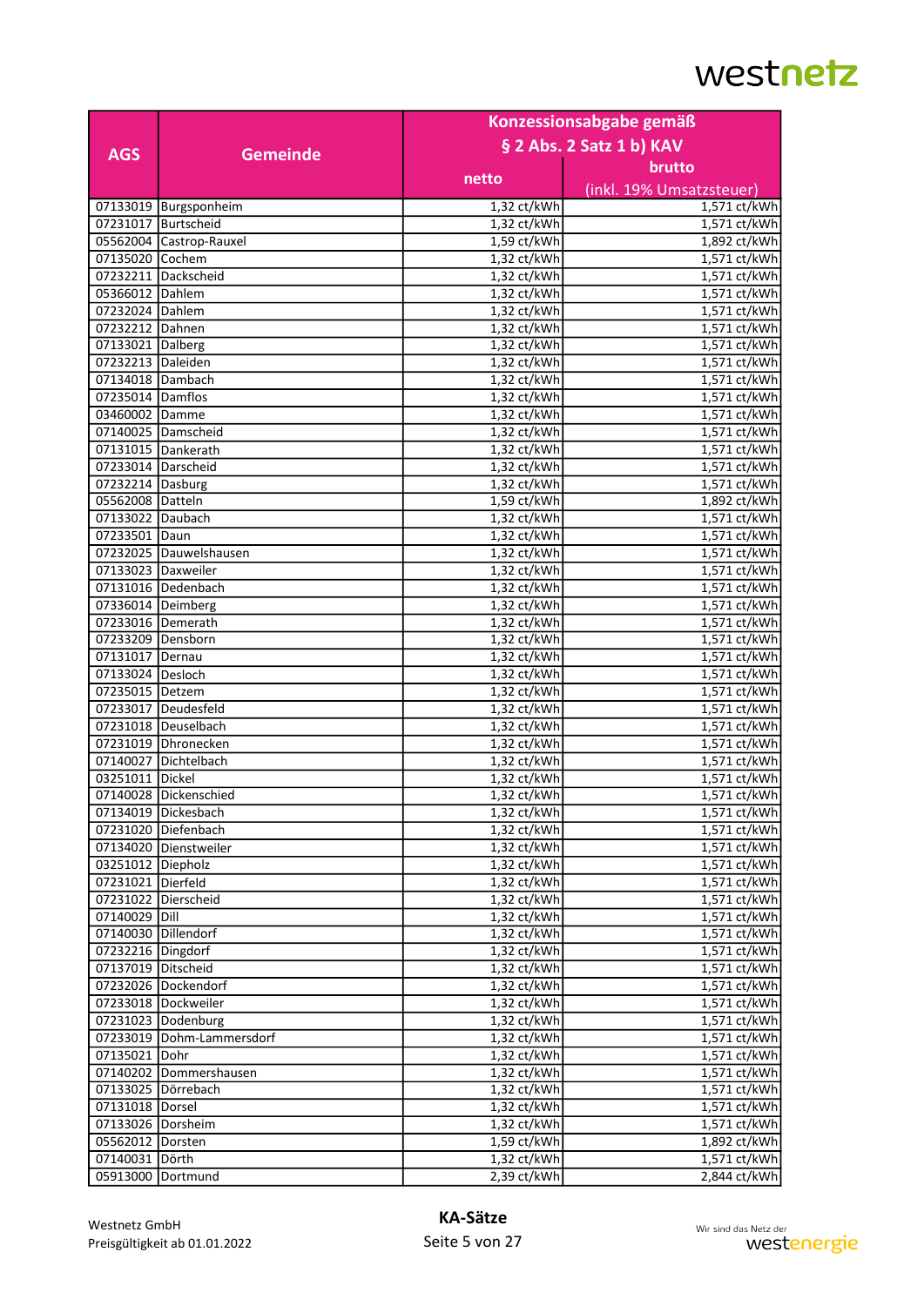| AGS | Gemeinde | Konzessionsabgabe gemäß § 2 Abs. 2 Satz 1 b) KAV | |
|---|---|---|---|
| | | netto | brutto (inkl. 19% Umsatzsteuer) |
| 07133019 | Burgsponheim | 1,32 ct/kWh | 1,571 ct/kWh |
| 07231017 | Burtscheid | 1,32 ct/kWh | 1,571 ct/kWh |
| 05562004 | Castrop-Rauxel | 1,59 ct/kWh | 1,892 ct/kWh |
| 07135020 | Cochem | 1,32 ct/kWh | 1,571 ct/kWh |
| 07232211 | Dackscheid | 1,32 ct/kWh | 1,571 ct/kWh |
| 05366012 | Dahlem | 1,32 ct/kWh | 1,571 ct/kWh |
| 07232024 | Dahlem | 1,32 ct/kWh | 1,571 ct/kWh |
| 07232212 | Dahnen | 1,32 ct/kWh | 1,571 ct/kWh |
| 07133021 | Dalberg | 1,32 ct/kWh | 1,571 ct/kWh |
| 07232213 | Daleiden | 1,32 ct/kWh | 1,571 ct/kWh |
| 07134018 | Dambach | 1,32 ct/kWh | 1,571 ct/kWh |
| 07235014 | Damflos | 1,32 ct/kWh | 1,571 ct/kWh |
| 03460002 | Damme | 1,32 ct/kWh | 1,571 ct/kWh |
| 07140025 | Damscheid | 1,32 ct/kWh | 1,571 ct/kWh |
| 07131015 | Dankerath | 1,32 ct/kWh | 1,571 ct/kWh |
| 07233014 | Darscheid | 1,32 ct/kWh | 1,571 ct/kWh |
| 07232214 | Dasburg | 1,32 ct/kWh | 1,571 ct/kWh |
| 05562008 | Datteln | 1,59 ct/kWh | 1,892 ct/kWh |
| 07133022 | Daubach | 1,32 ct/kWh | 1,571 ct/kWh |
| 07233501 | Daun | 1,32 ct/kWh | 1,571 ct/kWh |
| 07232025 | Dauwelshausen | 1,32 ct/kWh | 1,571 ct/kWh |
| 07133023 | Daxweiler | 1,32 ct/kWh | 1,571 ct/kWh |
| 07131016 | Dedenbach | 1,32 ct/kWh | 1,571 ct/kWh |
| 07336014 | Deimberg | 1,32 ct/kWh | 1,571 ct/kWh |
| 07233016 | Demerath | 1,32 ct/kWh | 1,571 ct/kWh |
| 07233209 | Densborn | 1,32 ct/kWh | 1,571 ct/kWh |
| 07131017 | Dernau | 1,32 ct/kWh | 1,571 ct/kWh |
| 07133024 | Desloch | 1,32 ct/kWh | 1,571 ct/kWh |
| 07235015 | Detzem | 1,32 ct/kWh | 1,571 ct/kWh |
| 07233017 | Deudesfeld | 1,32 ct/kWh | 1,571 ct/kWh |
| 07231018 | Deuselbach | 1,32 ct/kWh | 1,571 ct/kWh |
| 07231019 | Dhronecken | 1,32 ct/kWh | 1,571 ct/kWh |
| 07140027 | Dichtelbach | 1,32 ct/kWh | 1,571 ct/kWh |
| 03251011 | Dickel | 1,32 ct/kWh | 1,571 ct/kWh |
| 07140028 | Dickenschied | 1,32 ct/kWh | 1,571 ct/kWh |
| 07134019 | Dickesbach | 1,32 ct/kWh | 1,571 ct/kWh |
| 07231020 | Diefenbach | 1,32 ct/kWh | 1,571 ct/kWh |
| 07134020 | Dienstweiler | 1,32 ct/kWh | 1,571 ct/kWh |
| 03251012 | Diepholz | 1,32 ct/kWh | 1,571 ct/kWh |
| 07231021 | Dierfeld | 1,32 ct/kWh | 1,571 ct/kWh |
| 07231022 | Dierscheid | 1,32 ct/kWh | 1,571 ct/kWh |
| 07140029 | Dill | 1,32 ct/kWh | 1,571 ct/kWh |
| 07140030 | Dillendorf | 1,32 ct/kWh | 1,571 ct/kWh |
| 07232216 | Dingdorf | 1,32 ct/kWh | 1,571 ct/kWh |
| 07137019 | Ditscheid | 1,32 ct/kWh | 1,571 ct/kWh |
| 07232026 | Dockendorf | 1,32 ct/kWh | 1,571 ct/kWh |
| 07233018 | Dockweiler | 1,32 ct/kWh | 1,571 ct/kWh |
| 07231023 | Dodenburg | 1,32 ct/kWh | 1,571 ct/kWh |
| 07233019 | Dohm-Lammersdorf | 1,32 ct/kWh | 1,571 ct/kWh |
| 07135021 | Dohr | 1,32 ct/kWh | 1,571 ct/kWh |
| 07140202 | Dommershausen | 1,32 ct/kWh | 1,571 ct/kWh |
| 07133025 | Dörrebach | 1,32 ct/kWh | 1,571 ct/kWh |
| 07131018 | Dorsel | 1,32 ct/kWh | 1,571 ct/kWh |
| 07133026 | Dorsheim | 1,32 ct/kWh | 1,571 ct/kWh |
| 05562012 | Dorsten | 1,59 ct/kWh | 1,892 ct/kWh |
| 07140031 | Dörth | 1,32 ct/kWh | 1,571 ct/kWh |
| 05913000 | Dortmund | 2,39 ct/kWh | 2,844 ct/kWh |

Westnetz GmbH
Preisgültigkeit ab 01.01.2022

**KA-Sätze**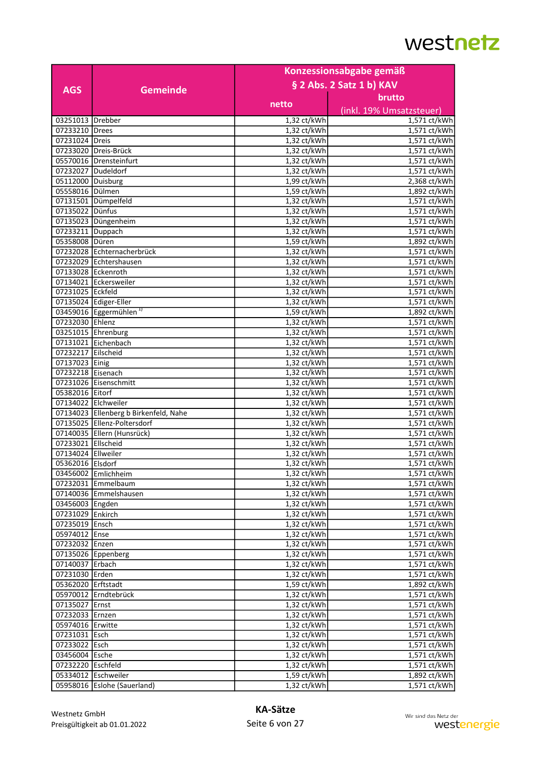| AGS | Gemeinde | Konzessionsabgabe gemäß § 2 Abs. 2 Satz 1 b) KAV | |
|---|---|---|---|
| | | netto | brutto (inkl. 19% Umsatzsteuer) |
| 03251013 | Drebber | 1,32 ct/kWh | 1,571 ct/kWh |
| 07233210 | Drees | 1,32 ct/kWh | 1,571 ct/kWh |
| 07231024 | Dreis | 1,32 ct/kWh | 1,571 ct/kWh |
| 07233020 | Dreis-Brück | 1,32 ct/kWh | 1,571 ct/kWh |
| 05570016 | Drensteinfurt | 1,32 ct/kWh | 1,571 ct/kWh |
| 07232027 | Dudeldorf | 1,32 ct/kWh | 1,571 ct/kWh |
| 05112000 | Duisburg | 1,99 ct/kWh | 2,368 ct/kWh |
| 05558016 | Dülmen | 1,59 ct/kWh | 1,892 ct/kWh |
| 07131501 | Dümpelfeld | 1,32 ct/kWh | 1,571 ct/kWh |
| 07135022 | Dünfus | 1,32 ct/kWh | 1,571 ct/kWh |
| 07135023 | Düngenheim | 1,32 ct/kWh | 1,571 ct/kWh |
| 07233211 | Duppach | 1,32 ct/kWh | 1,571 ct/kWh |
| 05358008 | Düren | 1,59 ct/kWh | 1,892 ct/kWh |
| 07232028 | Echternacherbrück | 1,32 ct/kWh | 1,571 ct/kWh |
| 07232029 | Echtershausen | 1,32 ct/kWh | 1,571 ct/kWh |
| 07133028 | Eckenroth | 1,32 ct/kWh | 1,571 ct/kWh |
| 07134021 | Eckersweiler | 1,32 ct/kWh | 1,571 ct/kWh |
| 07231025 | Eckfeld | 1,32 ct/kWh | 1,571 ct/kWh |
| 07135024 | Ediger-Eller | 1,32 ct/kWh | 1,571 ct/kWh |
| 03459016 | Eggermühlen [1)] | 1,59 ct/kWh | 1,892 ct/kWh |
| 07232030 | Ehlenz | 1,32 ct/kWh | 1,571 ct/kWh |
| 03251015 | Ehrenburg | 1,32 ct/kWh | 1,571 ct/kWh |
| 07131021 | Eichenbach | 1,32 ct/kWh | 1,571 ct/kWh |
| 07232217 | Eilscheid | 1,32 ct/kWh | 1,571 ct/kWh |
| 07137023 | Einig | 1,32 ct/kWh | 1,571 ct/kWh |
| 07232218 | Eisenach | 1,32 ct/kWh | 1,571 ct/kWh |
| 07231026 | Eisenschmitt | 1,32 ct/kWh | 1,571 ct/kWh |
| 05382016 | Eitorf | 1,32 ct/kWh | 1,571 ct/kWh |
| 07134022 | Elchweiler | 1,32 ct/kWh | 1,571 ct/kWh |
| 07134023 | Ellenberg b Birkenfeld, Nahe | 1,32 ct/kWh | 1,571 ct/kWh |
| 07135025 | Ellenz-Poltersdorf | 1,32 ct/kWh | 1,571 ct/kWh |
| 07140035 | Ellern (Hunsrück) | 1,32 ct/kWh | 1,571 ct/kWh |
| 07233021 | Ellscheid | 1,32 ct/kWh | 1,571 ct/kWh |
| 07134024 | Ellweiler | 1,32 ct/kWh | 1,571 ct/kWh |
| 05362016 | Elsdorf | 1,32 ct/kWh | 1,571 ct/kWh |
| 03456002 | Emlichheim | 1,32 ct/kWh | 1,571 ct/kWh |
| 07232031 | Emmelbaum | 1,32 ct/kWh | 1,571 ct/kWh |
| 07140036 | Emmelshausen | 1,32 ct/kWh | 1,571 ct/kWh |
| 03456003 | Engden | 1,32 ct/kWh | 1,571 ct/kWh |
| 07231029 | Enkirch | 1,32 ct/kWh | 1,571 ct/kWh |
| 07235019 | Ensch | 1,32 ct/kWh | 1,571 ct/kWh |
| 05974012 | Ense | 1,32 ct/kWh | 1,571 ct/kWh |
| 07232032 | Enzen | 1,32 ct/kWh | 1,571 ct/kWh |
| 07135026 | Eppenberg | 1,32 ct/kWh | 1,571 ct/kWh |
| 07140037 | Erbach | 1,32 ct/kWh | 1,571 ct/kWh |
| 07231030 | Erden | 1,32 ct/kWh | 1,571 ct/kWh |
| 05362020 | Erftstadt | 1,59 ct/kWh | 1,892 ct/kWh |
| 05970012 | Erndtebrück | 1,32 ct/kWh | 1,571 ct/kWh |
| 07135027 | Ernst | 1,32 ct/kWh | 1,571 ct/kWh |
| 07232033 | Ernzen | 1,32 ct/kWh | 1,571 ct/kWh |
| 05974016 | Erwitte | 1,32 ct/kWh | 1,571 ct/kWh |
| 07231031 | Esch | 1,32 ct/kWh | 1,571 ct/kWh |
| 07233022 | Esch | 1,32 ct/kWh | 1,571 ct/kWh |
| 03456004 | Esche | 1,32 ct/kWh | 1,571 ct/kWh |
| 07232220 | Eschfeld | 1,32 ct/kWh | 1,571 ct/kWh |
| 05334012 | Eschweiler | 1,59 ct/kWh | 1,892 ct/kWh |
| 05958016 | Eslohe (Sauerland) | 1,32 ct/kWh | 1,571 ct/kWh |

Westnetz GmbH
Preisgültigkeit ab 01.01.2022

**KA-Sätze**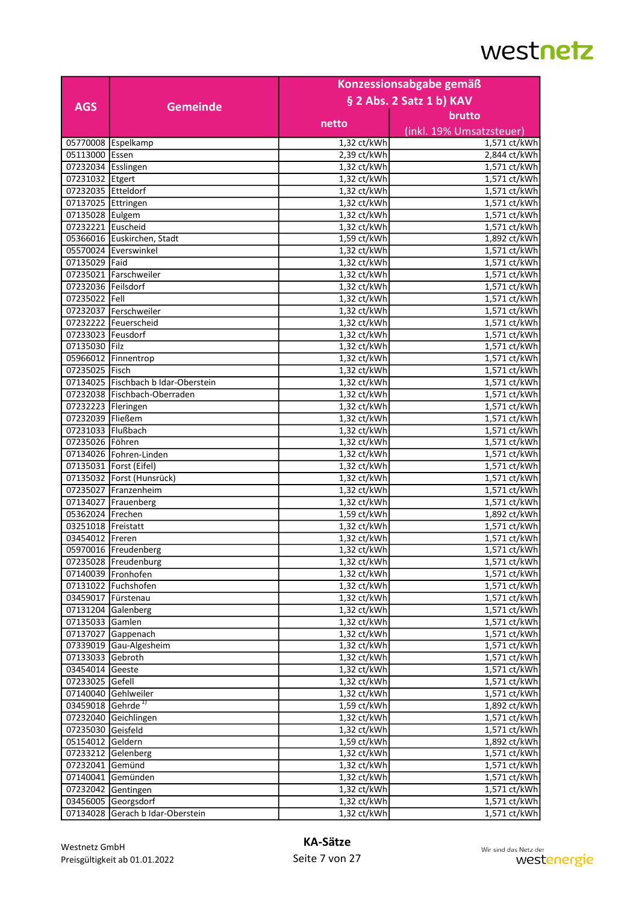| AGS | Gemeinde | Konzessionsabgabe gemäß § 2 Abs. 2 Satz 1 b) KAV | |
|---|---|---|---|
| | | netto | brutto (inkl. 19% Umsatzsteuer) |
| 05770008 | Espelkamp | 1,32 ct/kWh | 1,571 ct/kWh |
| 05113000 | Essen | 2,39 ct/kWh | 2,844 ct/kWh |
| 07232034 | Esslingen | 1,32 ct/kWh | 1,571 ct/kWh |
| 07231032 | Etgert | 1,32 ct/kWh | 1,571 ct/kWh |
| 07232035 | Etteldorf | 1,32 ct/kWh | 1,571 ct/kWh |
| 07137025 | Ettringen | 1,32 ct/kWh | 1,571 ct/kWh |
| 07135028 | Eulgem | 1,32 ct/kWh | 1,571 ct/kWh |
| 07232221 | Euscheid | 1,32 ct/kWh | 1,571 ct/kWh |
| 05366016 | Euskirchen, Stadt | 1,59 ct/kWh | 1,892 ct/kWh |
| 05570024 | Everswinkel | 1,32 ct/kWh | 1,571 ct/kWh |
| 07135029 | Faid | 1,32 ct/kWh | 1,571 ct/kWh |
| 07235021 | Farschweiler | 1,32 ct/kWh | 1,571 ct/kWh |
| 07232036 | Feilsdorf | 1,32 ct/kWh | 1,571 ct/kWh |
| 07235022 | Fell | 1,32 ct/kWh | 1,571 ct/kWh |
| 07232037 | Ferschweiler | 1,32 ct/kWh | 1,571 ct/kWh |
| 07232222 | Feuerscheid | 1,32 ct/kWh | 1,571 ct/kWh |
| 07233023 | Feusdorf | 1,32 ct/kWh | 1,571 ct/kWh |
| 07135030 | Filz | 1,32 ct/kWh | 1,571 ct/kWh |
| 05966012 | Finnentrop | 1,32 ct/kWh | 1,571 ct/kWh |
| 07235025 | Fisch | 1,32 ct/kWh | 1,571 ct/kWh |
| 07134025 | Fischbach b Idar-Oberstein | 1,32 ct/kWh | 1,571 ct/kWh |
| 07232038 | Fischbach-Oberraden | 1,32 ct/kWh | 1,571 ct/kWh |
| 07232223 | Fleringen | 1,32 ct/kWh | 1,571 ct/kWh |
| 07232039 | Fließem | 1,32 ct/kWh | 1,571 ct/kWh |
| 07231033 | Flußbach | 1,32 ct/kWh | 1,571 ct/kWh |
| 07235026 | Föhren | 1,32 ct/kWh | 1,571 ct/kWh |
| 07134026 | Fohren-Linden | 1,32 ct/kWh | 1,571 ct/kWh |
| 07135031 | Forst (Eifel) | 1,32 ct/kWh | 1,571 ct/kWh |
| 07135032 | Forst (Hunsrück) | 1,32 ct/kWh | 1,571 ct/kWh |
| 07235027 | Franzenheim | 1,32 ct/kWh | 1,571 ct/kWh |
| 07134027 | Frauenberg | 1,32 ct/kWh | 1,571 ct/kWh |
| 05362024 | Frechen | 1,59 ct/kWh | 1,892 ct/kWh |
| 03251018 | Freistatt | 1,32 ct/kWh | 1,571 ct/kWh |
| 03454012 | Freren | 1,32 ct/kWh | 1,571 ct/kWh |
| 05970016 | Freudenberg | 1,32 ct/kWh | 1,571 ct/kWh |
| 07235028 | Freudenburg | 1,32 ct/kWh | 1,571 ct/kWh |
| 07140039 | Fronhofen | 1,32 ct/kWh | 1,571 ct/kWh |
| 07131022 | Fuchshofen | 1,32 ct/kWh | 1,571 ct/kWh |
| 03459017 | Fürstenau | 1,32 ct/kWh | 1,571 ct/kWh |
| 07131204 | Galenberg | 1,32 ct/kWh | 1,571 ct/kWh |
| 07135033 | Gamlen | 1,32 ct/kWh | 1,571 ct/kWh |
| 07137027 | Gappenach | 1,32 ct/kWh | 1,571 ct/kWh |
| 07339019 | Gau-Algesheim | 1,32 ct/kWh | 1,571 ct/kWh |
| 07133033 | Gebroth | 1,32 ct/kWh | 1,571 ct/kWh |
| 03454014 | Geeste | 1,32 ct/kWh | 1,571 ct/kWh |
| 07233025 | Gefell | 1,32 ct/kWh | 1,571 ct/kWh |
| 07140040 | Gehlweiler | 1,32 ct/kWh | 1,571 ct/kWh |
| 03459018 | Gehrde [1)] | 1,59 ct/kWh | 1,892 ct/kWh |
| 07232040 | Geichlingen | 1,32 ct/kWh | 1,571 ct/kWh |
| 07235030 | Geisfeld | 1,32 ct/kWh | 1,571 ct/kWh |
| 05154012 | Geldern | 1,59 ct/kWh | 1,892 ct/kWh |
| 07233212 | Gelenberg | 1,32 ct/kWh | 1,571 ct/kWh |
| 07232041 | Gemünd | 1,32 ct/kWh | 1,571 ct/kWh |
| 07140041 | Gemünden | 1,32 ct/kWh | 1,571 ct/kWh |
| 07232042 | Gentingen | 1,32 ct/kWh | 1,571 ct/kWh |
| 03456005 | Georgsdorf | 1,32 ct/kWh | 1,571 ct/kWh |
| 07134028 | Gerach b Idar-Oberstein | 1,32 ct/kWh | 1,571 ct/kWh |

Westnetz GmbH
Preisgültigkeit ab 01.01.2022

**KA-Sätze**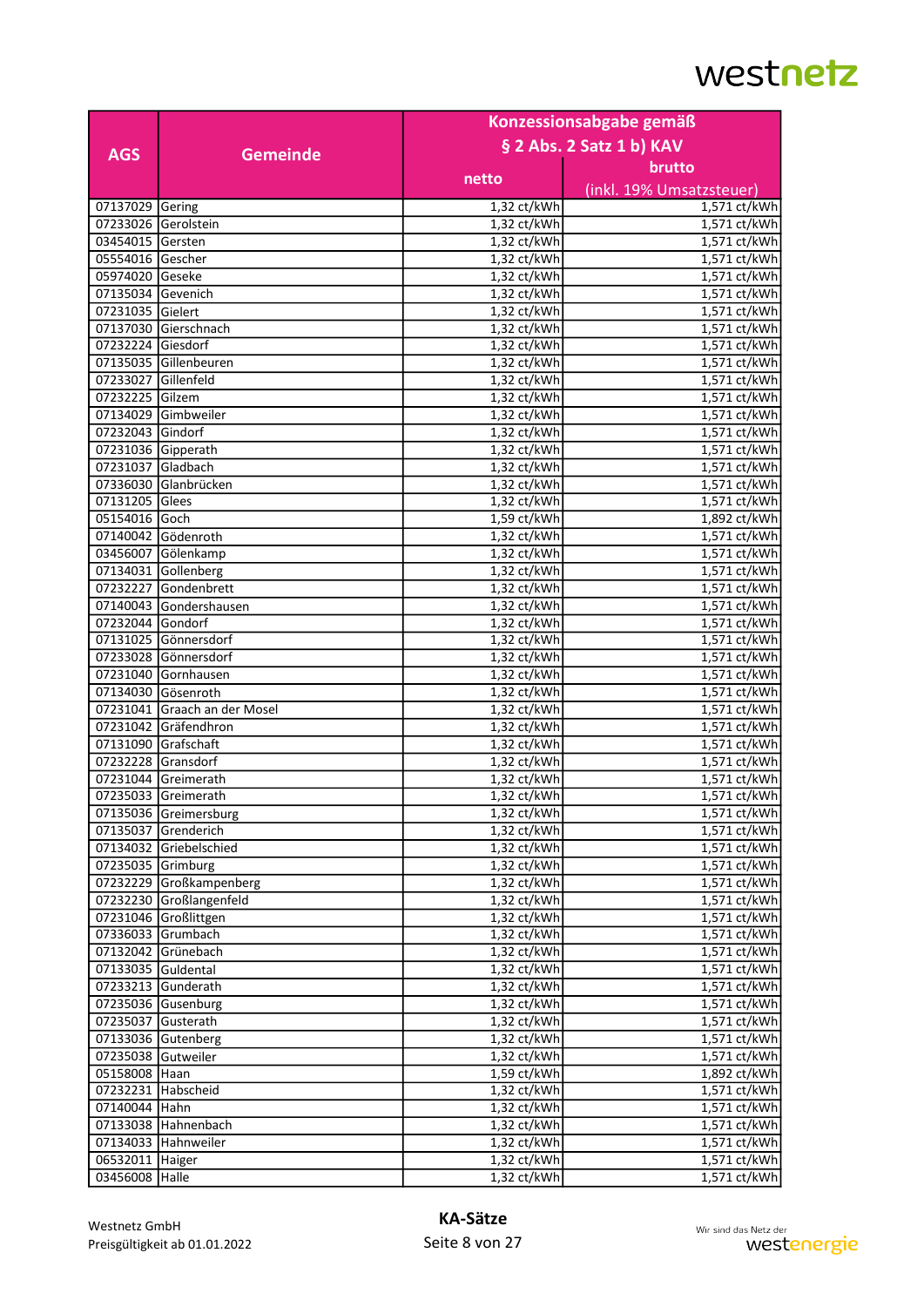| AGS | Gemeinde | Konzessionsabgabe gemäß § 2 Abs. 2 Satz 1 b) KAV | |
|---|---|---|---|
| | | netto | brutto (inkl. 19% Umsatzsteuer) |
| 07137029 | Gering | 1,32 ct/kWh | 1,571 ct/kWh |
| 07233026 | Gerolstein | 1,32 ct/kWh | 1,571 ct/kWh |
| 03454015 | Gersten | 1,32 ct/kWh | 1,571 ct/kWh |
| 05554016 | Gescher | 1,32 ct/kWh | 1,571 ct/kWh |
| 05974020 | Geseke | 1,32 ct/kWh | 1,571 ct/kWh |
| 07135034 | Gevenich | 1,32 ct/kWh | 1,571 ct/kWh |
| 07231035 | Gielert | 1,32 ct/kWh | 1,571 ct/kWh |
| 07137030 | Gierschnach | 1,32 ct/kWh | 1,571 ct/kWh |
| 07232224 | Giesdorf | 1,32 ct/kWh | 1,571 ct/kWh |
| 07135035 | Gillenbeuren | 1,32 ct/kWh | 1,571 ct/kWh |
| 07233027 | Gillenfeld | 1,32 ct/kWh | 1,571 ct/kWh |
| 07232225 | Gilzem | 1,32 ct/kWh | 1,571 ct/kWh |
| 07134029 | Gimbweiler | 1,32 ct/kWh | 1,571 ct/kWh |
| 07232043 | Gindorf | 1,32 ct/kWh | 1,571 ct/kWh |
| 07231036 | Gipperath | 1,32 ct/kWh | 1,571 ct/kWh |
| 07231037 | Gladbach | 1,32 ct/kWh | 1,571 ct/kWh |
| 07336030 | Glanbrücken | 1,32 ct/kWh | 1,571 ct/kWh |
| 07131205 | Glees | 1,32 ct/kWh | 1,571 ct/kWh |
| 05154016 | Goch | 1,59 ct/kWh | 1,892 ct/kWh |
| 07140042 | Gödenroth | 1,32 ct/kWh | 1,571 ct/kWh |
| 03456007 | Gölenkamp | 1,32 ct/kWh | 1,571 ct/kWh |
| 07134031 | Gollenberg | 1,32 ct/kWh | 1,571 ct/kWh |
| 07232227 | Gondenbrett | 1,32 ct/kWh | 1,571 ct/kWh |
| 07140043 | Gondershausen | 1,32 ct/kWh | 1,571 ct/kWh |
| 07232044 | Gondorf | 1,32 ct/kWh | 1,571 ct/kWh |
| 07131025 | Gönnersdorf | 1,32 ct/kWh | 1,571 ct/kWh |
| 07233028 | Gönnersdorf | 1,32 ct/kWh | 1,571 ct/kWh |
| 07231040 | Gornhausen | 1,32 ct/kWh | 1,571 ct/kWh |
| 07134030 | Gösenroth | 1,32 ct/kWh | 1,571 ct/kWh |
| 07231041 | Graach an der Mosel | 1,32 ct/kWh | 1,571 ct/kWh |
| 07231042 | Gräfendhron | 1,32 ct/kWh | 1,571 ct/kWh |
| 07131090 | Grafschaft | 1,32 ct/kWh | 1,571 ct/kWh |
| 07232228 | Gransdorf | 1,32 ct/kWh | 1,571 ct/kWh |
| 07231044 | Greimerath | 1,32 ct/kWh | 1,571 ct/kWh |
| 07235033 | Greimerath | 1,32 ct/kWh | 1,571 ct/kWh |
| 07135036 | Greimersburg | 1,32 ct/kWh | 1,571 ct/kWh |
| 07135037 | Grenderich | 1,32 ct/kWh | 1,571 ct/kWh |
| 07134032 | Griebelschied | 1,32 ct/kWh | 1,571 ct/kWh |
| 07235035 | Grimburg | 1,32 ct/kWh | 1,571 ct/kWh |
| 07232229 | Großkampenberg | 1,32 ct/kWh | 1,571 ct/kWh |
| 07232230 | Großlangenfeld | 1,32 ct/kWh | 1,571 ct/kWh |
| 07231046 | Großlittgen | 1,32 ct/kWh | 1,571 ct/kWh |
| 07336033 | Grumbach | 1,32 ct/kWh | 1,571 ct/kWh |
| 07132042 | Grünebach | 1,32 ct/kWh | 1,571 ct/kWh |
| 07133035 | Guldental | 1,32 ct/kWh | 1,571 ct/kWh |
| 07233213 | Gunderath | 1,32 ct/kWh | 1,571 ct/kWh |
| 07235036 | Gusenburg | 1,32 ct/kWh | 1,571 ct/kWh |
| 07235037 | Gusterath | 1,32 ct/kWh | 1,571 ct/kWh |
| 07133036 | Gutenberg | 1,32 ct/kWh | 1,571 ct/kWh |
| 07235038 | Gutweiler | 1,32 ct/kWh | 1,571 ct/kWh |
| 05158008 | Haan | 1,59 ct/kWh | 1,892 ct/kWh |
| 07232231 | Habscheid | 1,32 ct/kWh | 1,571 ct/kWh |
| 07140044 | Hahn | 1,32 ct/kWh | 1,571 ct/kWh |
| 07133038 | Hahnenbach | 1,32 ct/kWh | 1,571 ct/kWh |
| 07134033 | Hahnweiler | 1,32 ct/kWh | 1,571 ct/kWh |
| 06532011 | Haiger | 1,32 ct/kWh | 1,571 ct/kWh |
| 03456008 | Halle | 1,32 ct/kWh | 1,571 ct/kWh |

Westnetz GmbH
Preisgültigkeit ab 01.01.2022

**KA-Sätze**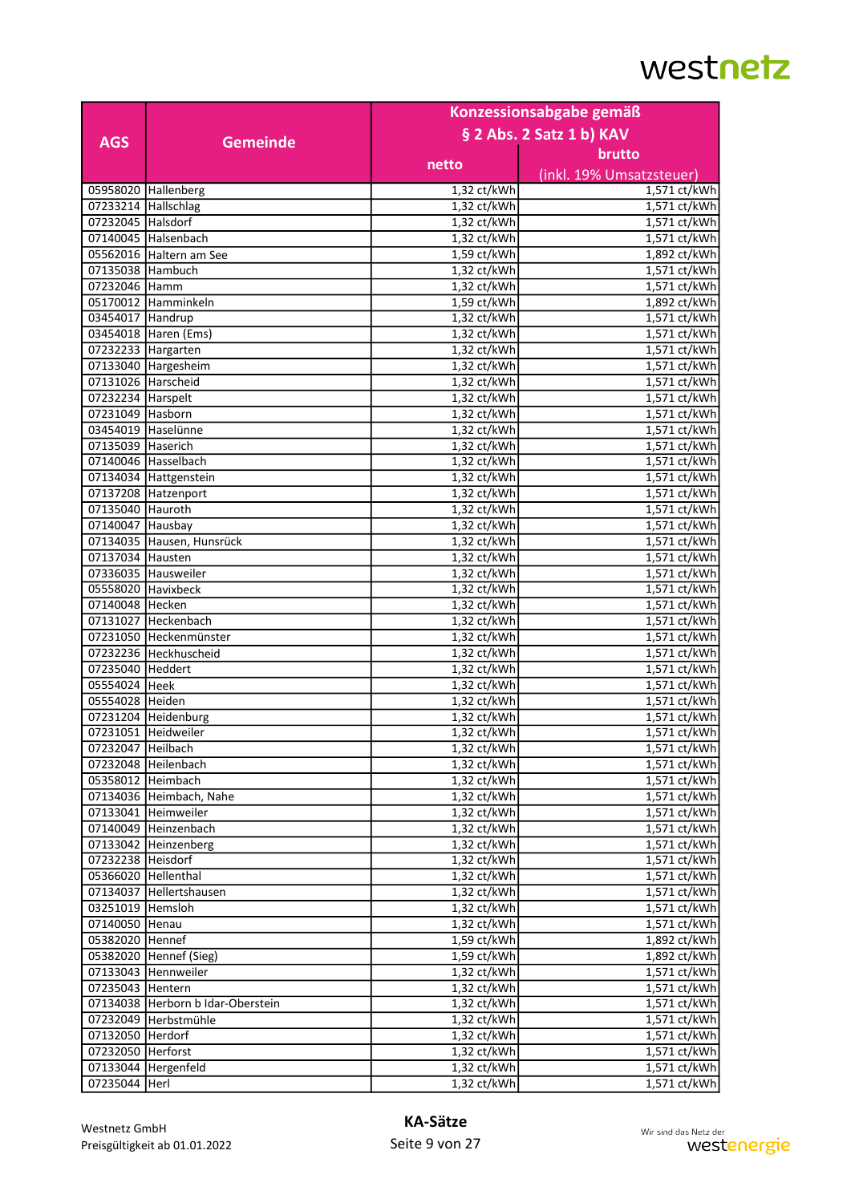| AGS | Gemeinde | Konzessionsabgabe gemäß § 2 Abs. 2 Satz 1 b) KAV | |
|---|---|---|---|
| | | netto | brutto (inkl. 19% Umsatzsteuer) |
| 05958020 | Hallenberg | 1,32 ct/kWh | 1,571 ct/kWh |
| 07233214 | Hallschlag | 1,32 ct/kWh | 1,571 ct/kWh |
| 07232045 | Halsdorf | 1,32 ct/kWh | 1,571 ct/kWh |
| 07140045 | Halsenbach | 1,32 ct/kWh | 1,571 ct/kWh |
| 05562016 | Haltern am See | 1,59 ct/kWh | 1,892 ct/kWh |
| 07135038 | Hambuch | 1,32 ct/kWh | 1,571 ct/kWh |
| 07232046 | Hamm | 1,32 ct/kWh | 1,571 ct/kWh |
| 05170012 | Hamminkeln | 1,59 ct/kWh | 1,892 ct/kWh |
| 03454017 | Handrup | 1,32 ct/kWh | 1,571 ct/kWh |
| 03454018 | Haren (Ems) | 1,32 ct/kWh | 1,571 ct/kWh |
| 07232233 | Hargarten | 1,32 ct/kWh | 1,571 ct/kWh |
| 07133040 | Hargesheim | 1,32 ct/kWh | 1,571 ct/kWh |
| 07131026 | Harscheid | 1,32 ct/kWh | 1,571 ct/kWh |
| 07232234 | Harspelt | 1,32 ct/kWh | 1,571 ct/kWh |
| 07231049 | Hasborn | 1,32 ct/kWh | 1,571 ct/kWh |
| 03454019 | Haselünne | 1,32 ct/kWh | 1,571 ct/kWh |
| 07135039 | Haserich | 1,32 ct/kWh | 1,571 ct/kWh |
| 07140046 | Hasselbach | 1,32 ct/kWh | 1,571 ct/kWh |
| 07134034 | Hattgenstein | 1,32 ct/kWh | 1,571 ct/kWh |
| 07137208 | Hatzenport | 1,32 ct/kWh | 1,571 ct/kWh |
| 07135040 | Hauroth | 1,32 ct/kWh | 1,571 ct/kWh |
| 07140047 | Hausbay | 1,32 ct/kWh | 1,571 ct/kWh |
| 07134035 | Hausen, Hunsrück | 1,32 ct/kWh | 1,571 ct/kWh |
| 07137034 | Hausten | 1,32 ct/kWh | 1,571 ct/kWh |
| 07336035 | Hausweiler | 1,32 ct/kWh | 1,571 ct/kWh |
| 05558020 | Havixbeck | 1,32 ct/kWh | 1,571 ct/kWh |
| 07140048 | Hecken | 1,32 ct/kWh | 1,571 ct/kWh |
| 07131027 | Heckenbach | 1,32 ct/kWh | 1,571 ct/kWh |
| 07231050 | Heckenmünster | 1,32 ct/kWh | 1,571 ct/kWh |
| 07232236 | Heckhuscheid | 1,32 ct/kWh | 1,571 ct/kWh |
| 07235040 | Heddert | 1,32 ct/kWh | 1,571 ct/kWh |
| 05554024 | Heek | 1,32 ct/kWh | 1,571 ct/kWh |
| 05554028 | Heiden | 1,32 ct/kWh | 1,571 ct/kWh |
| 07231204 | Heidenburg | 1,32 ct/kWh | 1,571 ct/kWh |
| 07231051 | Heidweiler | 1,32 ct/kWh | 1,571 ct/kWh |
| 07232047 | Heilbach | 1,32 ct/kWh | 1,571 ct/kWh |
| 07232048 | Heilenbach | 1,32 ct/kWh | 1,571 ct/kWh |
| 05358012 | Heimbach | 1,32 ct/kWh | 1,571 ct/kWh |
| 07134036 | Heimbach, Nahe | 1,32 ct/kWh | 1,571 ct/kWh |
| 07133041 | Heimweiler | 1,32 ct/kWh | 1,571 ct/kWh |
| 07140049 | Heinzenbach | 1,32 ct/kWh | 1,571 ct/kWh |
| 07133042 | Heinzenberg | 1,32 ct/kWh | 1,571 ct/kWh |
| 07232238 | Heisdorf | 1,32 ct/kWh | 1,571 ct/kWh |
| 05366020 | Hellenthal | 1,32 ct/kWh | 1,571 ct/kWh |
| 07134037 | Hellertshausen | 1,32 ct/kWh | 1,571 ct/kWh |
| 03251019 | Hemsloh | 1,32 ct/kWh | 1,571 ct/kWh |
| 07140050 | Henau | 1,32 ct/kWh | 1,571 ct/kWh |
| 05382020 | Hennef | 1,59 ct/kWh | 1,892 ct/kWh |
| 05382020 | Hennef (Sieg) | 1,59 ct/kWh | 1,892 ct/kWh |
| 07133043 | Hennweiler | 1,32 ct/kWh | 1,571 ct/kWh |
| 07235043 | Hentern | 1,32 ct/kWh | 1,571 ct/kWh |
| 07134038 | Herborn b Idar-Oberstein | 1,32 ct/kWh | 1,571 ct/kWh |
| 07232049 | Herbstmühle | 1,32 ct/kWh | 1,571 ct/kWh |
| 07132050 | Herdorf | 1,32 ct/kWh | 1,571 ct/kWh |
| 07232050 | Herforst | 1,32 ct/kWh | 1,571 ct/kWh |
| 07133044 | Hergenfeld | 1,32 ct/kWh | 1,571 ct/kWh |
| 07235044 | Herl | 1,32 ct/kWh | 1,571 ct/kWh |

Westnetz GmbH
Preisgültigkeit ab 01.01.2022

**KA-Sätze**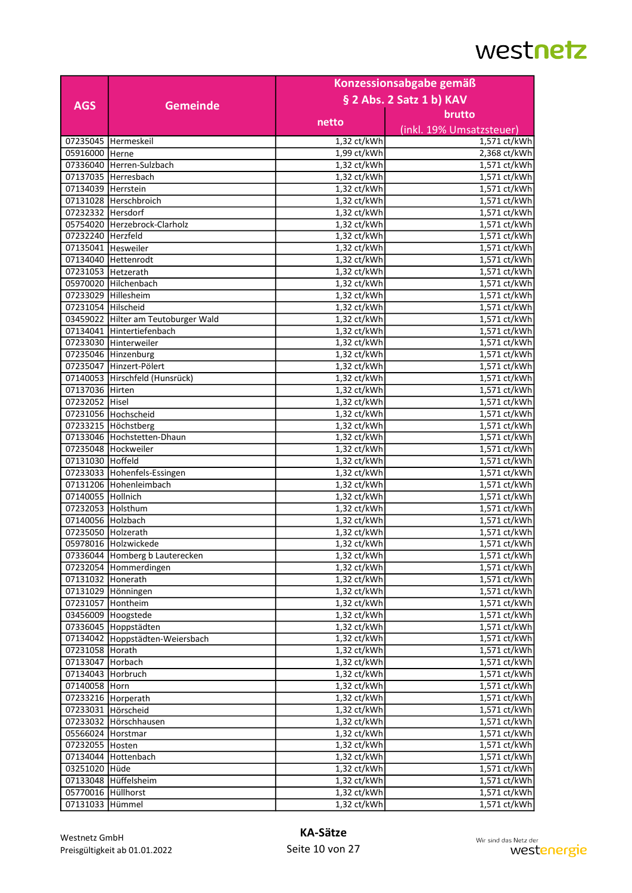| AGS | Gemeinde | Konzessionsabgabe gemäß § 2 Abs. 2 Satz 1 b) KAV | |
|---|---|---|---|
| | | netto | brutto (inkl. 19% Umsatzsteuer) |
| 07235045 | Hermeskeil | 1,32 ct/kWh | 1,571 ct/kWh |
| 05916000 | Herne | 1,99 ct/kWh | 2,368 ct/kWh |
| 07336040 | Herren-Sulzbach | 1,32 ct/kWh | 1,571 ct/kWh |
| 07137035 | Herresbach | 1,32 ct/kWh | 1,571 ct/kWh |
| 07134039 | Herrstein | 1,32 ct/kWh | 1,571 ct/kWh |
| 07131028 | Herschbroich | 1,32 ct/kWh | 1,571 ct/kWh |
| 07232332 | Hersdorf | 1,32 ct/kWh | 1,571 ct/kWh |
| 05754020 | Herzebrock-Clarholz | 1,32 ct/kWh | 1,571 ct/kWh |
| 07232240 | Herzfeld | 1,32 ct/kWh | 1,571 ct/kWh |
| 07135041 | Hesweiler | 1,32 ct/kWh | 1,571 ct/kWh |
| 07134040 | Hettenrodt | 1,32 ct/kWh | 1,571 ct/kWh |
| 07231053 | Hetzerath | 1,32 ct/kWh | 1,571 ct/kWh |
| 05970020 | Hilchenbach | 1,32 ct/kWh | 1,571 ct/kWh |
| 07233029 | Hillesheim | 1,32 ct/kWh | 1,571 ct/kWh |
| 07231054 | Hilscheid | 1,32 ct/kWh | 1,571 ct/kWh |
| 03459022 | Hilter am Teutoburger Wald | 1,32 ct/kWh | 1,571 ct/kWh |
| 07134041 | Hintertiefenbach | 1,32 ct/kWh | 1,571 ct/kWh |
| 07233030 | Hinterweiler | 1,32 ct/kWh | 1,571 ct/kWh |
| 07235046 | Hinzenburg | 1,32 ct/kWh | 1,571 ct/kWh |
| 07235047 | Hinzert-Pölert | 1,32 ct/kWh | 1,571 ct/kWh |
| 07140053 | Hirschfeld (Hunsrück) | 1,32 ct/kWh | 1,571 ct/kWh |
| 07137036 | Hirten | 1,32 ct/kWh | 1,571 ct/kWh |
| 07232052 | Hisel | 1,32 ct/kWh | 1,571 ct/kWh |
| 07231056 | Hochscheid | 1,32 ct/kWh | 1,571 ct/kWh |
| 07233215 | Höchstberg | 1,32 ct/kWh | 1,571 ct/kWh |
| 07133046 | Hochstetten-Dhaun | 1,32 ct/kWh | 1,571 ct/kWh |
| 07235048 | Hockweiler | 1,32 ct/kWh | 1,571 ct/kWh |
| 07131030 | Hoffeld | 1,32 ct/kWh | 1,571 ct/kWh |
| 07233033 | Hohenfels-Essingen | 1,32 ct/kWh | 1,571 ct/kWh |
| 07131206 | Hohenleimbach | 1,32 ct/kWh | 1,571 ct/kWh |
| 07140055 | Hollnich | 1,32 ct/kWh | 1,571 ct/kWh |
| 07232053 | Holsthum | 1,32 ct/kWh | 1,571 ct/kWh |
| 07140056 | Holzbach | 1,32 ct/kWh | 1,571 ct/kWh |
| 07235050 | Holzerath | 1,32 ct/kWh | 1,571 ct/kWh |
| 05978016 | Holzwickede | 1,32 ct/kWh | 1,571 ct/kWh |
| 07336044 | Homberg b Lauterecken | 1,32 ct/kWh | 1,571 ct/kWh |
| 07232054 | Hommerdingen | 1,32 ct/kWh | 1,571 ct/kWh |
| 07131032 | Honerath | 1,32 ct/kWh | 1,571 ct/kWh |
| 07131029 | Hönningen | 1,32 ct/kWh | 1,571 ct/kWh |
| 07231057 | Hontheim | 1,32 ct/kWh | 1,571 ct/kWh |
| 03456009 | Hoogstede | 1,32 ct/kWh | 1,571 ct/kWh |
| 07336045 | Hoppstädten | 1,32 ct/kWh | 1,571 ct/kWh |
| 07134042 | Hoppstädten-Weiersbach | 1,32 ct/kWh | 1,571 ct/kWh |
| 07231058 | Horath | 1,32 ct/kWh | 1,571 ct/kWh |
| 07133047 | Horbach | 1,32 ct/kWh | 1,571 ct/kWh |
| 07134043 | Horbruch | 1,32 ct/kWh | 1,571 ct/kWh |
| 07140058 | Horn | 1,32 ct/kWh | 1,571 ct/kWh |
| 07233216 | Horperath | 1,32 ct/kWh | 1,571 ct/kWh |
| 07233031 | Hörscheid | 1,32 ct/kWh | 1,571 ct/kWh |
| 07233032 | Hörschhausen | 1,32 ct/kWh | 1,571 ct/kWh |
| 05566024 | Horstmar | 1,32 ct/kWh | 1,571 ct/kWh |
| 07232055 | Hosten | 1,32 ct/kWh | 1,571 ct/kWh |
| 07134044 | Hottenbach | 1,32 ct/kWh | 1,571 ct/kWh |
| 03251020 | Hüde | 1,32 ct/kWh | 1,571 ct/kWh |
| 07133048 | Hüffelsheim | 1,32 ct/kWh | 1,571 ct/kWh |
| 05770016 | Hüllhorst | 1,32 ct/kWh | 1,571 ct/kWh |
| 07131033 | Hümmel | 1,32 ct/kWh | 1,571 ct/kWh |

Westnetz GmbH
Preisgültigkeit ab 01.01.2022

**KA-Sätze**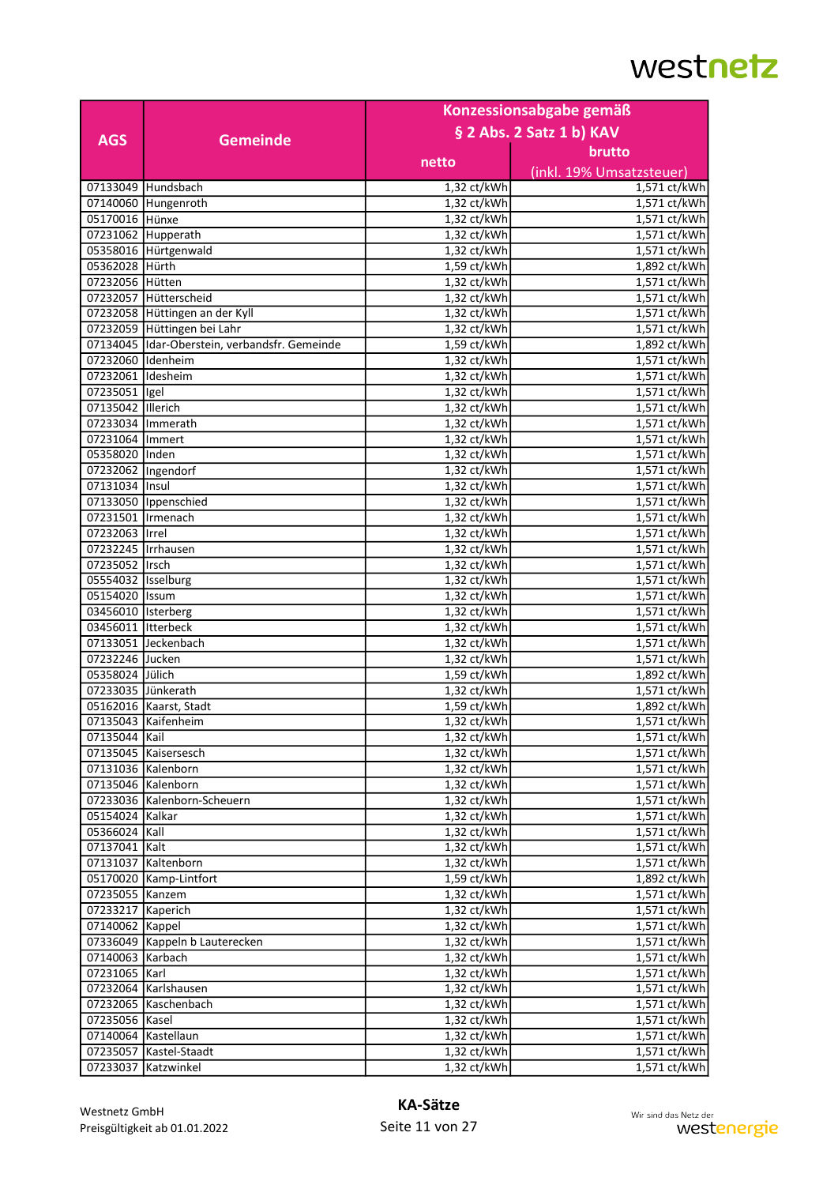| AGS | Gemeinde | Konzessionsabgabe gemäß § 2 Abs. 2 Satz 1 b) KAV | |
|---|---|---|---|
| | | netto | brutto (inkl. 19% Umsatzsteuer) |
| 07133049 | Hundsbach | 1,32 ct/kWh | 1,571 ct/kWh |
| 07140060 | Hungenroth | 1,32 ct/kWh | 1,571 ct/kWh |
| 05170016 | Hünxe | 1,32 ct/kWh | 1,571 ct/kWh |
| 07231062 | Hupperath | 1,32 ct/kWh | 1,571 ct/kWh |
| 05358016 | Hürtgenwald | 1,32 ct/kWh | 1,571 ct/kWh |
| 05362028 | Hürth | 1,59 ct/kWh | 1,892 ct/kWh |
| 07232056 | Hütten | 1,32 ct/kWh | 1,571 ct/kWh |
| 07232057 | Hütterscheid | 1,32 ct/kWh | 1,571 ct/kWh |
| 07232058 | Hüttingen an der Kyll | 1,32 ct/kWh | 1,571 ct/kWh |
| 07232059 | Hüttingen bei Lahr | 1,32 ct/kWh | 1,571 ct/kWh |
| 07134045 | Idar-Oberstein, verbandsfr. Gemeinde | 1,59 ct/kWh | 1,892 ct/kWh |
| 07232060 | Idenheim | 1,32 ct/kWh | 1,571 ct/kWh |
| 07232061 | Idesheim | 1,32 ct/kWh | 1,571 ct/kWh |
| 07235051 | Igel | 1,32 ct/kWh | 1,571 ct/kWh |
| 07135042 | Illerich | 1,32 ct/kWh | 1,571 ct/kWh |
| 07233034 | Immerath | 1,32 ct/kWh | 1,571 ct/kWh |
| 07231064 | Immert | 1,32 ct/kWh | 1,571 ct/kWh |
| 05358020 | Inden | 1,32 ct/kWh | 1,571 ct/kWh |
| 07232062 | Ingendorf | 1,32 ct/kWh | 1,571 ct/kWh |
| 07131034 | Insul | 1,32 ct/kWh | 1,571 ct/kWh |
| 07133050 | Ippenschied | 1,32 ct/kWh | 1,571 ct/kWh |
| 07231501 | Irmenach | 1,32 ct/kWh | 1,571 ct/kWh |
| 07232063 | Irrel | 1,32 ct/kWh | 1,571 ct/kWh |
| 07232245 | Irrhausen | 1,32 ct/kWh | 1,571 ct/kWh |
| 07235052 | Irsch | 1,32 ct/kWh | 1,571 ct/kWh |
| 05554032 | Isselburg | 1,32 ct/kWh | 1,571 ct/kWh |
| 05154020 | Issum | 1,32 ct/kWh | 1,571 ct/kWh |
| 03456010 | Isterberg | 1,32 ct/kWh | 1,571 ct/kWh |
| 03456011 | Itterbeck | 1,32 ct/kWh | 1,571 ct/kWh |
| 07133051 | Jeckenbach | 1,32 ct/kWh | 1,571 ct/kWh |
| 07232246 | Jucken | 1,32 ct/kWh | 1,571 ct/kWh |
| 05358024 | Jülich | 1,59 ct/kWh | 1,892 ct/kWh |
| 07233035 | Jünkerath | 1,32 ct/kWh | 1,571 ct/kWh |
| 05162016 | Kaarst, Stadt | 1,59 ct/kWh | 1,892 ct/kWh |
| 07135043 | Kaifenheim | 1,32 ct/kWh | 1,571 ct/kWh |
| 07135044 | Kail | 1,32 ct/kWh | 1,571 ct/kWh |
| 07135045 | Kaisersesch | 1,32 ct/kWh | 1,571 ct/kWh |
| 07131036 | Kalenborn | 1,32 ct/kWh | 1,571 ct/kWh |
| 07135046 | Kalenborn | 1,32 ct/kWh | 1,571 ct/kWh |
| 07233036 | Kalenborn-Scheuern | 1,32 ct/kWh | 1,571 ct/kWh |
| 05154024 | Kalkar | 1,32 ct/kWh | 1,571 ct/kWh |
| 05366024 | Kall | 1,32 ct/kWh | 1,571 ct/kWh |
| 07137041 | Kalt | 1,32 ct/kWh | 1,571 ct/kWh |
| 07131037 | Kaltenborn | 1,32 ct/kWh | 1,571 ct/kWh |
| 05170020 | Kamp-Lintfort | 1,59 ct/kWh | 1,892 ct/kWh |
| 07235055 | Kanzem | 1,32 ct/kWh | 1,571 ct/kWh |
| 07233217 | Kaperich | 1,32 ct/kWh | 1,571 ct/kWh |
| 07140062 | Kappel | 1,32 ct/kWh | 1,571 ct/kWh |
| 07336049 | Kappeln b Lauterecken | 1,32 ct/kWh | 1,571 ct/kWh |
| 07140063 | Karbach | 1,32 ct/kWh | 1,571 ct/kWh |
| 07231065 | Karl | 1,32 ct/kWh | 1,571 ct/kWh |
| 07232064 | Karlshausen | 1,32 ct/kWh | 1,571 ct/kWh |
| 07232065 | Kaschenbach | 1,32 ct/kWh | 1,571 ct/kWh |
| 07235056 | Kasel | 1,32 ct/kWh | 1,571 ct/kWh |
| 07140064 | Kastellaun | 1,32 ct/kWh | 1,571 ct/kWh |
| 07235057 | Kastel-Staadt | 1,32 ct/kWh | 1,571 ct/kWh |
| 07233037 | Katzwinkel | 1,32 ct/kWh | 1,571 ct/kWh |

Westnetz GmbH
Preisgültigkeit ab 01.01.2022

**KA-Sätze**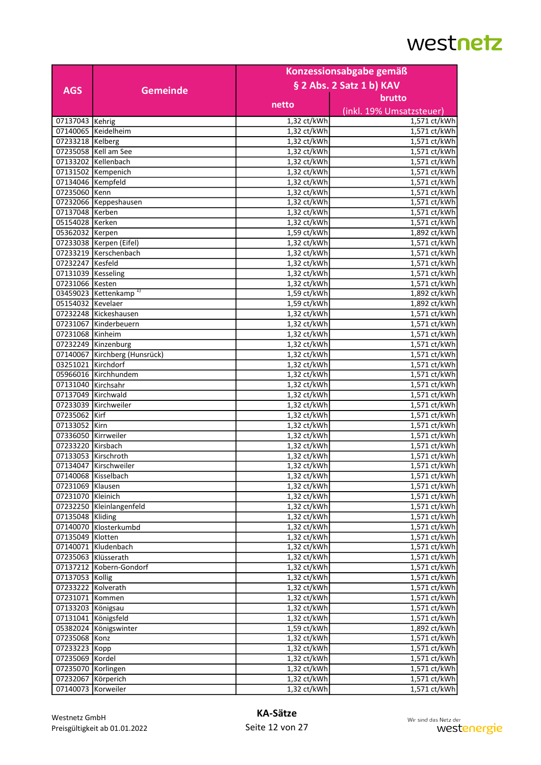| AGS | Gemeinde | Konzessionsabgabe gemäß § 2 Abs. 2 Satz 1 b) KAV | |
|---|---|---|---|
| | | netto | brutto (inkl. 19% Umsatzsteuer) |
| 07137043 | Kehrig | 1,32 ct/kWh | 1,571 ct/kWh |
| 07140065 | Keidelheim | 1,32 ct/kWh | 1,571 ct/kWh |
| 07233218 | Kelberg | 1,32 ct/kWh | 1,571 ct/kWh |
| 07235058 | Kell am See | 1,32 ct/kWh | 1,571 ct/kWh |
| 07133202 | Kellenbach | 1,32 ct/kWh | 1,571 ct/kWh |
| 07131502 | Kempenich | 1,32 ct/kWh | 1,571 ct/kWh |
| 07134046 | Kempfeld | 1,32 ct/kWh | 1,571 ct/kWh |
| 07235060 | Kenn | 1,32 ct/kWh | 1,571 ct/kWh |
| 07232066 | Keppeshausen | 1,32 ct/kWh | 1,571 ct/kWh |
| 07137048 | Kerben | 1,32 ct/kWh | 1,571 ct/kWh |
| 05154028 | Kerken | 1,32 ct/kWh | 1,571 ct/kWh |
| 05362032 | Kerpen | 1,59 ct/kWh | 1,892 ct/kWh |
| 07233038 | Kerpen (Eifel) | 1,32 ct/kWh | 1,571 ct/kWh |
| 07233219 | Kerschenbach | 1,32 ct/kWh | 1,571 ct/kWh |
| 07232247 | Kesfeld | 1,32 ct/kWh | 1,571 ct/kWh |
| 07131039 | Kesseling | 1,32 ct/kWh | 1,571 ct/kWh |
| 07231066 | Kesten | 1,32 ct/kWh | 1,571 ct/kWh |
| 03459023 | Kettenkamp [1] | 1,59 ct/kWh | 1,892 ct/kWh |
| 05154032 | Kevelaer | 1,59 ct/kWh | 1,892 ct/kWh |
| 07232248 | Kickeshausen | 1,32 ct/kWh | 1,571 ct/kWh |
| 07231067 | Kinderbeuern | 1,32 ct/kWh | 1,571 ct/kWh |
| 07231068 | Kinheim | 1,32 ct/kWh | 1,571 ct/kWh |
| 07232249 | Kinzenburg | 1,32 ct/kWh | 1,571 ct/kWh |
| 07140067 | Kirchberg (Hunsrück) | 1,32 ct/kWh | 1,571 ct/kWh |
| 03251021 | Kirchdorf | 1,32 ct/kWh | 1,571 ct/kWh |
| 05966016 | Kirchhundem | 1,32 ct/kWh | 1,571 ct/kWh |
| 07131040 | Kirchsahr | 1,32 ct/kWh | 1,571 ct/kWh |
| 07137049 | Kirchwald | 1,32 ct/kWh | 1,571 ct/kWh |
| 07233039 | Kirchweiler | 1,32 ct/kWh | 1,571 ct/kWh |
| 07235062 | Kirf | 1,32 ct/kWh | 1,571 ct/kWh |
| 07133052 | Kirn | 1,32 ct/kWh | 1,571 ct/kWh |
| 07336050 | Kirrweiler | 1,32 ct/kWh | 1,571 ct/kWh |
| 07233220 | Kirsbach | 1,32 ct/kWh | 1,571 ct/kWh |
| 07133053 | Kirschroth | 1,32 ct/kWh | 1,571 ct/kWh |
| 07134047 | Kirschweiler | 1,32 ct/kWh | 1,571 ct/kWh |
| 07140068 | Kisselbach | 1,32 ct/kWh | 1,571 ct/kWh |
| 07231069 | Klausen | 1,32 ct/kWh | 1,571 ct/kWh |
| 07231070 | Kleinich | 1,32 ct/kWh | 1,571 ct/kWh |
| 07232250 | Kleinlangenfeld | 1,32 ct/kWh | 1,571 ct/kWh |
| 07135048 | Kliding | 1,32 ct/kWh | 1,571 ct/kWh |
| 07140070 | Klosterkumbd | 1,32 ct/kWh | 1,571 ct/kWh |
| 07135049 | Klotten | 1,32 ct/kWh | 1,571 ct/kWh |
| 07140071 | Kludenbach | 1,32 ct/kWh | 1,571 ct/kWh |
| 07235063 | Klüsserath | 1,32 ct/kWh | 1,571 ct/kWh |
| 07137212 | Kobern-Gondorf | 1,32 ct/kWh | 1,571 ct/kWh |
| 07137053 | Kollig | 1,32 ct/kWh | 1,571 ct/kWh |
| 07233222 | Kolverath | 1,32 ct/kWh | 1,571 ct/kWh |
| 07231071 | Kommen | 1,32 ct/kWh | 1,571 ct/kWh |
| 07133203 | Königsau | 1,32 ct/kWh | 1,571 ct/kWh |
| 07131041 | Königsfeld | 1,32 ct/kWh | 1,571 ct/kWh |
| 05382024 | Königswinter | 1,59 ct/kWh | 1,892 ct/kWh |
| 07235068 | Konz | 1,32 ct/kWh | 1,571 ct/kWh |
| 07233223 | Kopp | 1,32 ct/kWh | 1,571 ct/kWh |
| 07235069 | Kordel | 1,32 ct/kWh | 1,571 ct/kWh |
| 07235070 | Korlingen | 1,32 ct/kWh | 1,571 ct/kWh |
| 07232067 | Körperich | 1,32 ct/kWh | 1,571 ct/kWh |
| 07140073 | Korweiler | 1,32 ct/kWh | 1,571 ct/kWh |

Westnetz GmbH
Preisgültigkeit ab 01.01.2022

**KA-Sätze**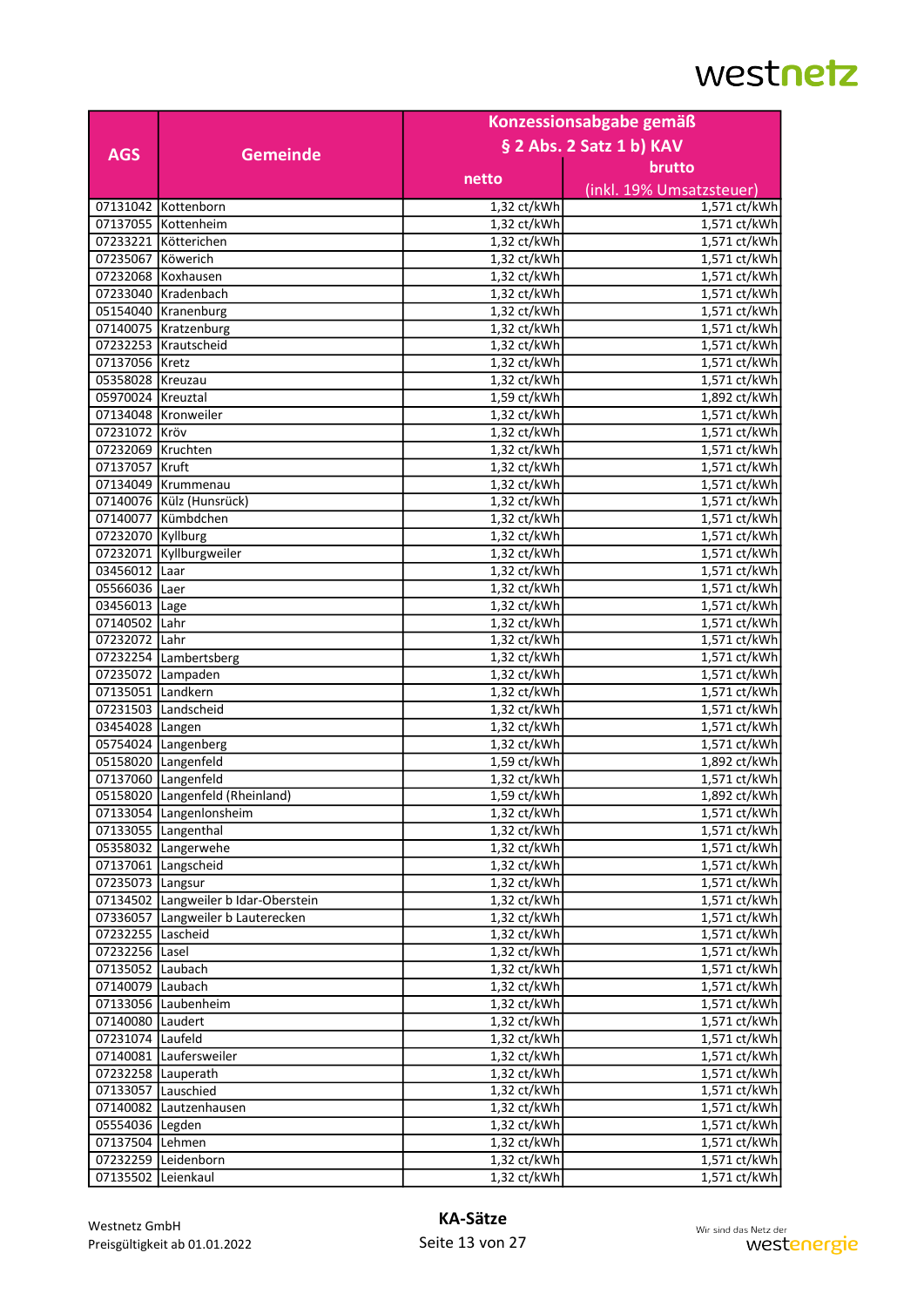| AGS | Gemeinde | Konzessionsabgabe gemäß § 2 Abs. 2 Satz 1 b) KAV | |
|---|---|---|---|
| | | netto | brutto (inkl. 19% Umsatzsteuer) |
| 07131042 | Kottenborn | 1,32 ct/kWh | 1,571 ct/kWh |
| 07137055 | Kottenheim | 1,32 ct/kWh | 1,571 ct/kWh |
| 07233221 | Kötterichen | 1,32 ct/kWh | 1,571 ct/kWh |
| 07235067 | Köwerich | 1,32 ct/kWh | 1,571 ct/kWh |
| 07232068 | Koxhausen | 1,32 ct/kWh | 1,571 ct/kWh |
| 07233040 | Kradenbach | 1,32 ct/kWh | 1,571 ct/kWh |
| 05154040 | Kranenburg | 1,32 ct/kWh | 1,571 ct/kWh |
| 07140075 | Kratzenburg | 1,32 ct/kWh | 1,571 ct/kWh |
| 07232253 | Krautscheid | 1,32 ct/kWh | 1,571 ct/kWh |
| 07137056 | Kretz | 1,32 ct/kWh | 1,571 ct/kWh |
| 05358028 | Kreuzau | 1,32 ct/kWh | 1,571 ct/kWh |
| 05970024 | Kreuztal | 1,59 ct/kWh | 1,892 ct/kWh |
| 07134048 | Kronweiler | 1,32 ct/kWh | 1,571 ct/kWh |
| 07231072 | Kröv | 1,32 ct/kWh | 1,571 ct/kWh |
| 07232069 | Kruchten | 1,32 ct/kWh | 1,571 ct/kWh |
| 07137057 | Kruft | 1,32 ct/kWh | 1,571 ct/kWh |
| 07134049 | Krummenau | 1,32 ct/kWh | 1,571 ct/kWh |
| 07140076 | Külz (Hunsrück) | 1,32 ct/kWh | 1,571 ct/kWh |
| 07140077 | Kümbdchen | 1,32 ct/kWh | 1,571 ct/kWh |
| 07232070 | Kyllburg | 1,32 ct/kWh | 1,571 ct/kWh |
| 07232071 | Kyllburgweiler | 1,32 ct/kWh | 1,571 ct/kWh |
| 03456012 | Laar | 1,32 ct/kWh | 1,571 ct/kWh |
| 05566036 | Laer | 1,32 ct/kWh | 1,571 ct/kWh |
| 03456013 | Lage | 1,32 ct/kWh | 1,571 ct/kWh |
| 07140502 | Lahr | 1,32 ct/kWh | 1,571 ct/kWh |
| 07232072 | Lahr | 1,32 ct/kWh | 1,571 ct/kWh |
| 07232254 | Lambertsberg | 1,32 ct/kWh | 1,571 ct/kWh |
| 07235072 | Lampaden | 1,32 ct/kWh | 1,571 ct/kWh |
| 07135051 | Landkern | 1,32 ct/kWh | 1,571 ct/kWh |
| 07231503 | Landscheid | 1,32 ct/kWh | 1,571 ct/kWh |
| 03454028 | Langen | 1,32 ct/kWh | 1,571 ct/kWh |
| 05754024 | Langenberg | 1,32 ct/kWh | 1,571 ct/kWh |
| 05158020 | Langenfeld | 1,59 ct/kWh | 1,892 ct/kWh |
| 07137060 | Langenfeld | 1,32 ct/kWh | 1,571 ct/kWh |
| 05158020 | Langenfeld (Rheinland) | 1,59 ct/kWh | 1,892 ct/kWh |
| 07133054 | Langenlonsheim | 1,32 ct/kWh | 1,571 ct/kWh |
| 07133055 | Langenthal | 1,32 ct/kWh | 1,571 ct/kWh |
| 05358032 | Langerwehe | 1,32 ct/kWh | 1,571 ct/kWh |
| 07137061 | Langscheid | 1,32 ct/kWh | 1,571 ct/kWh |
| 07235073 | Langsur | 1,32 ct/kWh | 1,571 ct/kWh |
| 07134502 | Langweiler b Idar-Oberstein | 1,32 ct/kWh | 1,571 ct/kWh |
| 07336057 | Langweiler b Lauterecken | 1,32 ct/kWh | 1,571 ct/kWh |
| 07232255 | Lascheid | 1,32 ct/kWh | 1,571 ct/kWh |
| 07232256 | Lasel | 1,32 ct/kWh | 1,571 ct/kWh |
| 07135052 | Laubach | 1,32 ct/kWh | 1,571 ct/kWh |
| 07140079 | Laubach | 1,32 ct/kWh | 1,571 ct/kWh |
| 07133056 | Laubenheim | 1,32 ct/kWh | 1,571 ct/kWh |
| 07140080 | Laudert | 1,32 ct/kWh | 1,571 ct/kWh |
| 07231074 | Laufeld | 1,32 ct/kWh | 1,571 ct/kWh |
| 07140081 | Laufersweiler | 1,32 ct/kWh | 1,571 ct/kWh |
| 07232258 | Lauperath | 1,32 ct/kWh | 1,571 ct/kWh |
| 07133057 | Lauschied | 1,32 ct/kWh | 1,571 ct/kWh |
| 07140082 | Lautzenhausen | 1,32 ct/kWh | 1,571 ct/kWh |
| 05554036 | Legden | 1,32 ct/kWh | 1,571 ct/kWh |
| 07137504 | Lehmen | 1,32 ct/kWh | 1,571 ct/kWh |
| 07232259 | Leidenborn | 1,32 ct/kWh | 1,571 ct/kWh |
| 07135502 | Leienkaul | 1,32 ct/kWh | 1,571 ct/kWh |

Westnetz GmbH
Preisgültigkeit ab 01.01.2022

**KA-Sätze**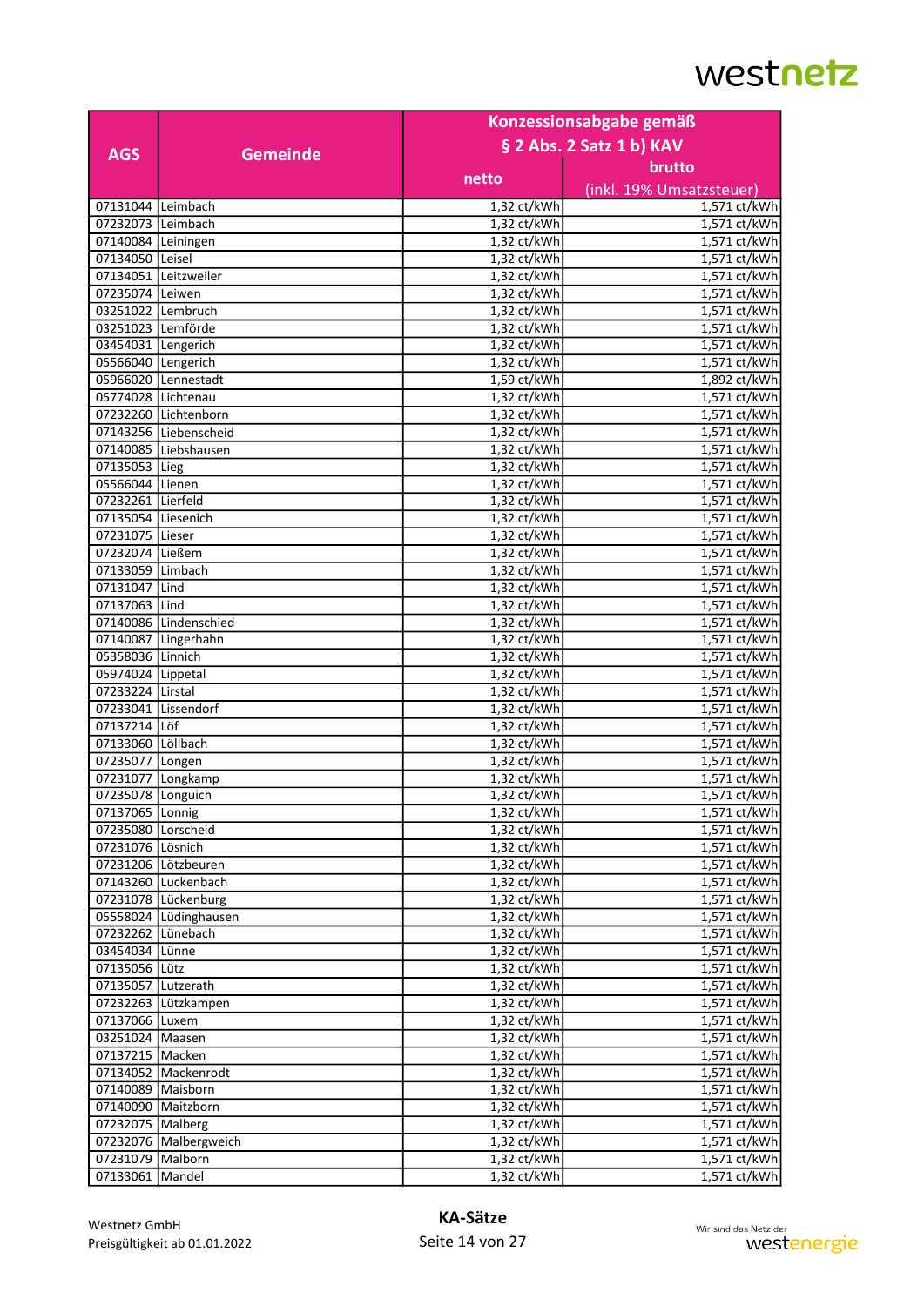| AGS | Gemeinde | Konzessionsabgabe gemäß § 2 Abs. 2 Satz 1 b) KAV | |
|---|---|---|---|
| | | netto | brutto (inkl. 19% Umsatzsteuer) |
| 07131044 | Leimbach | 1,32 ct/kWh | 1,571 ct/kWh |
| 07232073 | Leimbach | 1,32 ct/kWh | 1,571 ct/kWh |
| 07140084 | Leiningen | 1,32 ct/kWh | 1,571 ct/kWh |
| 07134050 | Leisel | 1,32 ct/kWh | 1,571 ct/kWh |
| 07134051 | Leitzweiler | 1,32 ct/kWh | 1,571 ct/kWh |
| 07235074 | Leiwen | 1,32 ct/kWh | 1,571 ct/kWh |
| 03251022 | Lembruch | 1,32 ct/kWh | 1,571 ct/kWh |
| 03251023 | Lemförde | 1,32 ct/kWh | 1,571 ct/kWh |
| 03454031 | Lengerich | 1,32 ct/kWh | 1,571 ct/kWh |
| 05566040 | Lengerich | 1,32 ct/kWh | 1,571 ct/kWh |
| 05966020 | Lennestadt | 1,59 ct/kWh | 1,892 ct/kWh |
| 05774028 | Lichtenau | 1,32 ct/kWh | 1,571 ct/kWh |
| 07232260 | Lichtenborn | 1,32 ct/kWh | 1,571 ct/kWh |
| 07143256 | Liebenscheid | 1,32 ct/kWh | 1,571 ct/kWh |
| 07140085 | Liebshausen | 1,32 ct/kWh | 1,571 ct/kWh |
| 07135053 | Lieg | 1,32 ct/kWh | 1,571 ct/kWh |
| 05566044 | Lienen | 1,32 ct/kWh | 1,571 ct/kWh |
| 07232261 | Lierfeld | 1,32 ct/kWh | 1,571 ct/kWh |
| 07135054 | Liesenich | 1,32 ct/kWh | 1,571 ct/kWh |
| 07231075 | Lieser | 1,32 ct/kWh | 1,571 ct/kWh |
| 07232074 | Ließem | 1,32 ct/kWh | 1,571 ct/kWh |
| 07133059 | Limbach | 1,32 ct/kWh | 1,571 ct/kWh |
| 07131047 | Lind | 1,32 ct/kWh | 1,571 ct/kWh |
| 07137063 | Lind | 1,32 ct/kWh | 1,571 ct/kWh |
| 07140086 | Lindenschied | 1,32 ct/kWh | 1,571 ct/kWh |
| 07140087 | Lingerhahn | 1,32 ct/kWh | 1,571 ct/kWh |
| 05358036 | Linnich | 1,32 ct/kWh | 1,571 ct/kWh |
| 05974024 | Lippetal | 1,32 ct/kWh | 1,571 ct/kWh |
| 07233224 | Lirstal | 1,32 ct/kWh | 1,571 ct/kWh |
| 07233041 | Lissendorf | 1,32 ct/kWh | 1,571 ct/kWh |
| 07137214 | Löf | 1,32 ct/kWh | 1,571 ct/kWh |
| 07133060 | Löllbach | 1,32 ct/kWh | 1,571 ct/kWh |
| 07235077 | Longen | 1,32 ct/kWh | 1,571 ct/kWh |
| 07231077 | Longkamp | 1,32 ct/kWh | 1,571 ct/kWh |
| 07235078 | Longuich | 1,32 ct/kWh | 1,571 ct/kWh |
| 07137065 | Lonnig | 1,32 ct/kWh | 1,571 ct/kWh |
| 07235080 | Lorscheid | 1,32 ct/kWh | 1,571 ct/kWh |
| 07231076 | Lösnich | 1,32 ct/kWh | 1,571 ct/kWh |
| 07231206 | Lötzbeuren | 1,32 ct/kWh | 1,571 ct/kWh |
| 07143260 | Luckenbach | 1,32 ct/kWh | 1,571 ct/kWh |
| 07231078 | Lückenburg | 1,32 ct/kWh | 1,571 ct/kWh |
| 05558024 | Lüdinghausen | 1,32 ct/kWh | 1,571 ct/kWh |
| 07232262 | Lünebach | 1,32 ct/kWh | 1,571 ct/kWh |
| 03454034 | Lünne | 1,32 ct/kWh | 1,571 ct/kWh |
| 07135056 | Lütz | 1,32 ct/kWh | 1,571 ct/kWh |
| 07135057 | Lutzerath | 1,32 ct/kWh | 1,571 ct/kWh |
| 07232263 | Lützkampen | 1,32 ct/kWh | 1,571 ct/kWh |
| 07137066 | Luxem | 1,32 ct/kWh | 1,571 ct/kWh |
| 03251024 | Maasen | 1,32 ct/kWh | 1,571 ct/kWh |
| 07137215 | Macken | 1,32 ct/kWh | 1,571 ct/kWh |
| 07134052 | Mackenrodt | 1,32 ct/kWh | 1,571 ct/kWh |
| 07140089 | Maisborn | 1,32 ct/kWh | 1,571 ct/kWh |
| 07140090 | Maitzborn | 1,32 ct/kWh | 1,571 ct/kWh |
| 07232075 | Malberg | 1,32 ct/kWh | 1,571 ct/kWh |
| 07232076 | Malbergweich | 1,32 ct/kWh | 1,571 ct/kWh |
| 07231079 | Malborn | 1,32 ct/kWh | 1,571 ct/kWh |
| 07133061 | Mandel | 1,32 ct/kWh | 1,571 ct/kWh |

Westnetz GmbH
Preisgültigkeit ab 01.01.2022

**KA-Sätze**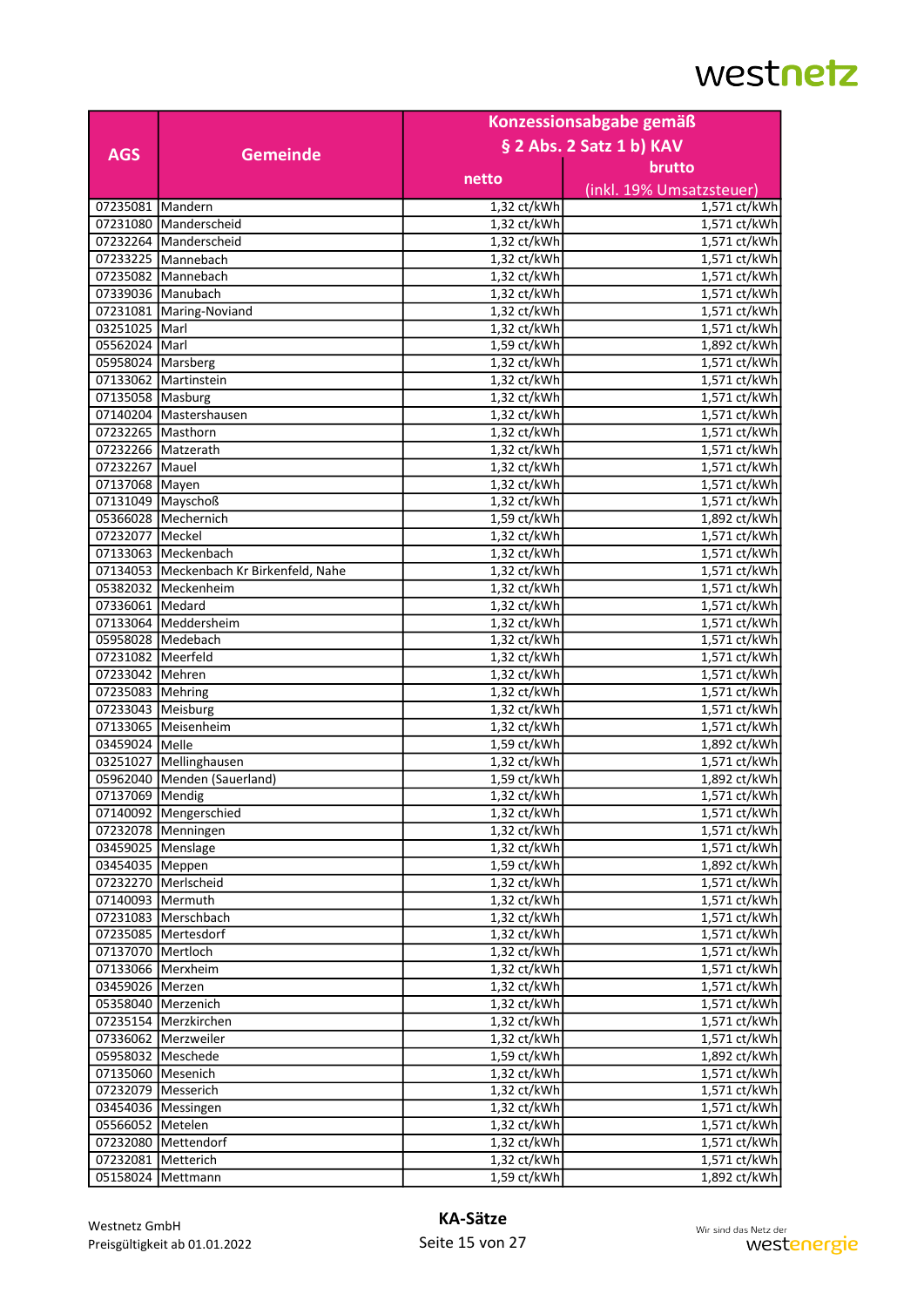| AGS | Gemeinde | Konzessionsabgabe gemäß § 2 Abs. 2 Satz 1 b) KAV | |
|---|---|---|---|
| | | netto | brutto (inkl. 19% Umsatzsteuer) |
| 07235081 | Mandern | 1,32 ct/kWh | 1,571 ct/kWh |
| 07231080 | Manderscheid | 1,32 ct/kWh | 1,571 ct/kWh |
| 07232264 | Manderscheid | 1,32 ct/kWh | 1,571 ct/kWh |
| 07233225 | Mannebach | 1,32 ct/kWh | 1,571 ct/kWh |
| 07235082 | Mannebach | 1,32 ct/kWh | 1,571 ct/kWh |
| 07339036 | Manubach | 1,32 ct/kWh | 1,571 ct/kWh |
| 07231081 | Maring-Noviand | 1,32 ct/kWh | 1,571 ct/kWh |
| 03251025 | Marl | 1,32 ct/kWh | 1,571 ct/kWh |
| 05562024 | Marl | 1,59 ct/kWh | 1,892 ct/kWh |
| 05958024 | Marsberg | 1,32 ct/kWh | 1,571 ct/kWh |
| 07133062 | Martinstein | 1,32 ct/kWh | 1,571 ct/kWh |
| 07135058 | Masburg | 1,32 ct/kWh | 1,571 ct/kWh |
| 07140204 | Mastershausen | 1,32 ct/kWh | 1,571 ct/kWh |
| 07232265 | Masthorn | 1,32 ct/kWh | 1,571 ct/kWh |
| 07232266 | Matzerath | 1,32 ct/kWh | 1,571 ct/kWh |
| 07232267 | Mauel | 1,32 ct/kWh | 1,571 ct/kWh |
| 07137068 | Mayen | 1,32 ct/kWh | 1,571 ct/kWh |
| 07131049 | Mayschoß | 1,32 ct/kWh | 1,571 ct/kWh |
| 05366028 | Mechernich | 1,59 ct/kWh | 1,892 ct/kWh |
| 07232077 | Meckel | 1,32 ct/kWh | 1,571 ct/kWh |
| 07133063 | Meckenbach | 1,32 ct/kWh | 1,571 ct/kWh |
| 07134053 | Meckenbach Kr Birkenfeld, Nahe | 1,32 ct/kWh | 1,571 ct/kWh |
| 05382032 | Meckenheim | 1,32 ct/kWh | 1,571 ct/kWh |
| 07336061 | Medard | 1,32 ct/kWh | 1,571 ct/kWh |
| 07133064 | Meddersheim | 1,32 ct/kWh | 1,571 ct/kWh |
| 05958028 | Medebach | 1,32 ct/kWh | 1,571 ct/kWh |
| 07231082 | Meerfeld | 1,32 ct/kWh | 1,571 ct/kWh |
| 07233042 | Mehren | 1,32 ct/kWh | 1,571 ct/kWh |
| 07235083 | Mehring | 1,32 ct/kWh | 1,571 ct/kWh |
| 07233043 | Meisburg | 1,32 ct/kWh | 1,571 ct/kWh |
| 07133065 | Meisenheim | 1,32 ct/kWh | 1,571 ct/kWh |
| 03459024 | Melle | 1,59 ct/kWh | 1,892 ct/kWh |
| 03251027 | Mellinghausen | 1,32 ct/kWh | 1,571 ct/kWh |
| 05962040 | Menden (Sauerland) | 1,59 ct/kWh | 1,892 ct/kWh |
| 07137069 | Mendig | 1,32 ct/kWh | 1,571 ct/kWh |
| 07140092 | Mengerschied | 1,32 ct/kWh | 1,571 ct/kWh |
| 07232078 | Menningen | 1,32 ct/kWh | 1,571 ct/kWh |
| 03459025 | Menslage | 1,32 ct/kWh | 1,571 ct/kWh |
| 03454035 | Meppen | 1,59 ct/kWh | 1,892 ct/kWh |
| 07232270 | Merlscheid | 1,32 ct/kWh | 1,571 ct/kWh |
| 07140093 | Mermuth | 1,32 ct/kWh | 1,571 ct/kWh |
| 07231083 | Merschbach | 1,32 ct/kWh | 1,571 ct/kWh |
| 07235085 | Mertesdorf | 1,32 ct/kWh | 1,571 ct/kWh |
| 07137070 | Mertloch | 1,32 ct/kWh | 1,571 ct/kWh |
| 07133066 | Merxheim | 1,32 ct/kWh | 1,571 ct/kWh |
| 03459026 | Merzen | 1,32 ct/kWh | 1,571 ct/kWh |
| 05358040 | Merzenich | 1,32 ct/kWh | 1,571 ct/kWh |
| 07235154 | Merzkirchen | 1,32 ct/kWh | 1,571 ct/kWh |
| 07336062 | Merzweiler | 1,32 ct/kWh | 1,571 ct/kWh |
| 05958032 | Meschede | 1,59 ct/kWh | 1,892 ct/kWh |
| 07135060 | Mesenich | 1,32 ct/kWh | 1,571 ct/kWh |
| 07232079 | Messerich | 1,32 ct/kWh | 1,571 ct/kWh |
| 03454036 | Messingen | 1,32 ct/kWh | 1,571 ct/kWh |
| 05566052 | Metelen | 1,32 ct/kWh | 1,571 ct/kWh |
| 07232080 | Mettendorf | 1,32 ct/kWh | 1,571 ct/kWh |
| 07232081 | Metterich | 1,32 ct/kWh | 1,571 ct/kWh |
| 05158024 | Mettmann | 1,59 ct/kWh | 1,892 ct/kWh |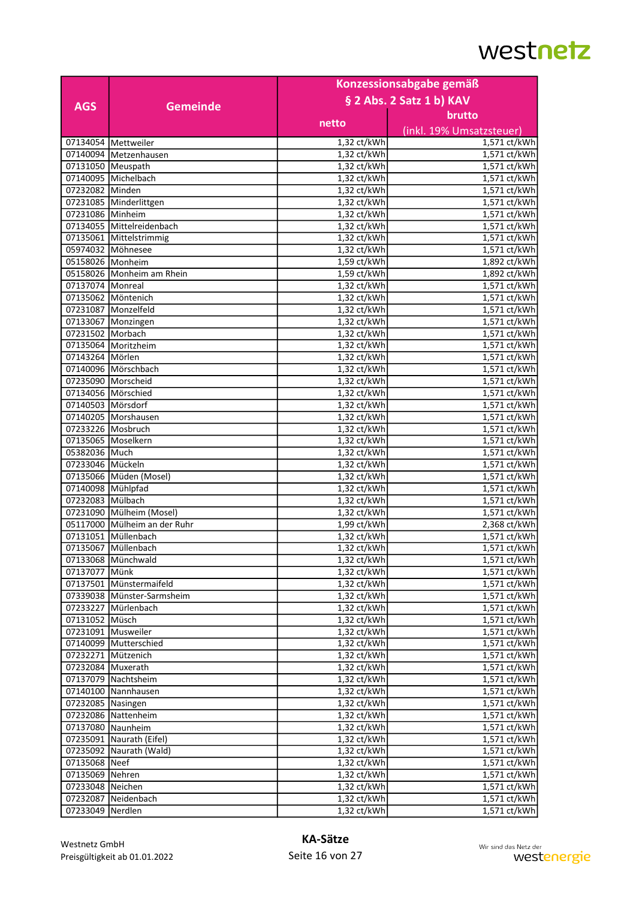| AGS | Gemeinde | Konzessionsabgabe gemäß § 2 Abs. 2 Satz 1 b) KAV | |
|---|---|---|---|
| | | netto | brutto (inkl. 19% Umsatzsteuer) |
| 07134054 | Mettweiler | 1,32 ct/kWh | 1,571 ct/kWh |
| 07140094 | Metzenhausen | 1,32 ct/kWh | 1,571 ct/kWh |
| 07131050 | Meuspath | 1,32 ct/kWh | 1,571 ct/kWh |
| 07140095 | Michelbach | 1,32 ct/kWh | 1,571 ct/kWh |
| 07232082 | Minden | 1,32 ct/kWh | 1,571 ct/kWh |
| 07231085 | Minderlittgen | 1,32 ct/kWh | 1,571 ct/kWh |
| 07231086 | Minheim | 1,32 ct/kWh | 1,571 ct/kWh |
| 07134055 | Mittelreidenbach | 1,32 ct/kWh | 1,571 ct/kWh |
| 07135061 | Mittelstrimmig | 1,32 ct/kWh | 1,571 ct/kWh |
| 05974032 | Möhnesee | 1,32 ct/kWh | 1,571 ct/kWh |
| 05158026 | Monheim | 1,59 ct/kWh | 1,892 ct/kWh |
| 05158026 | Monheim am Rhein | 1,59 ct/kWh | 1,892 ct/kWh |
| 07137074 | Monreal | 1,32 ct/kWh | 1,571 ct/kWh |
| 07135062 | Möntenich | 1,32 ct/kWh | 1,571 ct/kWh |
| 07231087 | Monzelfeld | 1,32 ct/kWh | 1,571 ct/kWh |
| 07133067 | Monzingen | 1,32 ct/kWh | 1,571 ct/kWh |
| 07231502 | Morbach | 1,32 ct/kWh | 1,571 ct/kWh |
| 07135064 | Moritzheim | 1,32 ct/kWh | 1,571 ct/kWh |
| 07143264 | Mörlen | 1,32 ct/kWh | 1,571 ct/kWh |
| 07140096 | Mörschbach | 1,32 ct/kWh | 1,571 ct/kWh |
| 07235090 | Morscheid | 1,32 ct/kWh | 1,571 ct/kWh |
| 07134056 | Mörschied | 1,32 ct/kWh | 1,571 ct/kWh |
| 07140503 | Mörsdorf | 1,32 ct/kWh | 1,571 ct/kWh |
| 07140205 | Morshausen | 1,32 ct/kWh | 1,571 ct/kWh |
| 07233226 | Mosbruch | 1,32 ct/kWh | 1,571 ct/kWh |
| 07135065 | Moselkern | 1,32 ct/kWh | 1,571 ct/kWh |
| 05382036 | Much | 1,32 ct/kWh | 1,571 ct/kWh |
| 07233046 | Mückeln | 1,32 ct/kWh | 1,571 ct/kWh |
| 07135066 | Müden (Mosel) | 1,32 ct/kWh | 1,571 ct/kWh |
| 07140098 | Mühlpfad | 1,32 ct/kWh | 1,571 ct/kWh |
| 07232083 | Mülbach | 1,32 ct/kWh | 1,571 ct/kWh |
| 07231090 | Mülheim (Mosel) | 1,32 ct/kWh | 1,571 ct/kWh |
| 05117000 | Mülheim an der Ruhr | 1,99 ct/kWh | 2,368 ct/kWh |
| 07131051 | Müllenbach | 1,32 ct/kWh | 1,571 ct/kWh |
| 07135067 | Müllenbach | 1,32 ct/kWh | 1,571 ct/kWh |
| 07133068 | Münchwald | 1,32 ct/kWh | 1,571 ct/kWh |
| 07137077 | Münk | 1,32 ct/kWh | 1,571 ct/kWh |
| 07137501 | Münstermaifeld | 1,32 ct/kWh | 1,571 ct/kWh |
| 07339038 | Münster-Sarmsheim | 1,32 ct/kWh | 1,571 ct/kWh |
| 07233227 | Mürlenbach | 1,32 ct/kWh | 1,571 ct/kWh |
| 07131052 | Müsch | 1,32 ct/kWh | 1,571 ct/kWh |
| 07231091 | Musweiler | 1,32 ct/kWh | 1,571 ct/kWh |
| 07140099 | Mutterschied | 1,32 ct/kWh | 1,571 ct/kWh |
| 07232271 | Mützenich | 1,32 ct/kWh | 1,571 ct/kWh |
| 07232084 | Muxerath | 1,32 ct/kWh | 1,571 ct/kWh |
| 07137079 | Nachtsheim | 1,32 ct/kWh | 1,571 ct/kWh |
| 07140100 | Nannhausen | 1,32 ct/kWh | 1,571 ct/kWh |
| 07232085 | Nasingen | 1,32 ct/kWh | 1,571 ct/kWh |
| 07232086 | Nattenheim | 1,32 ct/kWh | 1,571 ct/kWh |
| 07137080 | Naunheim | 1,32 ct/kWh | 1,571 ct/kWh |
| 07235091 | Naurath (Eifel) | 1,32 ct/kWh | 1,571 ct/kWh |
| 07235092 | Naurath (Wald) | 1,32 ct/kWh | 1,571 ct/kWh |
| 07135068 | Neef | 1,32 ct/kWh | 1,571 ct/kWh |
| 07135069 | Nehren | 1,32 ct/kWh | 1,571 ct/kWh |
| 07233048 | Neichen | 1,32 ct/kWh | 1,571 ct/kWh |
| 07232087 | Neidenbach | 1,32 ct/kWh | 1,571 ct/kWh |
| 07233049 | Nerdlen | 1,32 ct/kWh | 1,571 ct/kWh |

Westnetz GmbH
Preisgültigkeit ab 01.01.2022

**KA-Sätze**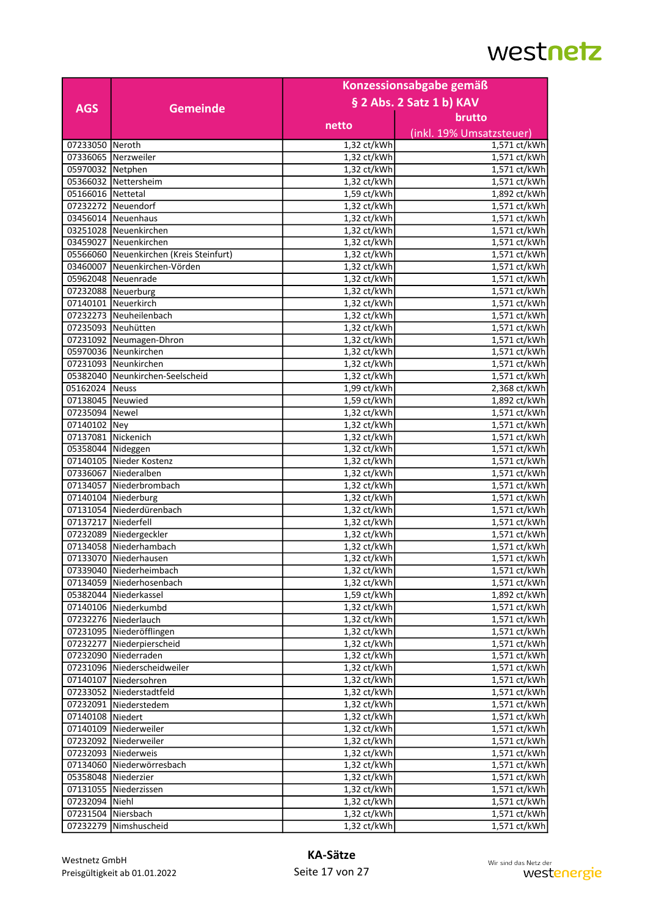| AGS | Gemeinde | Konzessionsabgabe gemäß § 2 Abs. 2 Satz 1 b) KAV | |
|---|---|---|---|
| | | netto | brutto (inkl. 19% Umsatzsteuer) |
| 07233050 | Neroth | 1,32 ct/kWh | 1,571 ct/kWh |
| 07336065 | Nerzweiler | 1,32 ct/kWh | 1,571 ct/kWh |
| 05970032 | Netphen | 1,32 ct/kWh | 1,571 ct/kWh |
| 05366032 | Nettersheim | 1,32 ct/kWh | 1,571 ct/kWh |
| 05166016 | Nettetal | 1,59 ct/kWh | 1,892 ct/kWh |
| 07232272 | Neuendorf | 1,32 ct/kWh | 1,571 ct/kWh |
| 03456014 | Neuenhaus | 1,32 ct/kWh | 1,571 ct/kWh |
| 03251028 | Neuenkirchen | 1,32 ct/kWh | 1,571 ct/kWh |
| 03459027 | Neuenkirchen | 1,32 ct/kWh | 1,571 ct/kWh |
| 05566060 | Neuenkirchen (Kreis Steinfurt) | 1,32 ct/kWh | 1,571 ct/kWh |
| 03460007 | Neuenkirchen-Vörden | 1,32 ct/kWh | 1,571 ct/kWh |
| 05962048 | Neuenrade | 1,32 ct/kWh | 1,571 ct/kWh |
| 07232088 | Neuerburg | 1,32 ct/kWh | 1,571 ct/kWh |
| 07140101 | Neuerkirch | 1,32 ct/kWh | 1,571 ct/kWh |
| 07232273 | Neuheilenbach | 1,32 ct/kWh | 1,571 ct/kWh |
| 07235093 | Neuhütten | 1,32 ct/kWh | 1,571 ct/kWh |
| 07231092 | Neumagen-Dhron | 1,32 ct/kWh | 1,571 ct/kWh |
| 05970036 | Neunkirchen | 1,32 ct/kWh | 1,571 ct/kWh |
| 07231093 | Neunkirchen | 1,32 ct/kWh | 1,571 ct/kWh |
| 05382040 | Neunkirchen-Seelscheid | 1,32 ct/kWh | 1,571 ct/kWh |
| 05162024 | Neuss | 1,99 ct/kWh | 2,368 ct/kWh |
| 07138045 | Neuwied | 1,59 ct/kWh | 1,892 ct/kWh |
| 07235094 | Newel | 1,32 ct/kWh | 1,571 ct/kWh |
| 07140102 | Ney | 1,32 ct/kWh | 1,571 ct/kWh |
| 07137081 | Nickenich | 1,32 ct/kWh | 1,571 ct/kWh |
| 05358044 | Nideggen | 1,32 ct/kWh | 1,571 ct/kWh |
| 07140105 | Nieder Kostenz | 1,32 ct/kWh | 1,571 ct/kWh |
| 07336067 | Niederalben | 1,32 ct/kWh | 1,571 ct/kWh |
| 07134057 | Niederbrombach | 1,32 ct/kWh | 1,571 ct/kWh |
| 07140104 | Niederburg | 1,32 ct/kWh | 1,571 ct/kWh |
| 07131054 | Niederdürenbach | 1,32 ct/kWh | 1,571 ct/kWh |
| 07137217 | Niederfell | 1,32 ct/kWh | 1,571 ct/kWh |
| 07232089 | Niedergeckler | 1,32 ct/kWh | 1,571 ct/kWh |
| 07134058 | Niederhambach | 1,32 ct/kWh | 1,571 ct/kWh |
| 07133070 | Niederhausen | 1,32 ct/kWh | 1,571 ct/kWh |
| 07339040 | Niederheimbach | 1,32 ct/kWh | 1,571 ct/kWh |
| 07134059 | Niederhosenbach | 1,32 ct/kWh | 1,571 ct/kWh |
| 05382044 | Niederkassel | 1,59 ct/kWh | 1,892 ct/kWh |
| 07140106 | Niederkumbd | 1,32 ct/kWh | 1,571 ct/kWh |
| 07232276 | Niederlauch | 1,32 ct/kWh | 1,571 ct/kWh |
| 07231095 | Niederöfflingen | 1,32 ct/kWh | 1,571 ct/kWh |
| 07232277 | Niederpierscheid | 1,32 ct/kWh | 1,571 ct/kWh |
| 07232090 | Niederraden | 1,32 ct/kWh | 1,571 ct/kWh |
| 07231096 | Niederscheidweiler | 1,32 ct/kWh | 1,571 ct/kWh |
| 07140107 | Niedersohren | 1,32 ct/kWh | 1,571 ct/kWh |
| 07233052 | Niederstadtfeld | 1,32 ct/kWh | 1,571 ct/kWh |
| 07232091 | Niederstedem | 1,32 ct/kWh | 1,571 ct/kWh |
| 07140108 | Niedert | 1,32 ct/kWh | 1,571 ct/kWh |
| 07140109 | Niederweiler | 1,32 ct/kWh | 1,571 ct/kWh |
| 07232092 | Niederweiler | 1,32 ct/kWh | 1,571 ct/kWh |
| 07232093 | Niederweis | 1,32 ct/kWh | 1,571 ct/kWh |
| 07134060 | Niederwörresbach | 1,32 ct/kWh | 1,571 ct/kWh |
| 05358048 | Niederzier | 1,32 ct/kWh | 1,571 ct/kWh |
| 07131055 | Niederzissen | 1,32 ct/kWh | 1,571 ct/kWh |
| 07232094 | Niehl | 1,32 ct/kWh | 1,571 ct/kWh |
| 07231504 | Niersbach | 1,32 ct/kWh | 1,571 ct/kWh |
| 07232279 | Nimshuscheid | 1,32 ct/kWh | 1,571 ct/kWh |

Westnetz GmbH
Preisgültigkeit ab 01.01.2022

**KA-Sätze**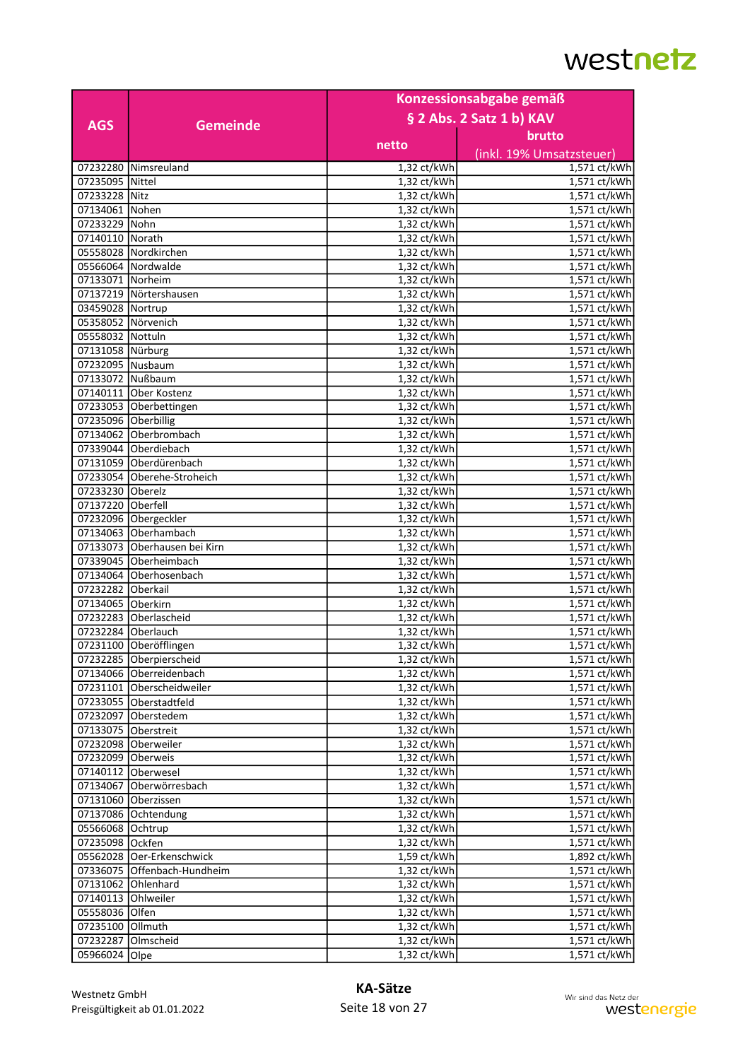| AGS | Gemeinde | Konzessionsabgabe gemäß § 2 Abs. 2 Satz 1 b) KAV | |
|---|---|---|---|
| | | netto | brutto (inkl. 19% Umsatzsteuer) |
| 07232280 | Nimsreuland | 1,32 ct/kWh | 1,571 ct/kWh |
| 07235095 | Nittel | 1,32 ct/kWh | 1,571 ct/kWh |
| 07233228 | Nitz | 1,32 ct/kWh | 1,571 ct/kWh |
| 07134061 | Nohen | 1,32 ct/kWh | 1,571 ct/kWh |
| 07233229 | Nohn | 1,32 ct/kWh | 1,571 ct/kWh |
| 07140110 | Norath | 1,32 ct/kWh | 1,571 ct/kWh |
| 05558028 | Nordkirchen | 1,32 ct/kWh | 1,571 ct/kWh |
| 05566064 | Nordwalde | 1,32 ct/kWh | 1,571 ct/kWh |
| 07133071 | Norheim | 1,32 ct/kWh | 1,571 ct/kWh |
| 07137219 | Nörtershausen | 1,32 ct/kWh | 1,571 ct/kWh |
| 03459028 | Nortrup | 1,32 ct/kWh | 1,571 ct/kWh |
| 05358052 | Nörvenich | 1,32 ct/kWh | 1,571 ct/kWh |
| 05558032 | Nottuln | 1,32 ct/kWh | 1,571 ct/kWh |
| 07131058 | Nürburg | 1,32 ct/kWh | 1,571 ct/kWh |
| 07232095 | Nusbaum | 1,32 ct/kWh | 1,571 ct/kWh |
| 07133072 | Nußbaum | 1,32 ct/kWh | 1,571 ct/kWh |
| 07140111 | Ober Kostenz | 1,32 ct/kWh | 1,571 ct/kWh |
| 07233053 | Oberbettingen | 1,32 ct/kWh | 1,571 ct/kWh |
| 07235096 | Oberbillig | 1,32 ct/kWh | 1,571 ct/kWh |
| 07134062 | Oberbrombach | 1,32 ct/kWh | 1,571 ct/kWh |
| 07339044 | Oberdiebach | 1,32 ct/kWh | 1,571 ct/kWh |
| 07131059 | Oberdürenbach | 1,32 ct/kWh | 1,571 ct/kWh |
| 07233054 | Oberehe-Stroheich | 1,32 ct/kWh | 1,571 ct/kWh |
| 07233230 | Oberelz | 1,32 ct/kWh | 1,571 ct/kWh |
| 07137220 | Oberfell | 1,32 ct/kWh | 1,571 ct/kWh |
| 07232096 | Obergeckler | 1,32 ct/kWh | 1,571 ct/kWh |
| 07134063 | Oberhambach | 1,32 ct/kWh | 1,571 ct/kWh |
| 07133073 | Oberhausen bei Kirn | 1,32 ct/kWh | 1,571 ct/kWh |
| 07339045 | Oberheimbach | 1,32 ct/kWh | 1,571 ct/kWh |
| 07134064 | Oberhosenbach | 1,32 ct/kWh | 1,571 ct/kWh |
| 07232282 | Oberkail | 1,32 ct/kWh | 1,571 ct/kWh |
| 07134065 | Oberkirn | 1,32 ct/kWh | 1,571 ct/kWh |
| 07232283 | Oberlascheid | 1,32 ct/kWh | 1,571 ct/kWh |
| 07232284 | Oberlauch | 1,32 ct/kWh | 1,571 ct/kWh |
| 07231100 | Oberöfflingen | 1,32 ct/kWh | 1,571 ct/kWh |
| 07232285 | Oberpierscheid | 1,32 ct/kWh | 1,571 ct/kWh |
| 07134066 | Oberreidenbach | 1,32 ct/kWh | 1,571 ct/kWh |
| 07231101 | Oberscheidweiler | 1,32 ct/kWh | 1,571 ct/kWh |
| 07233055 | Oberstadtfeld | 1,32 ct/kWh | 1,571 ct/kWh |
| 07232097 | Oberstedem | 1,32 ct/kWh | 1,571 ct/kWh |
| 07133075 | Oberstreit | 1,32 ct/kWh | 1,571 ct/kWh |
| 07232098 | Oberweiler | 1,32 ct/kWh | 1,571 ct/kWh |
| 07232099 | Oberweis | 1,32 ct/kWh | 1,571 ct/kWh |
| 07140112 | Oberwesel | 1,32 ct/kWh | 1,571 ct/kWh |
| 07134067 | Oberwörresbach | 1,32 ct/kWh | 1,571 ct/kWh |
| 07131060 | Oberzissen | 1,32 ct/kWh | 1,571 ct/kWh |
| 07137086 | Ochtendung | 1,32 ct/kWh | 1,571 ct/kWh |
| 05566068 | Ochtrup | 1,32 ct/kWh | 1,571 ct/kWh |
| 07235098 | Ockfen | 1,32 ct/kWh | 1,571 ct/kWh |
| 05562028 | Oer-Erkenschwick | 1,59 ct/kWh | 1,892 ct/kWh |
| 07336075 | Offenbach-Hundheim | 1,32 ct/kWh | 1,571 ct/kWh |
| 07131062 | Ohlenhard | 1,32 ct/kWh | 1,571 ct/kWh |
| 07140113 | Ohlweiler | 1,32 ct/kWh | 1,571 ct/kWh |
| 05558036 | Olfen | 1,32 ct/kWh | 1,571 ct/kWh |
| 07235100 | Ollmuth | 1,32 ct/kWh | 1,571 ct/kWh |
| 07232287 | Olmscheid | 1,32 ct/kWh | 1,571 ct/kWh |
| 05966024 | Olpe | 1,32 ct/kWh | 1,571 ct/kWh |

Westnetz GmbH
Preisgültigkeit ab 01.01.2022

**KA-Sätze**

Wir sind das Netz der westenergie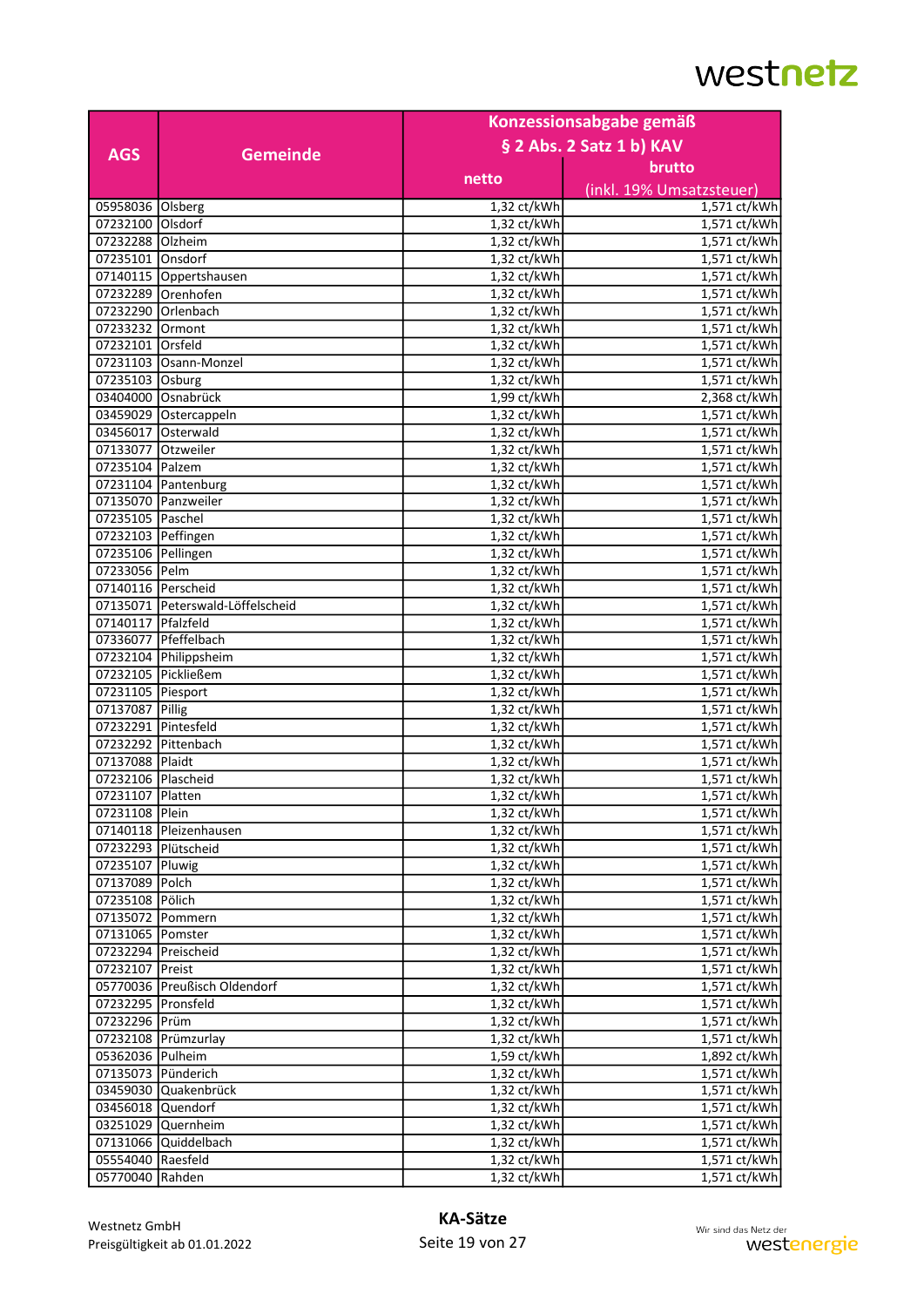| AGS | Gemeinde | Konzessionsabgabe gemäß § 2 Abs. 2 Satz 1 b) KAV | |
|---|---|---|---|
| | | netto | brutto (inkl. 19% Umsatzsteuer) |
| 05958036 | Olsberg | 1,32 ct/kWh | 1,571 ct/kWh |
| 07232100 | Olsdorf | 1,32 ct/kWh | 1,571 ct/kWh |
| 07232288 | Olzheim | 1,32 ct/kWh | 1,571 ct/kWh |
| 07235101 | Onsdorf | 1,32 ct/kWh | 1,571 ct/kWh |
| 07140115 | Oppertshausen | 1,32 ct/kWh | 1,571 ct/kWh |
| 07232289 | Orenhofen | 1,32 ct/kWh | 1,571 ct/kWh |
| 07232290 | Orlenbach | 1,32 ct/kWh | 1,571 ct/kWh |
| 07233232 | Ormont | 1,32 ct/kWh | 1,571 ct/kWh |
| 07232101 | Orsfeld | 1,32 ct/kWh | 1,571 ct/kWh |
| 07231103 | Osann-Monzel | 1,32 ct/kWh | 1,571 ct/kWh |
| 07235103 | Osburg | 1,32 ct/kWh | 1,571 ct/kWh |
| 03404000 | Osnabrück | 1,99 ct/kWh | 2,368 ct/kWh |
| 03459029 | Ostercappeln | 1,32 ct/kWh | 1,571 ct/kWh |
| 03456017 | Osterwald | 1,32 ct/kWh | 1,571 ct/kWh |
| 07133077 | Otzweiler | 1,32 ct/kWh | 1,571 ct/kWh |
| 07235104 | Palzem | 1,32 ct/kWh | 1,571 ct/kWh |
| 07231104 | Pantenburg | 1,32 ct/kWh | 1,571 ct/kWh |
| 07135070 | Panzweiler | 1,32 ct/kWh | 1,571 ct/kWh |
| 07235105 | Paschel | 1,32 ct/kWh | 1,571 ct/kWh |
| 07232103 | Peffingen | 1,32 ct/kWh | 1,571 ct/kWh |
| 07235106 | Pellingen | 1,32 ct/kWh | 1,571 ct/kWh |
| 07233056 | Pelm | 1,32 ct/kWh | 1,571 ct/kWh |
| 07140116 | Perscheid | 1,32 ct/kWh | 1,571 ct/kWh |
| 07135071 | Peterswald-Löffelscheid | 1,32 ct/kWh | 1,571 ct/kWh |
| 07140117 | Pfalzfeld | 1,32 ct/kWh | 1,571 ct/kWh |
| 07336077 | Pfeffelbach | 1,32 ct/kWh | 1,571 ct/kWh |
| 07232104 | Philippsheim | 1,32 ct/kWh | 1,571 ct/kWh |
| 07232105 | Pickließem | 1,32 ct/kWh | 1,571 ct/kWh |
| 07231105 | Piesport | 1,32 ct/kWh | 1,571 ct/kWh |
| 07137087 | Pillig | 1,32 ct/kWh | 1,571 ct/kWh |
| 07232291 | Pintesfeld | 1,32 ct/kWh | 1,571 ct/kWh |
| 07232292 | Pittenbach | 1,32 ct/kWh | 1,571 ct/kWh |
| 07137088 | Plaidt | 1,32 ct/kWh | 1,571 ct/kWh |
| 07232106 | Plascheid | 1,32 ct/kWh | 1,571 ct/kWh |
| 07231107 | Platten | 1,32 ct/kWh | 1,571 ct/kWh |
| 07231108 | Plein | 1,32 ct/kWh | 1,571 ct/kWh |
| 07140118 | Pleizenhausen | 1,32 ct/kWh | 1,571 ct/kWh |
| 07232293 | Plütscheid | 1,32 ct/kWh | 1,571 ct/kWh |
| 07235107 | Pluwig | 1,32 ct/kWh | 1,571 ct/kWh |
| 07137089 | Polch | 1,32 ct/kWh | 1,571 ct/kWh |
| 07235108 | Pölich | 1,32 ct/kWh | 1,571 ct/kWh |
| 07135072 | Pommern | 1,32 ct/kWh | 1,571 ct/kWh |
| 07131065 | Pomster | 1,32 ct/kWh | 1,571 ct/kWh |
| 07232294 | Preischeid | 1,32 ct/kWh | 1,571 ct/kWh |
| 07232107 | Preist | 1,32 ct/kWh | 1,571 ct/kWh |
| 05770036 | Preußisch Oldendorf | 1,32 ct/kWh | 1,571 ct/kWh |
| 07232295 | Pronsfeld | 1,32 ct/kWh | 1,571 ct/kWh |
| 07232296 | Prüm | 1,32 ct/kWh | 1,571 ct/kWh |
| 07232108 | Prümzurlay | 1,32 ct/kWh | 1,571 ct/kWh |
| 05362036 | Pulheim | 1,59 ct/kWh | 1,892 ct/kWh |
| 07135073 | Pünderich | 1,32 ct/kWh | 1,571 ct/kWh |
| 03459030 | Quakenbrück | 1,32 ct/kWh | 1,571 ct/kWh |
| 03456018 | Quendorf | 1,32 ct/kWh | 1,571 ct/kWh |
| 03251029 | Quernheim | 1,32 ct/kWh | 1,571 ct/kWh |
| 07131066 | Quiddelbach | 1,32 ct/kWh | 1,571 ct/kWh |
| 05554040 | Raesfeld | 1,32 ct/kWh | 1,571 ct/kWh |
| 05770040 | Rahden | 1,32 ct/kWh | 1,571 ct/kWh |

Westnetz GmbH
Preisgültigkeit ab 01.01.2022

**KA-Sätze**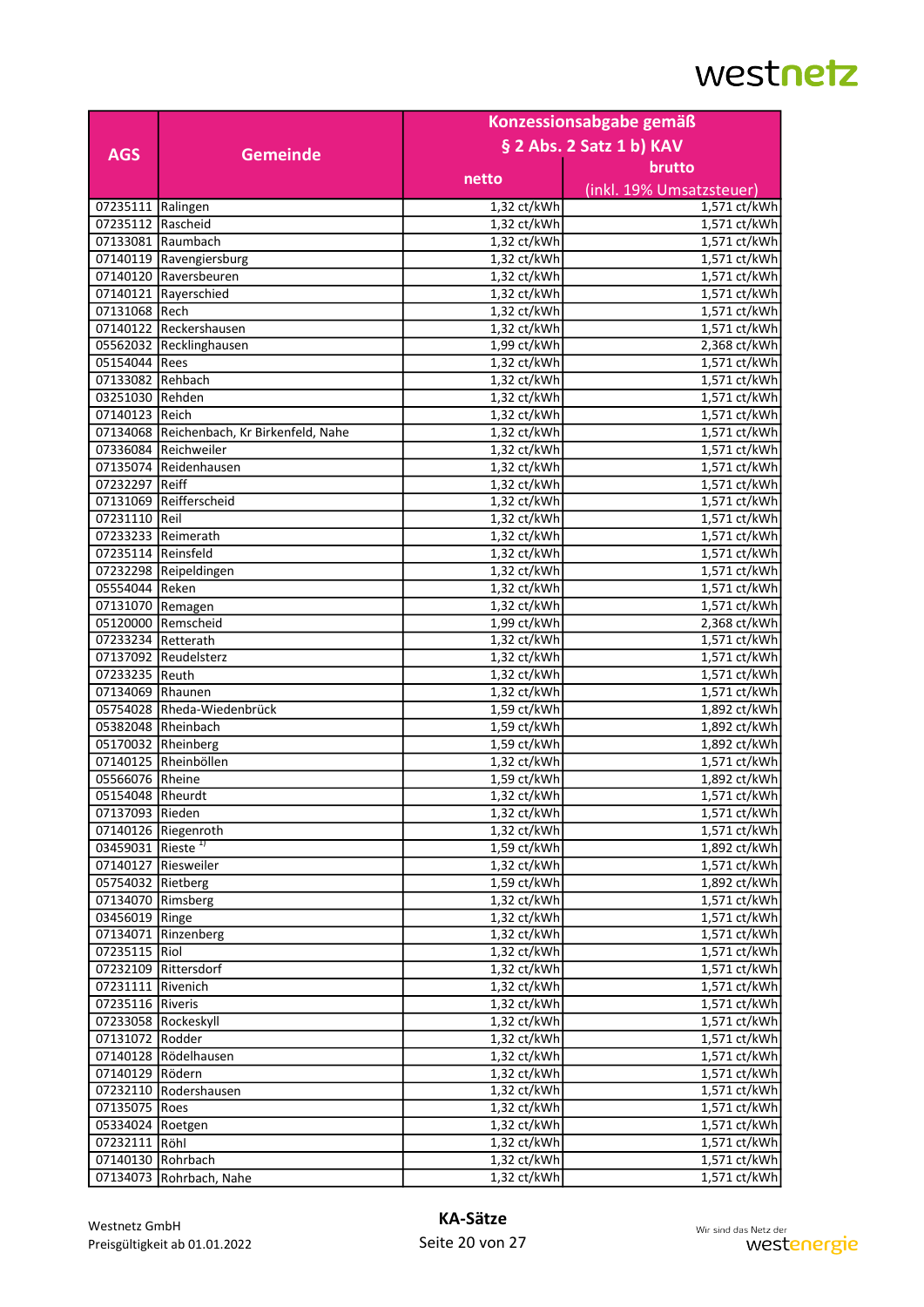| AGS | Gemeinde | Konzessionsabgabe gemäß § 2 Abs. 2 Satz 1 b) KAV | |
|---|---|---|---|
| | | netto | brutto (inkl. 19% Umsatzsteuer) |
| 07235111 | Ralingen | 1,32 ct/kWh | 1,571 ct/kWh |
| 07235112 | Rascheid | 1,32 ct/kWh | 1,571 ct/kWh |
| 07133081 | Raumbach | 1,32 ct/kWh | 1,571 ct/kWh |
| 07140119 | Ravengiersburg | 1,32 ct/kWh | 1,571 ct/kWh |
| 07140120 | Raversbeuren | 1,32 ct/kWh | 1,571 ct/kWh |
| 07140121 | Rayerschied | 1,32 ct/kWh | 1,571 ct/kWh |
| 07131068 | Rech | 1,32 ct/kWh | 1,571 ct/kWh |
| 07140122 | Reckershausen | 1,32 ct/kWh | 1,571 ct/kWh |
| 05562032 | Recklinghausen | 1,99 ct/kWh | 2,368 ct/kWh |
| 05154044 | Rees | 1,32 ct/kWh | 1,571 ct/kWh |
| 07133082 | Rehbach | 1,32 ct/kWh | 1,571 ct/kWh |
| 03251030 | Rehden | 1,32 ct/kWh | 1,571 ct/kWh |
| 07140123 | Reich | 1,32 ct/kWh | 1,571 ct/kWh |
| 07134068 | Reichenbach, Kr Birkenfeld, Nahe | 1,32 ct/kWh | 1,571 ct/kWh |
| 07336084 | Reichweiler | 1,32 ct/kWh | 1,571 ct/kWh |
| 07135074 | Reidenhausen | 1,32 ct/kWh | 1,571 ct/kWh |
| 07232297 | Reiff | 1,32 ct/kWh | 1,571 ct/kWh |
| 07131069 | Reifferscheid | 1,32 ct/kWh | 1,571 ct/kWh |
| 07231110 | Reil | 1,32 ct/kWh | 1,571 ct/kWh |
| 07233233 | Reimerath | 1,32 ct/kWh | 1,571 ct/kWh |
| 07235114 | Reinsfeld | 1,32 ct/kWh | 1,571 ct/kWh |
| 07232298 | Reipeldingen | 1,32 ct/kWh | 1,571 ct/kWh |
| 05554044 | Reken | 1,32 ct/kWh | 1,571 ct/kWh |
| 07131070 | Remagen | 1,32 ct/kWh | 1,571 ct/kWh |
| 05120000 | Remscheid | 1,99 ct/kWh | 2,368 ct/kWh |
| 07233234 | Retterath | 1,32 ct/kWh | 1,571 ct/kWh |
| 07137092 | Reudelsterz | 1,32 ct/kWh | 1,571 ct/kWh |
| 07233235 | Reuth | 1,32 ct/kWh | 1,571 ct/kWh |
| 07134069 | Rhaunen | 1,32 ct/kWh | 1,571 ct/kWh |
| 05754028 | Rheda-Wiedenbrück | 1,59 ct/kWh | 1,892 ct/kWh |
| 05382048 | Rheinbach | 1,59 ct/kWh | 1,892 ct/kWh |
| 05170032 | Rheinberg | 1,59 ct/kWh | 1,892 ct/kWh |
| 07140125 | Rheinböllen | 1,32 ct/kWh | 1,571 ct/kWh |
| 05566076 | Rheine | 1,59 ct/kWh | 1,892 ct/kWh |
| 05154048 | Rheurdt | 1,32 ct/kWh | 1,571 ct/kWh |
| 07137093 | Rieden | 1,32 ct/kWh | 1,571 ct/kWh |
| 07140126 | Riegenroth | 1,32 ct/kWh | 1,571 ct/kWh |
| 03459031 | Rieste [1] | 1,59 ct/kWh | 1,892 ct/kWh |
| 07140127 | Riesweiler | 1,32 ct/kWh | 1,571 ct/kWh |
| 05754032 | Rietberg | 1,59 ct/kWh | 1,892 ct/kWh |
| 07134070 | Rimsberg | 1,32 ct/kWh | 1,571 ct/kWh |
| 03456019 | Ringe | 1,32 ct/kWh | 1,571 ct/kWh |
| 07134071 | Rinzenberg | 1,32 ct/kWh | 1,571 ct/kWh |
| 07235115 | Riol | 1,32 ct/kWh | 1,571 ct/kWh |
| 07232109 | Rittersdorf | 1,32 ct/kWh | 1,571 ct/kWh |
| 07231111 | Rivenich | 1,32 ct/kWh | 1,571 ct/kWh |
| 07235116 | Riveris | 1,32 ct/kWh | 1,571 ct/kWh |
| 07233058 | Rockeskyll | 1,32 ct/kWh | 1,571 ct/kWh |
| 07131072 | Rodder | 1,32 ct/kWh | 1,571 ct/kWh |
| 07140128 | Rödelhausen | 1,32 ct/kWh | 1,571 ct/kWh |
| 07140129 | Rödern | 1,32 ct/kWh | 1,571 ct/kWh |
| 07232110 | Rodershausen | 1,32 ct/kWh | 1,571 ct/kWh |
| 07135075 | Roes | 1,32 ct/kWh | 1,571 ct/kWh |
| 05334024 | Roetgen | 1,32 ct/kWh | 1,571 ct/kWh |
| 07232111 | Röhl | 1,32 ct/kWh | 1,571 ct/kWh |
| 07140130 | Rohrbach | 1,32 ct/kWh | 1,571 ct/kWh |
| 07134073 | Rohrbach, Nahe | 1,32 ct/kWh | 1,571 ct/kWh |

Westnetz GmbH
Preisgültigkeit ab 01.01.2022

**KA-Sätze**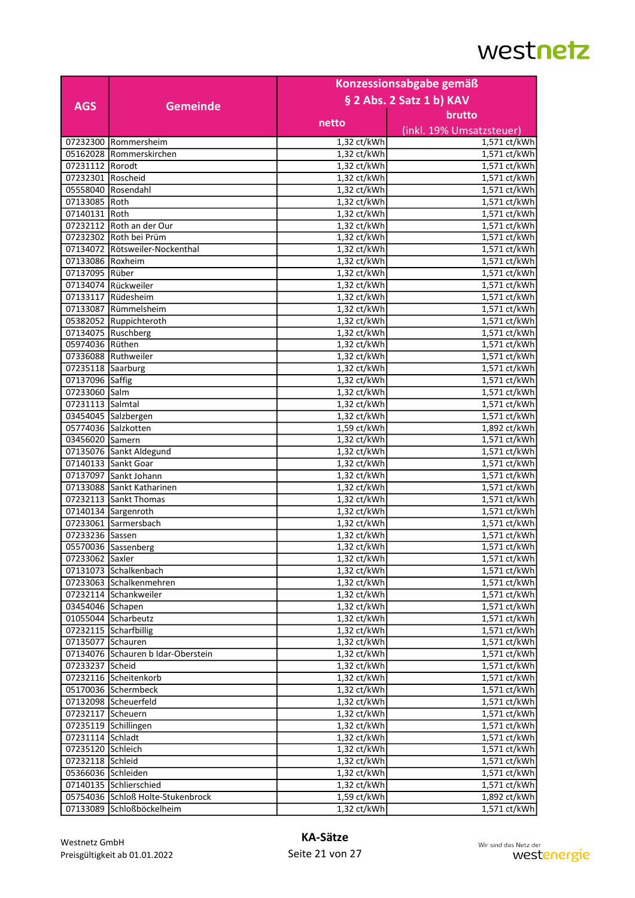| AGS | Gemeinde | Konzessionsabgabe gemäß § 2 Abs. 2 Satz 1 b) KAV | |
|---|---|---|---|
| | | netto | brutto (inkl. 19% Umsatzsteuer) |
| 07232300 | Rommersheim | 1,32 ct/kWh | 1,571 ct/kWh |
| 05162028 | Rommerskirchen | 1,32 ct/kWh | 1,571 ct/kWh |
| 07231112 | Rorodt | 1,32 ct/kWh | 1,571 ct/kWh |
| 07232301 | Roscheid | 1,32 ct/kWh | 1,571 ct/kWh |
| 05558040 | Rosendahl | 1,32 ct/kWh | 1,571 ct/kWh |
| 07133085 | Roth | 1,32 ct/kWh | 1,571 ct/kWh |
| 07140131 | Roth | 1,32 ct/kWh | 1,571 ct/kWh |
| 07232112 | Roth an der Our | 1,32 ct/kWh | 1,571 ct/kWh |
| 07232302 | Roth bei Prüm | 1,32 ct/kWh | 1,571 ct/kWh |
| 07134072 | Rötsweiler-Nockenthal | 1,32 ct/kWh | 1,571 ct/kWh |
| 07133086 | Roxheim | 1,32 ct/kWh | 1,571 ct/kWh |
| 07137095 | Rüber | 1,32 ct/kWh | 1,571 ct/kWh |
| 07134074 | Rückweiler | 1,32 ct/kWh | 1,571 ct/kWh |
| 07133117 | Rüdesheim | 1,32 ct/kWh | 1,571 ct/kWh |
| 07133087 | Rümmelsheim | 1,32 ct/kWh | 1,571 ct/kWh |
| 05382052 | Ruppichteroth | 1,32 ct/kWh | 1,571 ct/kWh |
| 07134075 | Ruschberg | 1,32 ct/kWh | 1,571 ct/kWh |
| 05974036 | Rüthen | 1,32 ct/kWh | 1,571 ct/kWh |
| 07336088 | Ruthweiler | 1,32 ct/kWh | 1,571 ct/kWh |
| 07235118 | Saarburg | 1,32 ct/kWh | 1,571 ct/kWh |
| 07137096 | Saffig | 1,32 ct/kWh | 1,571 ct/kWh |
| 07233060 | Salm | 1,32 ct/kWh | 1,571 ct/kWh |
| 07231113 | Salmtal | 1,32 ct/kWh | 1,571 ct/kWh |
| 03454045 | Salzbergen | 1,32 ct/kWh | 1,571 ct/kWh |
| 05774036 | Salzkotten | 1,59 ct/kWh | 1,892 ct/kWh |
| 03456020 | Samern | 1,32 ct/kWh | 1,571 ct/kWh |
| 07135076 | Sankt Aldegund | 1,32 ct/kWh | 1,571 ct/kWh |
| 07140133 | Sankt Goar | 1,32 ct/kWh | 1,571 ct/kWh |
| 07137097 | Sankt Johann | 1,32 ct/kWh | 1,571 ct/kWh |
| 07133088 | Sankt Katharinen | 1,32 ct/kWh | 1,571 ct/kWh |
| 07232113 | Sankt Thomas | 1,32 ct/kWh | 1,571 ct/kWh |
| 07140134 | Sargenroth | 1,32 ct/kWh | 1,571 ct/kWh |
| 07233061 | Sarmersbach | 1,32 ct/kWh | 1,571 ct/kWh |
| 07233236 | Sassen | 1,32 ct/kWh | 1,571 ct/kWh |
| 05570036 | Sassenberg | 1,32 ct/kWh | 1,571 ct/kWh |
| 07233062 | Saxler | 1,32 ct/kWh | 1,571 ct/kWh |
| 07131073 | Schalkenbach | 1,32 ct/kWh | 1,571 ct/kWh |
| 07233063 | Schalkenmehren | 1,32 ct/kWh | 1,571 ct/kWh |
| 07232114 | Schankweiler | 1,32 ct/kWh | 1,571 ct/kWh |
| 03454046 | Schapen | 1,32 ct/kWh | 1,571 ct/kWh |
| 01055044 | Scharbeutz | 1,32 ct/kWh | 1,571 ct/kWh |
| 07232115 | Scharfbillig | 1,32 ct/kWh | 1,571 ct/kWh |
| 07135077 | Schauren | 1,32 ct/kWh | 1,571 ct/kWh |
| 07134076 | Schauren b Idar-Oberstein | 1,32 ct/kWh | 1,571 ct/kWh |
| 07233237 | Scheid | 1,32 ct/kWh | 1,571 ct/kWh |
| 07232116 | Scheitenkorb | 1,32 ct/kWh | 1,571 ct/kWh |
| 05170036 | Schermbeck | 1,32 ct/kWh | 1,571 ct/kWh |
| 07132098 | Scheuerfeld | 1,32 ct/kWh | 1,571 ct/kWh |
| 07232117 | Scheuern | 1,32 ct/kWh | 1,571 ct/kWh |
| 07235119 | Schillingen | 1,32 ct/kWh | 1,571 ct/kWh |
| 07231114 | Schladt | 1,32 ct/kWh | 1,571 ct/kWh |
| 07235120 | Schleich | 1,32 ct/kWh | 1,571 ct/kWh |
| 07232118 | Schleid | 1,32 ct/kWh | 1,571 ct/kWh |
| 05366036 | Schleiden | 1,32 ct/kWh | 1,571 ct/kWh |
| 07140135 | Schlierschied | 1,32 ct/kWh | 1,571 ct/kWh |
| 05754036 | Schloß Holte-Stukenbrock | 1,59 ct/kWh | 1,892 ct/kWh |
| 07133089 | Schloßböckelheim | 1,32 ct/kWh | 1,571 ct/kWh |

Westnetz GmbH
Preisgültigkeit ab 01.01.2022

**KA-Sätze**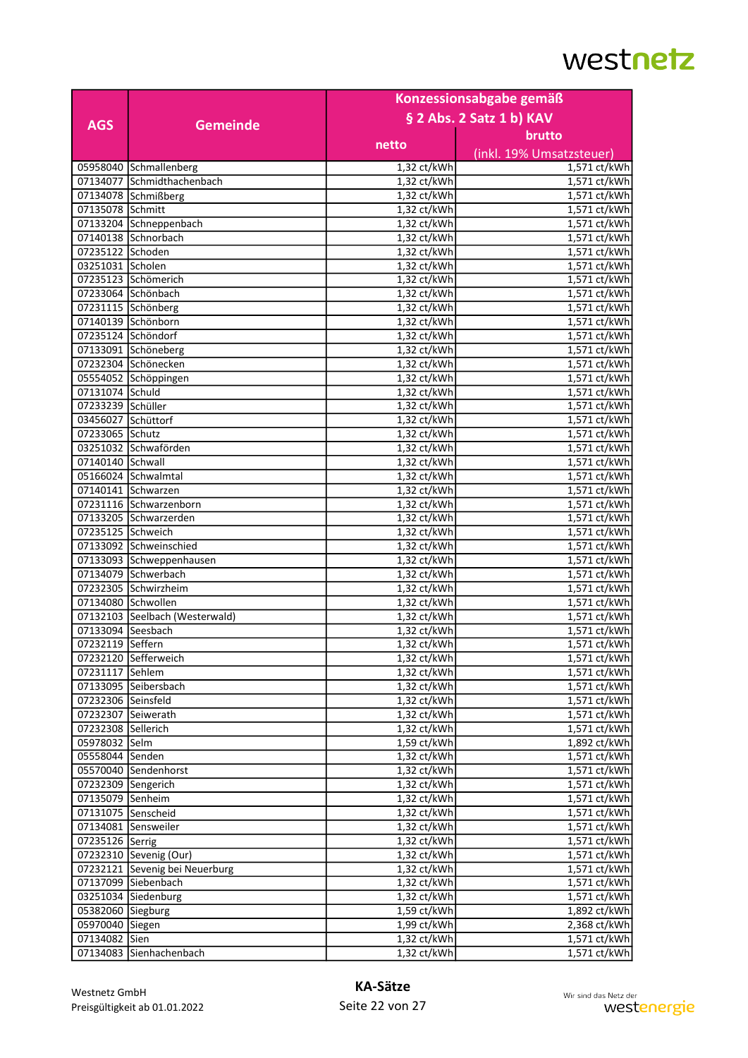| AGS | Gemeinde | Konzessionsabgabe gemäß § 2 Abs. 2 Satz 1 b) KAV | |
|---|---|---|---|
| | | netto | brutto (inkl. 19% Umsatzsteuer) |
| 05958040 | Schmallenberg | 1,32 ct/kWh | 1,571 ct/kWh |
| 07134077 | Schmidthachenbach | 1,32 ct/kWh | 1,571 ct/kWh |
| 07134078 | Schmißberg | 1,32 ct/kWh | 1,571 ct/kWh |
| 07135078 | Schmitt | 1,32 ct/kWh | 1,571 ct/kWh |
| 07133204 | Schneppenbach | 1,32 ct/kWh | 1,571 ct/kWh |
| 07140138 | Schnorbach | 1,32 ct/kWh | 1,571 ct/kWh |
| 07235122 | Schoden | 1,32 ct/kWh | 1,571 ct/kWh |
| 03251031 | Scholen | 1,32 ct/kWh | 1,571 ct/kWh |
| 07235123 | Schömerich | 1,32 ct/kWh | 1,571 ct/kWh |
| 07233064 | Schönbach | 1,32 ct/kWh | 1,571 ct/kWh |
| 07231115 | Schönberg | 1,32 ct/kWh | 1,571 ct/kWh |
| 07140139 | Schönborn | 1,32 ct/kWh | 1,571 ct/kWh |
| 07235124 | Schöndorf | 1,32 ct/kWh | 1,571 ct/kWh |
| 07133091 | Schöneberg | 1,32 ct/kWh | 1,571 ct/kWh |
| 07232304 | Schönecken | 1,32 ct/kWh | 1,571 ct/kWh |
| 05554052 | Schöppingen | 1,32 ct/kWh | 1,571 ct/kWh |
| 07131074 | Schuld | 1,32 ct/kWh | 1,571 ct/kWh |
| 07233239 | Schüller | 1,32 ct/kWh | 1,571 ct/kWh |
| 03456027 | Schüttorf | 1,32 ct/kWh | 1,571 ct/kWh |
| 07233065 | Schutz | 1,32 ct/kWh | 1,571 ct/kWh |
| 03251032 | Schwaförden | 1,32 ct/kWh | 1,571 ct/kWh |
| 07140140 | Schwall | 1,32 ct/kWh | 1,571 ct/kWh |
| 05166024 | Schwalmtal | 1,32 ct/kWh | 1,571 ct/kWh |
| 07140141 | Schwarzen | 1,32 ct/kWh | 1,571 ct/kWh |
| 07231116 | Schwarzenborn | 1,32 ct/kWh | 1,571 ct/kWh |
| 07133205 | Schwarzerden | 1,32 ct/kWh | 1,571 ct/kWh |
| 07235125 | Schweich | 1,32 ct/kWh | 1,571 ct/kWh |
| 07133092 | Schweinschied | 1,32 ct/kWh | 1,571 ct/kWh |
| 07133093 | Schweppenhausen | 1,32 ct/kWh | 1,571 ct/kWh |
| 07134079 | Schwerbach | 1,32 ct/kWh | 1,571 ct/kWh |
| 07232305 | Schwirzheim | 1,32 ct/kWh | 1,571 ct/kWh |
| 07134080 | Schwollen | 1,32 ct/kWh | 1,571 ct/kWh |
| 07132103 | Seelbach (Westerwald) | 1,32 ct/kWh | 1,571 ct/kWh |
| 07133094 | Seesbach | 1,32 ct/kWh | 1,571 ct/kWh |
| 07232119 | Seffern | 1,32 ct/kWh | 1,571 ct/kWh |
| 07232120 | Sefferweich | 1,32 ct/kWh | 1,571 ct/kWh |
| 07231117 | Sehlem | 1,32 ct/kWh | 1,571 ct/kWh |
| 07133095 | Seibersbach | 1,32 ct/kWh | 1,571 ct/kWh |
| 07232306 | Seinsfeld | 1,32 ct/kWh | 1,571 ct/kWh |
| 07232307 | Seiwerath | 1,32 ct/kWh | 1,571 ct/kWh |
| 07232308 | Sellerich | 1,32 ct/kWh | 1,571 ct/kWh |
| 05978032 | Selm | 1,59 ct/kWh | 1,892 ct/kWh |
| 05558044 | Senden | 1,32 ct/kWh | 1,571 ct/kWh |
| 05570040 | Sendenhorst | 1,32 ct/kWh | 1,571 ct/kWh |
| 07232309 | Sengerich | 1,32 ct/kWh | 1,571 ct/kWh |
| 07135079 | Senheim | 1,32 ct/kWh | 1,571 ct/kWh |
| 07131075 | Senscheid | 1,32 ct/kWh | 1,571 ct/kWh |
| 07134081 | Sensweiler | 1,32 ct/kWh | 1,571 ct/kWh |
| 07235126 | Serrig | 1,32 ct/kWh | 1,571 ct/kWh |
| 07232310 | Sevenig (Our) | 1,32 ct/kWh | 1,571 ct/kWh |
| 07232121 | Sevenig bei Neuerburg | 1,32 ct/kWh | 1,571 ct/kWh |
| 07137099 | Siebenbach | 1,32 ct/kWh | 1,571 ct/kWh |
| 03251034 | Siedenburg | 1,32 ct/kWh | 1,571 ct/kWh |
| 05382060 | Siegburg | 1,59 ct/kWh | 1,892 ct/kWh |
| 05970040 | Siegen | 1,99 ct/kWh | 2,368 ct/kWh |
| 07134082 | Sien | 1,32 ct/kWh | 1,571 ct/kWh |
| 07134083 | Sienhachenbach | 1,32 ct/kWh | 1,571 ct/kWh |

Westnetz GmbH
Preisgültigkeit ab 01.01.2022

**KA-Sätze**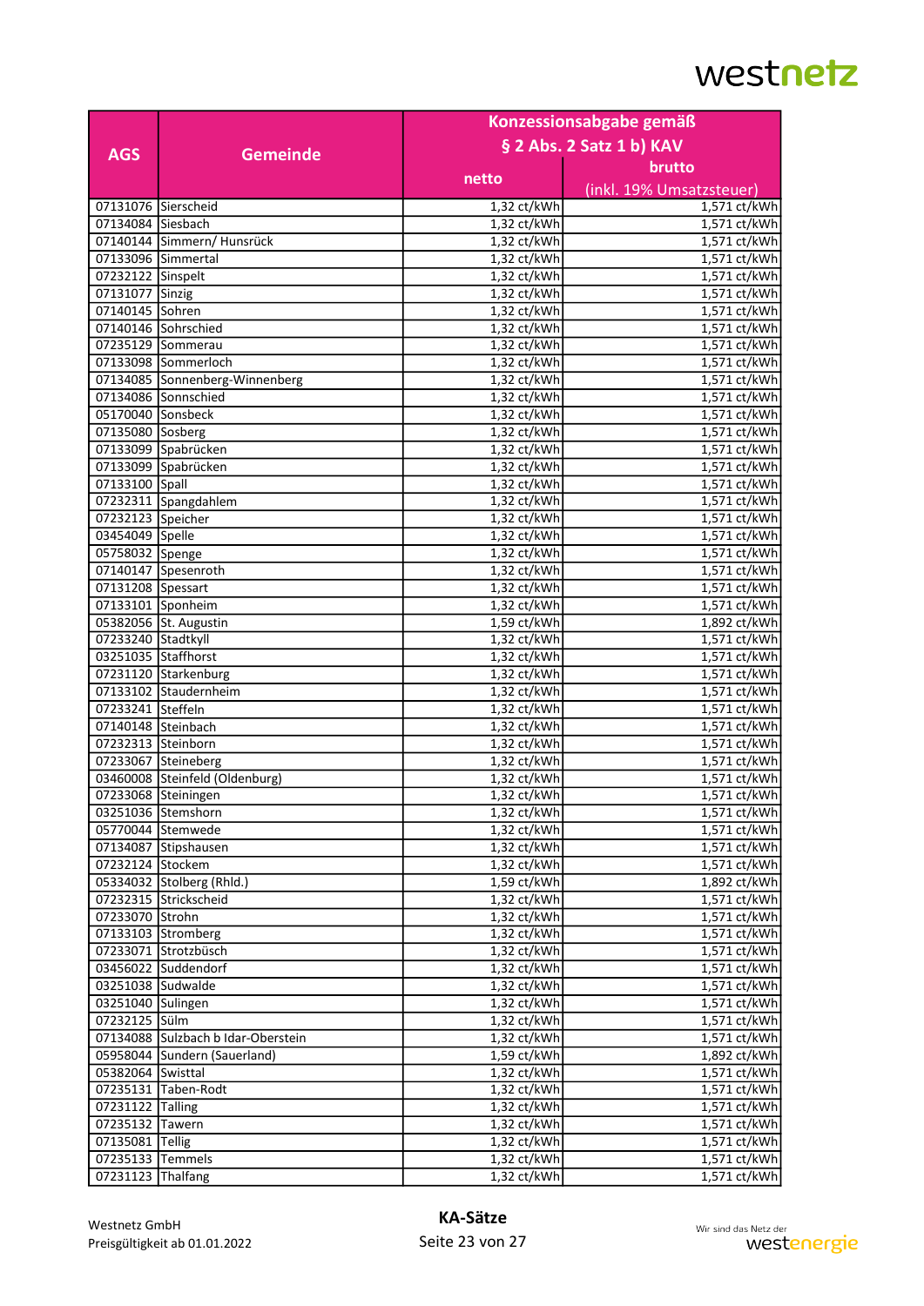| AGS | Gemeinde | Konzessionsabgabe gemäß § 2 Abs. 2 Satz 1 b) KAV | |
|---|---|---|---|
| | | netto | brutto (inkl. 19% Umsatzsteuer) |
| 07131076 | Sierscheid | 1,32 ct/kWh | 1,571 ct/kWh |
| 07134084 | Siesbach | 1,32 ct/kWh | 1,571 ct/kWh |
| 07140144 | Simmern/ Hunsrück | 1,32 ct/kWh | 1,571 ct/kWh |
| 07133096 | Simmertal | 1,32 ct/kWh | 1,571 ct/kWh |
| 07232122 | Sinspelt | 1,32 ct/kWh | 1,571 ct/kWh |
| 07131077 | Sinzig | 1,32 ct/kWh | 1,571 ct/kWh |
| 07140145 | Sohren | 1,32 ct/kWh | 1,571 ct/kWh |
| 07140146 | Sohrschied | 1,32 ct/kWh | 1,571 ct/kWh |
| 07235129 | Sommerau | 1,32 ct/kWh | 1,571 ct/kWh |
| 07133098 | Sommerloch | 1,32 ct/kWh | 1,571 ct/kWh |
| 07134085 | Sonnenberg-Winnenberg | 1,32 ct/kWh | 1,571 ct/kWh |
| 07134086 | Sonnschied | 1,32 ct/kWh | 1,571 ct/kWh |
| 05170040 | Sonsbeck | 1,32 ct/kWh | 1,571 ct/kWh |
| 07135080 | Sosberg | 1,32 ct/kWh | 1,571 ct/kWh |
| 07133099 | Spabrücken | 1,32 ct/kWh | 1,571 ct/kWh |
| 07133099 | Spabrücken | 1,32 ct/kWh | 1,571 ct/kWh |
| 07133100 | Spall | 1,32 ct/kWh | 1,571 ct/kWh |
| 07232311 | Spangdahlem | 1,32 ct/kWh | 1,571 ct/kWh |
| 07232123 | Speicher | 1,32 ct/kWh | 1,571 ct/kWh |
| 03454049 | Spelle | 1,32 ct/kWh | 1,571 ct/kWh |
| 05758032 | Spenge | 1,32 ct/kWh | 1,571 ct/kWh |
| 07140147 | Spesenroth | 1,32 ct/kWh | 1,571 ct/kWh |
| 07131208 | Spessart | 1,32 ct/kWh | 1,571 ct/kWh |
| 07133101 | Sponheim | 1,32 ct/kWh | 1,571 ct/kWh |
| 05382056 | St. Augustin | 1,59 ct/kWh | 1,892 ct/kWh |
| 07233240 | Stadtkyll | 1,32 ct/kWh | 1,571 ct/kWh |
| 03251035 | Staffhorst | 1,32 ct/kWh | 1,571 ct/kWh |
| 07231120 | Starkenburg | 1,32 ct/kWh | 1,571 ct/kWh |
| 07133102 | Staudernheim | 1,32 ct/kWh | 1,571 ct/kWh |
| 07233241 | Steffeln | 1,32 ct/kWh | 1,571 ct/kWh |
| 07140148 | Steinbach | 1,32 ct/kWh | 1,571 ct/kWh |
| 07232313 | Steinborn | 1,32 ct/kWh | 1,571 ct/kWh |
| 07233067 | Steineberg | 1,32 ct/kWh | 1,571 ct/kWh |
| 03460008 | Steinfeld (Oldenburg) | 1,32 ct/kWh | 1,571 ct/kWh |
| 07233068 | Steiningen | 1,32 ct/kWh | 1,571 ct/kWh |
| 03251036 | Stemshorn | 1,32 ct/kWh | 1,571 ct/kWh |
| 05770044 | Stemwede | 1,32 ct/kWh | 1,571 ct/kWh |
| 07134087 | Stipshausen | 1,32 ct/kWh | 1,571 ct/kWh |
| 07232124 | Stockem | 1,32 ct/kWh | 1,571 ct/kWh |
| 05334032 | Stolberg (Rhld.) | 1,59 ct/kWh | 1,892 ct/kWh |
| 07232315 | Strickscheid | 1,32 ct/kWh | 1,571 ct/kWh |
| 07233070 | Strohn | 1,32 ct/kWh | 1,571 ct/kWh |
| 07133103 | Stromberg | 1,32 ct/kWh | 1,571 ct/kWh |
| 07233071 | Strotzbüsch | 1,32 ct/kWh | 1,571 ct/kWh |
| 03456022 | Suddendorf | 1,32 ct/kWh | 1,571 ct/kWh |
| 03251038 | Sudwalde | 1,32 ct/kWh | 1,571 ct/kWh |
| 03251040 | Sulingen | 1,32 ct/kWh | 1,571 ct/kWh |
| 07232125 | Sülm | 1,32 ct/kWh | 1,571 ct/kWh |
| 07134088 | Sulzbach b Idar-Oberstein | 1,32 ct/kWh | 1,571 ct/kWh |
| 05958044 | Sundern (Sauerland) | 1,59 ct/kWh | 1,892 ct/kWh |
| 05382064 | Swisttal | 1,32 ct/kWh | 1,571 ct/kWh |
| 07235131 | Taben-Rodt | 1,32 ct/kWh | 1,571 ct/kWh |
| 07231122 | Talling | 1,32 ct/kWh | 1,571 ct/kWh |
| 07235132 | Tawern | 1,32 ct/kWh | 1,571 ct/kWh |
| 07135081 | Tellig | 1,32 ct/kWh | 1,571 ct/kWh |
| 07235133 | Temmels | 1,32 ct/kWh | 1,571 ct/kWh |
| 07231123 | Thalfang | 1,32 ct/kWh | 1,571 ct/kWh |

Westnetz GmbH
Preisgültigkeit ab 01.01.2022

**KA-Sätze**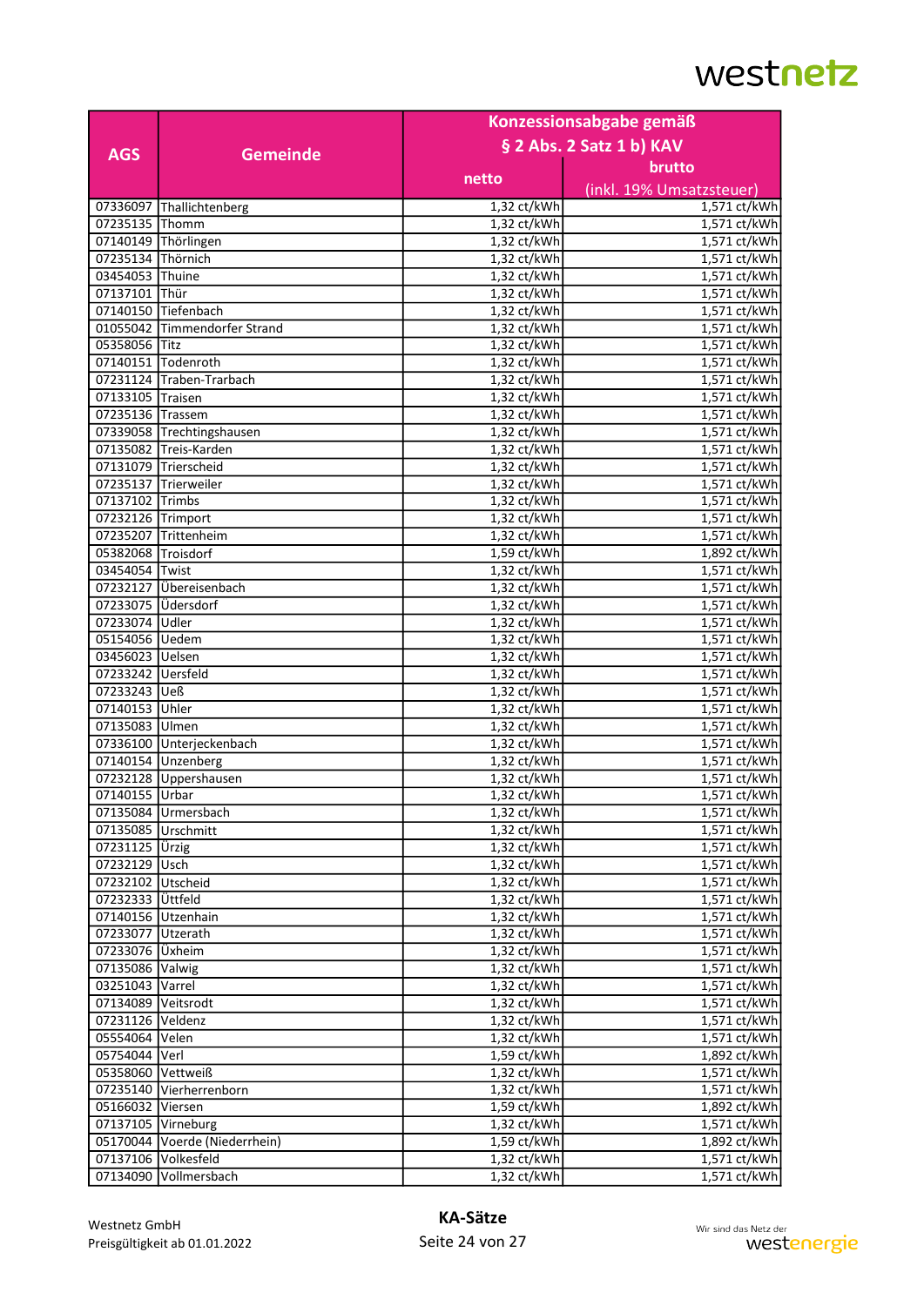| AGS | Gemeinde | Konzessionsabgabe gemäß § 2 Abs. 2 Satz 1 b) KAV | |
|---|---|---|---|
| | | netto | brutto (inkl. 19% Umsatzsteuer) |
| 07336097 | Thallichtenberg | 1,32 ct/kWh | 1,571 ct/kWh |
| 07235135 | Thomm | 1,32 ct/kWh | 1,571 ct/kWh |
| 07140149 | Thörlingen | 1,32 ct/kWh | 1,571 ct/kWh |
| 07235134 | Thörnich | 1,32 ct/kWh | 1,571 ct/kWh |
| 03454053 | Thuine | 1,32 ct/kWh | 1,571 ct/kWh |
| 07137101 | Thür | 1,32 ct/kWh | 1,571 ct/kWh |
| 07140150 | Tiefenbach | 1,32 ct/kWh | 1,571 ct/kWh |
| 01055042 | Timmendorfer Strand | 1,32 ct/kWh | 1,571 ct/kWh |
| 05358056 | Titz | 1,32 ct/kWh | 1,571 ct/kWh |
| 07140151 | Todenroth | 1,32 ct/kWh | 1,571 ct/kWh |
| 07231124 | Traben-Trarbach | 1,32 ct/kWh | 1,571 ct/kWh |
| 07133105 | Traisen | 1,32 ct/kWh | 1,571 ct/kWh |
| 07235136 | Trassem | 1,32 ct/kWh | 1,571 ct/kWh |
| 07339058 | Trechtingshausen | 1,32 ct/kWh | 1,571 ct/kWh |
| 07135082 | Treis-Karden | 1,32 ct/kWh | 1,571 ct/kWh |
| 07131079 | Trierscheid | 1,32 ct/kWh | 1,571 ct/kWh |
| 07235137 | Trierweiler | 1,32 ct/kWh | 1,571 ct/kWh |
| 07137102 | Trimbs | 1,32 ct/kWh | 1,571 ct/kWh |
| 07232126 | Trimport | 1,32 ct/kWh | 1,571 ct/kWh |
| 07235207 | Trittenheim | 1,32 ct/kWh | 1,571 ct/kWh |
| 05382068 | Troisdorf | 1,59 ct/kWh | 1,892 ct/kWh |
| 03454054 | Twist | 1,32 ct/kWh | 1,571 ct/kWh |
| 07232127 | Übereisenbach | 1,32 ct/kWh | 1,571 ct/kWh |
| 07233075 | Üdersdorf | 1,32 ct/kWh | 1,571 ct/kWh |
| 07233074 | Udler | 1,32 ct/kWh | 1,571 ct/kWh |
| 05154056 | Uedem | 1,32 ct/kWh | 1,571 ct/kWh |
| 03456023 | Uelsen | 1,32 ct/kWh | 1,571 ct/kWh |
| 07233242 | Uersfeld | 1,32 ct/kWh | 1,571 ct/kWh |
| 07233243 | Ueß | 1,32 ct/kWh | 1,571 ct/kWh |
| 07140153 | Uhler | 1,32 ct/kWh | 1,571 ct/kWh |
| 07135083 | Ulmen | 1,32 ct/kWh | 1,571 ct/kWh |
| 07336100 | Unterjeckenbach | 1,32 ct/kWh | 1,571 ct/kWh |
| 07140154 | Unzenberg | 1,32 ct/kWh | 1,571 ct/kWh |
| 07232128 | Uppershausen | 1,32 ct/kWh | 1,571 ct/kWh |
| 07140155 | Urbar | 1,32 ct/kWh | 1,571 ct/kWh |
| 07135084 | Urmersbach | 1,32 ct/kWh | 1,571 ct/kWh |
| 07135085 | Urschmitt | 1,32 ct/kWh | 1,571 ct/kWh |
| 07231125 | Ürzig | 1,32 ct/kWh | 1,571 ct/kWh |
| 07232129 | Usch | 1,32 ct/kWh | 1,571 ct/kWh |
| 07232102 | Utscheid | 1,32 ct/kWh | 1,571 ct/kWh |
| 07232333 | Üttfeld | 1,32 ct/kWh | 1,571 ct/kWh |
| 07140156 | Utzenhain | 1,32 ct/kWh | 1,571 ct/kWh |
| 07233077 | Utzerath | 1,32 ct/kWh | 1,571 ct/kWh |
| 07233076 | Üxheim | 1,32 ct/kWh | 1,571 ct/kWh |
| 07135086 | Valwig | 1,32 ct/kWh | 1,571 ct/kWh |
| 03251043 | Varrel | 1,32 ct/kWh | 1,571 ct/kWh |
| 07134089 | Veitsrodt | 1,32 ct/kWh | 1,571 ct/kWh |
| 07231126 | Veldenz | 1,32 ct/kWh | 1,571 ct/kWh |
| 05554064 | Velen | 1,32 ct/kWh | 1,571 ct/kWh |
| 05754044 | Verl | 1,59 ct/kWh | 1,892 ct/kWh |
| 05358060 | Vettweiß | 1,32 ct/kWh | 1,571 ct/kWh |
| 07235140 | Vierherrenborn | 1,32 ct/kWh | 1,571 ct/kWh |
| 05166032 | Viersen | 1,59 ct/kWh | 1,892 ct/kWh |
| 07137105 | Virneburg | 1,32 ct/kWh | 1,571 ct/kWh |
| 05170044 | Voerde (Niederrhein) | 1,59 ct/kWh | 1,892 ct/kWh |
| 07137106 | Volkesfeld | 1,32 ct/kWh | 1,571 ct/kWh |
| 07134090 | Vollmersbach | 1,32 ct/kWh | 1,571 ct/kWh |

Westnetz GmbH
Preisgültigkeit ab 01.01.2022

**KA-Sätze**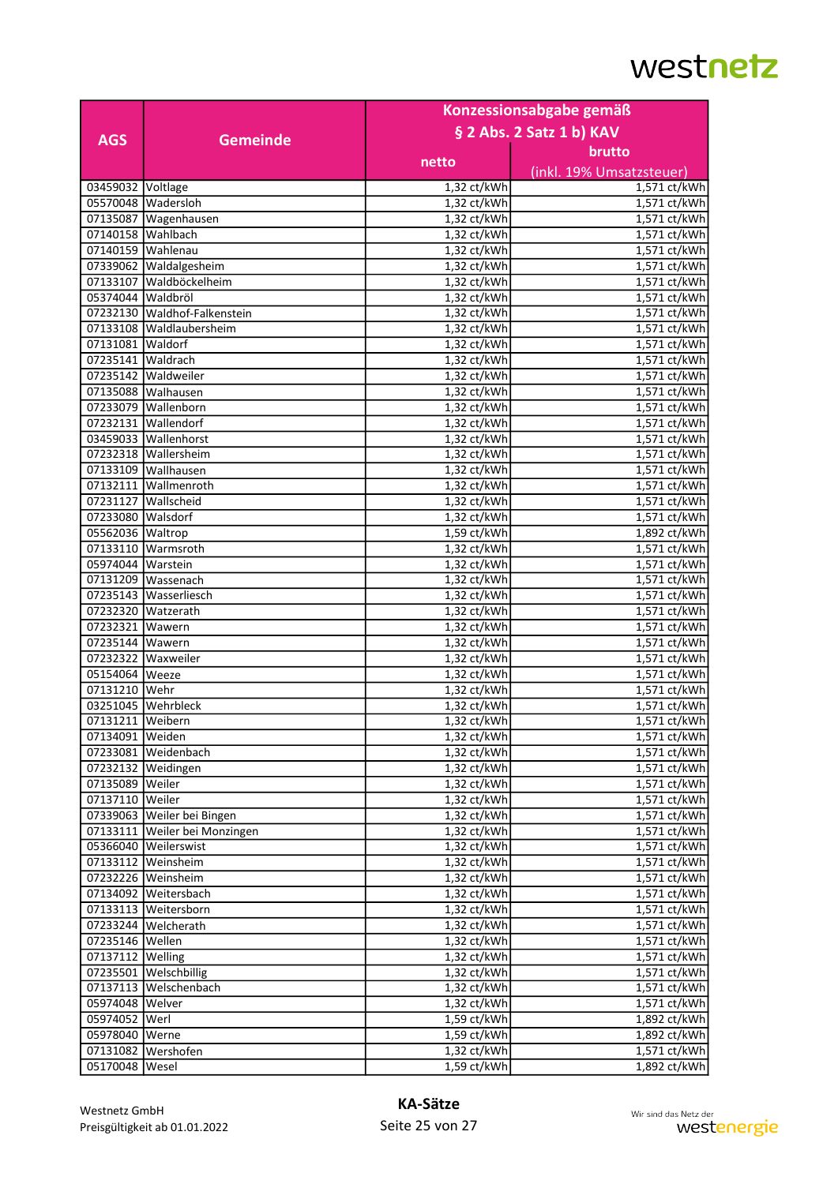| AGS | Gemeinde | Konzessionsabgabe gemäß § 2 Abs. 2 Satz 1 b) KAV | |
|---|---|---|---|
| | | netto | brutto (inkl. 19% Umsatzsteuer) |
| 03459032 | Voltlage | 1,32 ct/kWh | 1,571 ct/kWh |
| 05570048 | Wadersloh | 1,32 ct/kWh | 1,571 ct/kWh |
| 07135087 | Wagenhausen | 1,32 ct/kWh | 1,571 ct/kWh |
| 07140158 | Wahlbach | 1,32 ct/kWh | 1,571 ct/kWh |
| 07140159 | Wahlenau | 1,32 ct/kWh | 1,571 ct/kWh |
| 07339062 | Waldalgesheim | 1,32 ct/kWh | 1,571 ct/kWh |
| 07133107 | Waldböckelheim | 1,32 ct/kWh | 1,571 ct/kWh |
| 05374044 | Waldbröl | 1,32 ct/kWh | 1,571 ct/kWh |
| 07232130 | Waldhof-Falkenstein | 1,32 ct/kWh | 1,571 ct/kWh |
| 07133108 | Waldlaubersheim | 1,32 ct/kWh | 1,571 ct/kWh |
| 07131081 | Waldorf | 1,32 ct/kWh | 1,571 ct/kWh |
| 07235141 | Waldrach | 1,32 ct/kWh | 1,571 ct/kWh |
| 07235142 | Waldweiler | 1,32 ct/kWh | 1,571 ct/kWh |
| 07135088 | Walhausen | 1,32 ct/kWh | 1,571 ct/kWh |
| 07233079 | Wallenborn | 1,32 ct/kWh | 1,571 ct/kWh |
| 07232131 | Wallendorf | 1,32 ct/kWh | 1,571 ct/kWh |
| 03459033 | Wallenhorst | 1,32 ct/kWh | 1,571 ct/kWh |
| 07232318 | Wallersheim | 1,32 ct/kWh | 1,571 ct/kWh |
| 07133109 | Wallhausen | 1,32 ct/kWh | 1,571 ct/kWh |
| 07132111 | Wallmenroth | 1,32 ct/kWh | 1,571 ct/kWh |
| 07231127 | Wallscheid | 1,32 ct/kWh | 1,571 ct/kWh |
| 07233080 | Walsdorf | 1,32 ct/kWh | 1,571 ct/kWh |
| 05562036 | Waltrop | 1,59 ct/kWh | 1,892 ct/kWh |
| 07133110 | Warmsroth | 1,32 ct/kWh | 1,571 ct/kWh |
| 05974044 | Warstein | 1,32 ct/kWh | 1,571 ct/kWh |
| 07131209 | Wassenach | 1,32 ct/kWh | 1,571 ct/kWh |
| 07235143 | Wasserliesch | 1,32 ct/kWh | 1,571 ct/kWh |
| 07232320 | Watzerath | 1,32 ct/kWh | 1,571 ct/kWh |
| 07232321 | Wawern | 1,32 ct/kWh | 1,571 ct/kWh |
| 07235144 | Wawern | 1,32 ct/kWh | 1,571 ct/kWh |
| 07232322 | Waxweiler | 1,32 ct/kWh | 1,571 ct/kWh |
| 05154064 | Weeze | 1,32 ct/kWh | 1,571 ct/kWh |
| 07131210 | Wehr | 1,32 ct/kWh | 1,571 ct/kWh |
| 03251045 | Wehrbleck | 1,32 ct/kWh | 1,571 ct/kWh |
| 07131211 | Weibern | 1,32 ct/kWh | 1,571 ct/kWh |
| 07134091 | Weiden | 1,32 ct/kWh | 1,571 ct/kWh |
| 07233081 | Weidenbach | 1,32 ct/kWh | 1,571 ct/kWh |
| 07232132 | Weidingen | 1,32 ct/kWh | 1,571 ct/kWh |
| 07135089 | Weiler | 1,32 ct/kWh | 1,571 ct/kWh |
| 07137110 | Weiler | 1,32 ct/kWh | 1,571 ct/kWh |
| 07339063 | Weiler bei Bingen | 1,32 ct/kWh | 1,571 ct/kWh |
| 07133111 | Weiler bei Monzingen | 1,32 ct/kWh | 1,571 ct/kWh |
| 05366040 | Weilerswist | 1,32 ct/kWh | 1,571 ct/kWh |
| 07133112 | Weinsheim | 1,32 ct/kWh | 1,571 ct/kWh |
| 07232226 | Weinsheim | 1,32 ct/kWh | 1,571 ct/kWh |
| 07134092 | Weitersbach | 1,32 ct/kWh | 1,571 ct/kWh |
| 07133113 | Weitersborn | 1,32 ct/kWh | 1,571 ct/kWh |
| 07233244 | Welcherath | 1,32 ct/kWh | 1,571 ct/kWh |
| 07235146 | Wellen | 1,32 ct/kWh | 1,571 ct/kWh |
| 07137112 | Welling | 1,32 ct/kWh | 1,571 ct/kWh |
| 07235501 | Welschbillig | 1,32 ct/kWh | 1,571 ct/kWh |
| 07137113 | Welschenbach | 1,32 ct/kWh | 1,571 ct/kWh |
| 05974048 | Welver | 1,32 ct/kWh | 1,571 ct/kWh |
| 05974052 | Werl | 1,59 ct/kWh | 1,892 ct/kWh |
| 05978040 | Werne | 1,59 ct/kWh | 1,892 ct/kWh |
| 07131082 | Wershofen | 1,32 ct/kWh | 1,571 ct/kWh |
| 05170048 | Wesel | 1,59 ct/kWh | 1,892 ct/kWh |

Westnetz GmbH
Preisgültigkeit ab 01.01.2022

**KA-Sätze**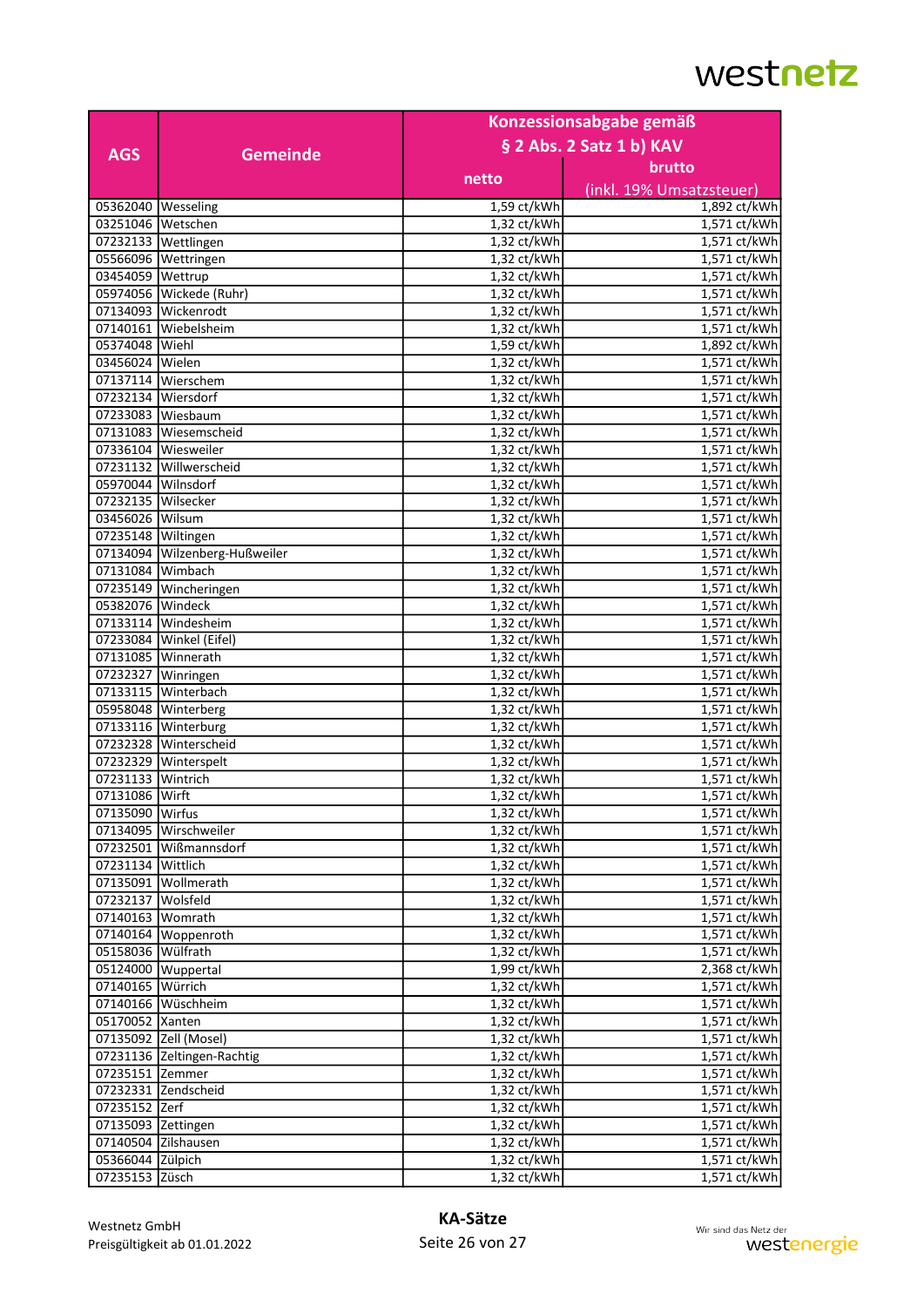westnetz

| AGS | Gemeinde | Konzessionsabgabe gemäß § 2 Abs. 2 Satz 1 b) KAV | |
|---|---|---|---|
| | | netto | brutto (inkl. 19% Umsatzsteuer) |
| 05362040 | Wesseling | 1,59 ct/kWh | 1,892 ct/kWh |
| 03251046 | Wetschen | 1,32 ct/kWh | 1,571 ct/kWh |
| 07232133 | Wettlingen | 1,32 ct/kWh | 1,571 ct/kWh |
| 05566096 | Wettringen | 1,32 ct/kWh | 1,571 ct/kWh |
| 03454059 | Wettrup | 1,32 ct/kWh | 1,571 ct/kWh |
| 05974056 | Wickede (Ruhr) | 1,32 ct/kWh | 1,571 ct/kWh |
| 07134093 | Wickenrodt | 1,32 ct/kWh | 1,571 ct/kWh |
| 07140161 | Wiebelsheim | 1,32 ct/kWh | 1,571 ct/kWh |
| 05374048 | Wiehl | 1,59 ct/kWh | 1,892 ct/kWh |
| 03456024 | Wielen | 1,32 ct/kWh | 1,571 ct/kWh |
| 07137114 | Wierschem | 1,32 ct/kWh | 1,571 ct/kWh |
| 07232134 | Wiersdorf | 1,32 ct/kWh | 1,571 ct/kWh |
| 07233083 | Wiesbaum | 1,32 ct/kWh | 1,571 ct/kWh |
| 07131083 | Wiesemscheid | 1,32 ct/kWh | 1,571 ct/kWh |
| 07336104 | Wiesweiler | 1,32 ct/kWh | 1,571 ct/kWh |
| 07231132 | Willwerscheid | 1,32 ct/kWh | 1,571 ct/kWh |
| 05970044 | Wilnsdorf | 1,32 ct/kWh | 1,571 ct/kWh |
| 07232135 | Wilsecker | 1,32 ct/kWh | 1,571 ct/kWh |
| 03456026 | Wilsum | 1,32 ct/kWh | 1,571 ct/kWh |
| 07235148 | Wiltingen | 1,32 ct/kWh | 1,571 ct/kWh |
| 07134094 | Wilzenberg-Hußweiler | 1,32 ct/kWh | 1,571 ct/kWh |
| 07131084 | Wimbach | 1,32 ct/kWh | 1,571 ct/kWh |
| 07235149 | Wincheringen | 1,32 ct/kWh | 1,571 ct/kWh |
| 05382076 | Windeck | 1,32 ct/kWh | 1,571 ct/kWh |
| 07133114 | Windesheim | 1,32 ct/kWh | 1,571 ct/kWh |
| 07233084 | Winkel (Eifel) | 1,32 ct/kWh | 1,571 ct/kWh |
| 07131085 | Winnerath | 1,32 ct/kWh | 1,571 ct/kWh |
| 07232327 | Winringen | 1,32 ct/kWh | 1,571 ct/kWh |
| 07133115 | Winterbach | 1,32 ct/kWh | 1,571 ct/kWh |
| 05958048 | Winterberg | 1,32 ct/kWh | 1,571 ct/kWh |
| 07133116 | Winterburg | 1,32 ct/kWh | 1,571 ct/kWh |
| 07232328 | Winterscheid | 1,32 ct/kWh | 1,571 ct/kWh |
| 07232329 | Winterspelt | 1,32 ct/kWh | 1,571 ct/kWh |
| 07231133 | Wintrich | 1,32 ct/kWh | 1,571 ct/kWh |
| 07131086 | Wirft | 1,32 ct/kWh | 1,571 ct/kWh |
| 07135090 | Wirfus | 1,32 ct/kWh | 1,571 ct/kWh |
| 07134095 | Wirschweiler | 1,32 ct/kWh | 1,571 ct/kWh |
| 07232501 | Wißmannsdorf | 1,32 ct/kWh | 1,571 ct/kWh |
| 07231134 | Wittlich | 1,32 ct/kWh | 1,571 ct/kWh |
| 07135091 | Wollmerath | 1,32 ct/kWh | 1,571 ct/kWh |
| 07232137 | Wolsfeld | 1,32 ct/kWh | 1,571 ct/kWh |
| 07140163 | Womrath | 1,32 ct/kWh | 1,571 ct/kWh |
| 07140164 | Woppenroth | 1,32 ct/kWh | 1,571 ct/kWh |
| 05158036 | Wülfrath | 1,32 ct/kWh | 1,571 ct/kWh |
| 05124000 | Wuppertal | 1,99 ct/kWh | 2,368 ct/kWh |
| 07140165 | Würrich | 1,32 ct/kWh | 1,571 ct/kWh |
| 07140166 | Wüschheim | 1,32 ct/kWh | 1,571 ct/kWh |
| 05170052 | Xanten | 1,32 ct/kWh | 1,571 ct/kWh |
| 07135092 | Zell (Mosel) | 1,32 ct/kWh | 1,571 ct/kWh |
| 07231136 | Zeltingen-Rachtig | 1,32 ct/kWh | 1,571 ct/kWh |
| 07235151 | Zemmer | 1,32 ct/kWh | 1,571 ct/kWh |
| 07232331 | Zendscheid | 1,32 ct/kWh | 1,571 ct/kWh |
| 07235152 | Zerf | 1,32 ct/kWh | 1,571 ct/kWh |
| 07135093 | Zettingen | 1,32 ct/kWh | 1,571 ct/kWh |
| 07140504 | Zilshausen | 1,32 ct/kWh | 1,571 ct/kWh |
| 05366044 | Zülpich | 1,32 ct/kWh | 1,571 ct/kWh |
| 07235153 | Züsch | 1,32 ct/kWh | 1,571 ct/kWh |

Westnetz GmbH
Preisgültigkeit ab 01.01.2022

**KA-Sätze**

Wir sind das Netz der westenergie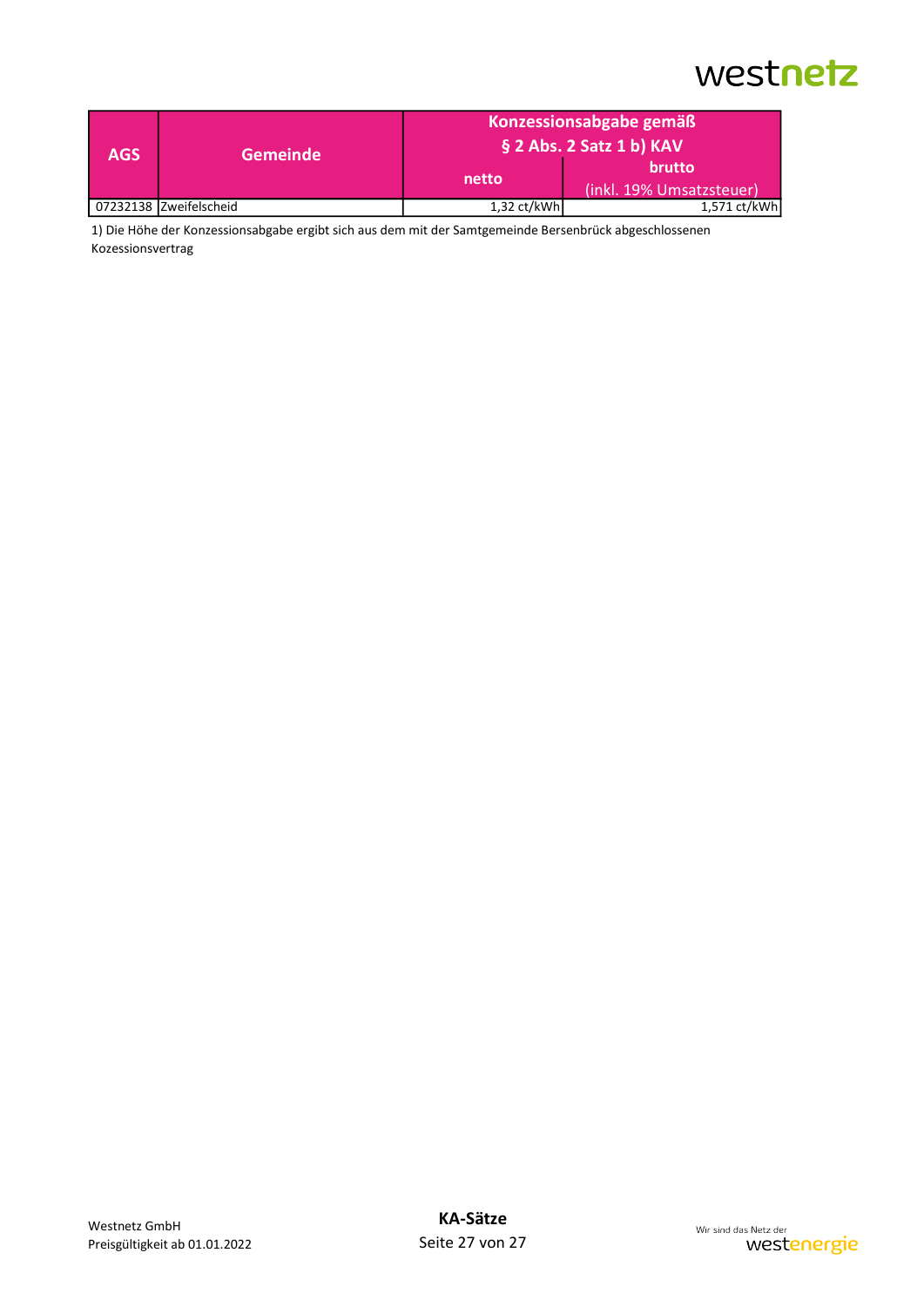| AGS | Gemeinde | Konzessionsabgabe gemäß § 2 Abs. 2 Satz 1 b) KAV | |
|---|---|---|---|
| | | netto | brutto (inkl. 19% Umsatzsteuer) |
| 07232138 | Zweifelscheid | 1,32 ct/kWh | 1,571 ct/kWh |

1) Die Höhe der Konzessionsabgabe ergibt sich aus dem mit der Samtgemeinde Bersenbrück abgeschlossenen Kozessionsvertrag